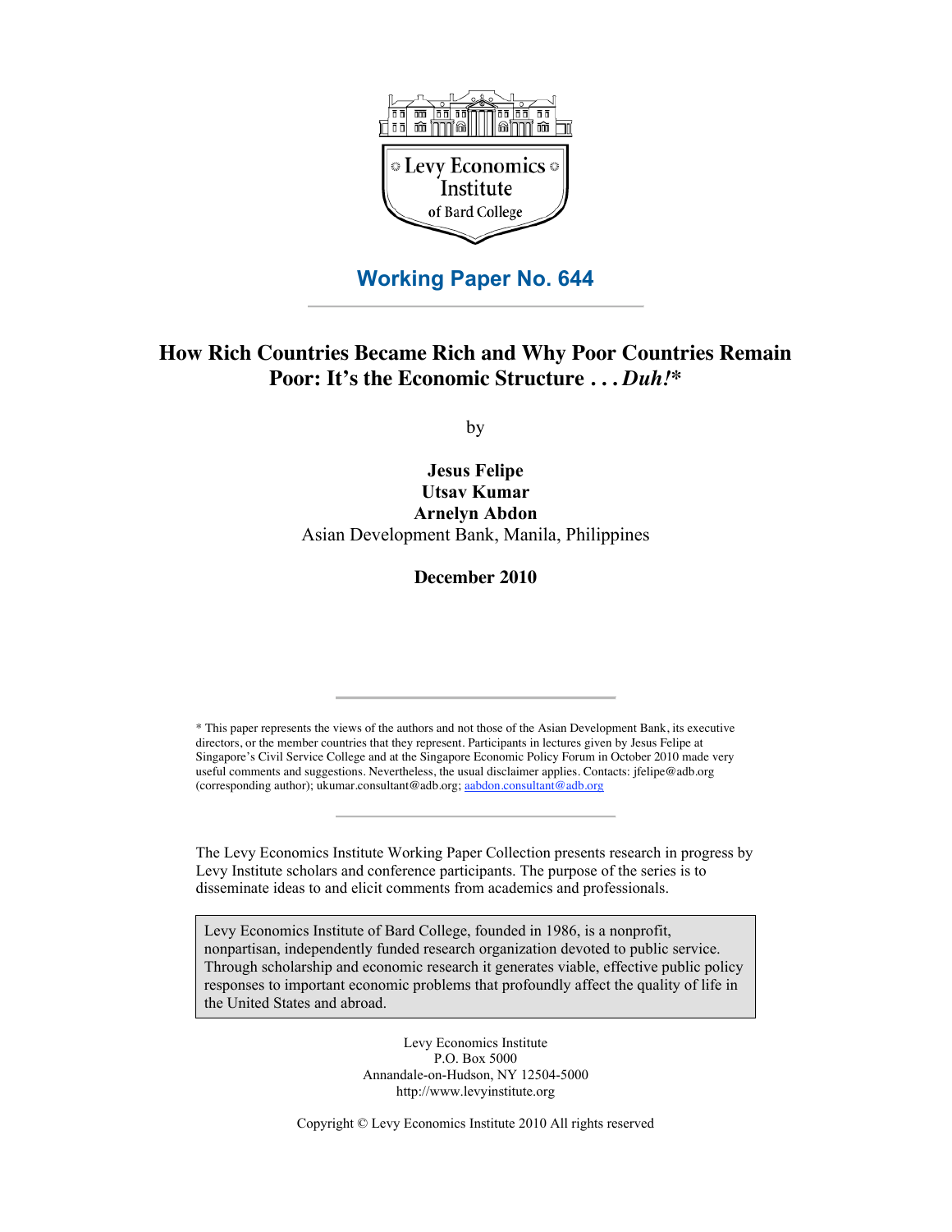Levy Economics Institute of Bard College

## Working Paper No. 644

# How Rich Countries Became Rich and Why Poor Countries Remain Poor: It's the Economic Structure . . . *Duh!*\*

by

**Jesus Felipe**
**Utsav Kumar**
**Arnelyn Abdon**
Asian Development Bank, Manila, Philippines

**December 2010**

\* This paper represents the views of the authors and not those of the Asian Development Bank, its executive directors, or the member countries that they represent. Participants in lectures given by Jesus Felipe at Singapore's Civil Service College and at the Singapore Economic Policy Forum in October 2010 made very useful comments and suggestions. Nevertheless, the usual disclaimer applies. Contacts: jfelipe@adb.org (corresponding author); ukumar.consultant@adb.org; aabdon.consultant@adb.org

The Levy Economics Institute Working Paper Collection presents research in progress by Levy Institute scholars and conference participants. The purpose of the series is to disseminate ideas to and elicit comments from academics and professionals.

Levy Economics Institute of Bard College, founded in 1986, is a nonprofit, nonpartisan, independently funded research organization devoted to public service. Through scholarship and economic research it generates viable, effective public policy responses to important economic problems that profoundly affect the quality of life in the United States and abroad.

Levy Economics Institute
P.O. Box 5000
Annandale-on-Hudson, NY 12504-5000
http://www.levyinstitute.org

Copyright © Levy Economics Institute 2010 All rights reserved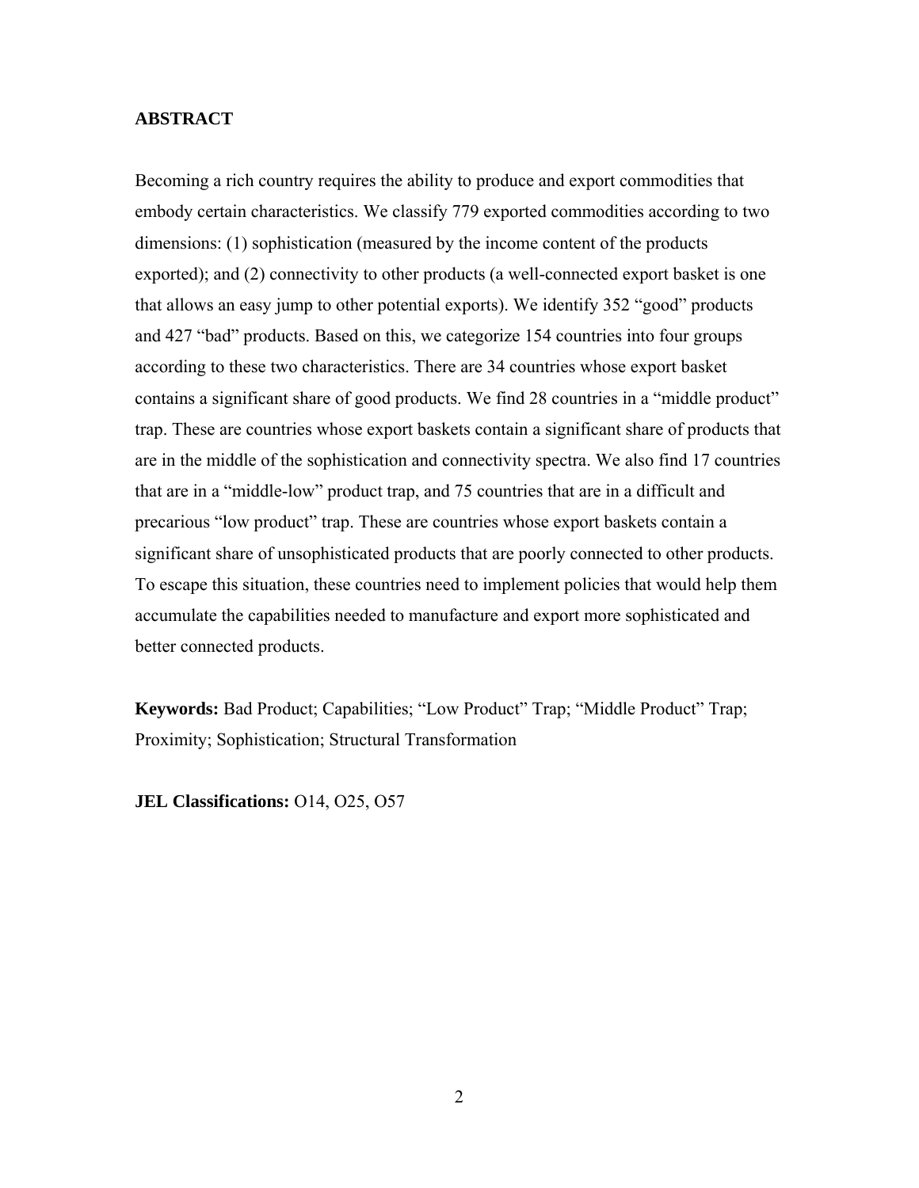## ABSTRACT

Becoming a rich country requires the ability to produce and export commodities that embody certain characteristics. We classify 779 exported commodities according to two dimensions: (1) sophistication (measured by the income content of the products exported); and (2) connectivity to other products (a well-connected export basket is one that allows an easy jump to other potential exports). We identify 352 "good" products and 427 "bad" products. Based on this, we categorize 154 countries into four groups according to these two characteristics. There are 34 countries whose export basket contains a significant share of good products. We find 28 countries in a "middle product" trap. These are countries whose export baskets contain a significant share of products that are in the middle of the sophistication and connectivity spectra. We also find 17 countries that are in a "middle-low" product trap, and 75 countries that are in a difficult and precarious "low product" trap. These are countries whose export baskets contain a significant share of unsophisticated products that are poorly connected to other products. To escape this situation, these countries need to implement policies that would help them accumulate the capabilities needed to manufacture and export more sophisticated and better connected products.

**Keywords:** Bad Product; Capabilities; "Low Product" Trap; "Middle Product" Trap; Proximity; Sophistication; Structural Transformation

**JEL Classifications:** O14, O25, O57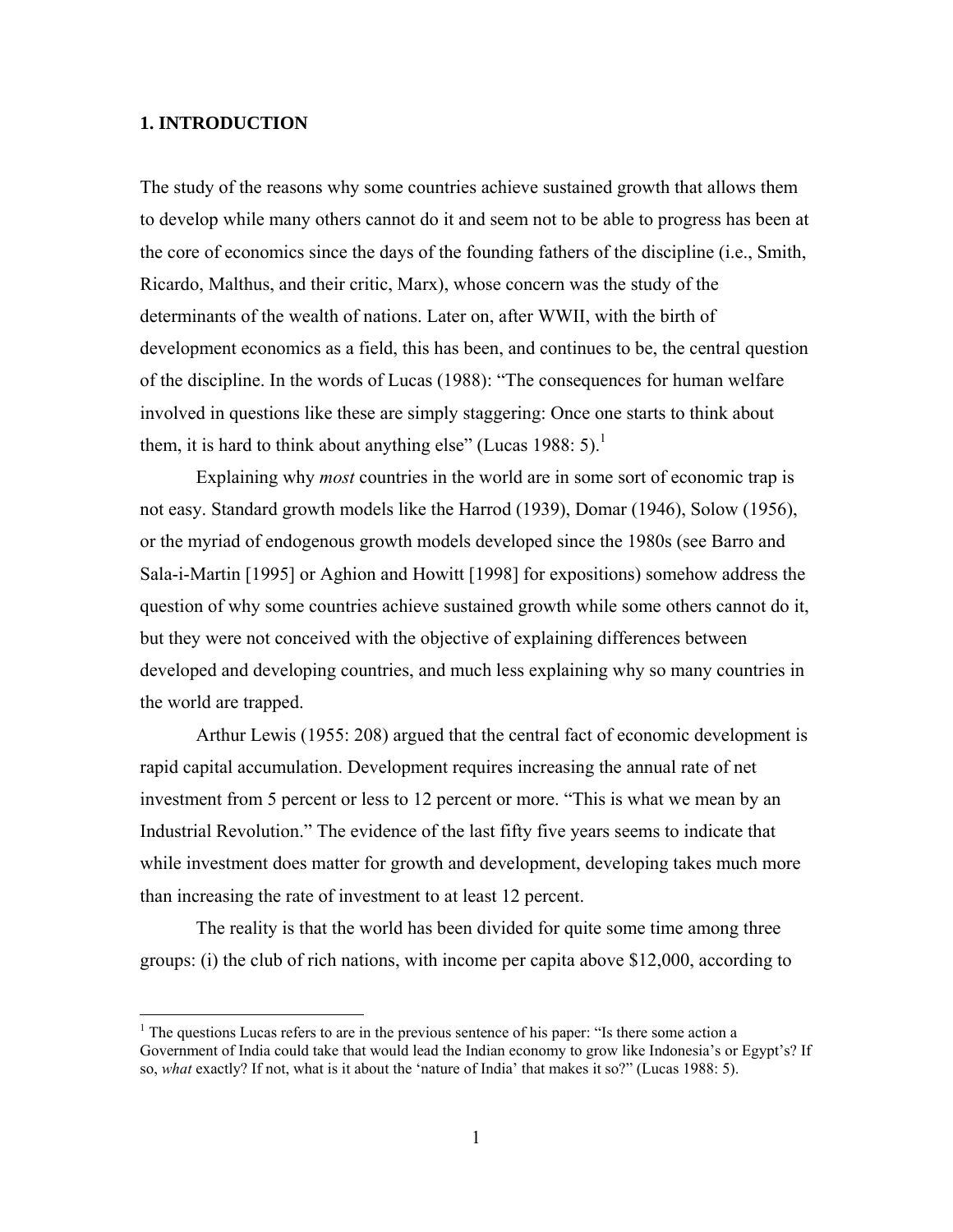## 1. INTRODUCTION

The study of the reasons why some countries achieve sustained growth that allows them to develop while many others cannot do it and seem not to be able to progress has been at the core of economics since the days of the founding fathers of the discipline (i.e., Smith, Ricardo, Malthus, and their critic, Marx), whose concern was the study of the determinants of the wealth of nations. Later on, after WWII, with the birth of development economics as a field, this has been, and continues to be, the central question of the discipline. In the words of Lucas (1988): "The consequences for human welfare involved in questions like these are simply staggering: Once one starts to think about them, it is hard to think about anything else" (Lucas 1988: 5).[1]

Explaining why *most* countries in the world are in some sort of economic trap is not easy. Standard growth models like the Harrod (1939), Domar (1946), Solow (1956), or the myriad of endogenous growth models developed since the 1980s (see Barro and Sala-i-Martin [1995] or Aghion and Howitt [1998] for expositions) somehow address the question of why some countries achieve sustained growth while some others cannot do it, but they were not conceived with the objective of explaining differences between developed and developing countries, and much less explaining why so many countries in the world are trapped.

Arthur Lewis (1955: 208) argued that the central fact of economic development is rapid capital accumulation. Development requires increasing the annual rate of net investment from 5 percent or less to 12 percent or more. "This is what we mean by an Industrial Revolution." The evidence of the last fifty five years seems to indicate that while investment does matter for growth and development, developing takes much more than increasing the rate of investment to at least 12 percent.

The reality is that the world has been divided for quite some time among three groups: (i) the club of rich nations, with income per capita above $12,000, according to

[1] The questions Lucas refers to are in the previous sentence of his paper: "Is there some action a Government of India could take that would lead the Indian economy to grow like Indonesia's or Egypt's? If so, *what* exactly? If not, what is it about the 'nature of India' that makes it so?" (Lucas 1988: 5).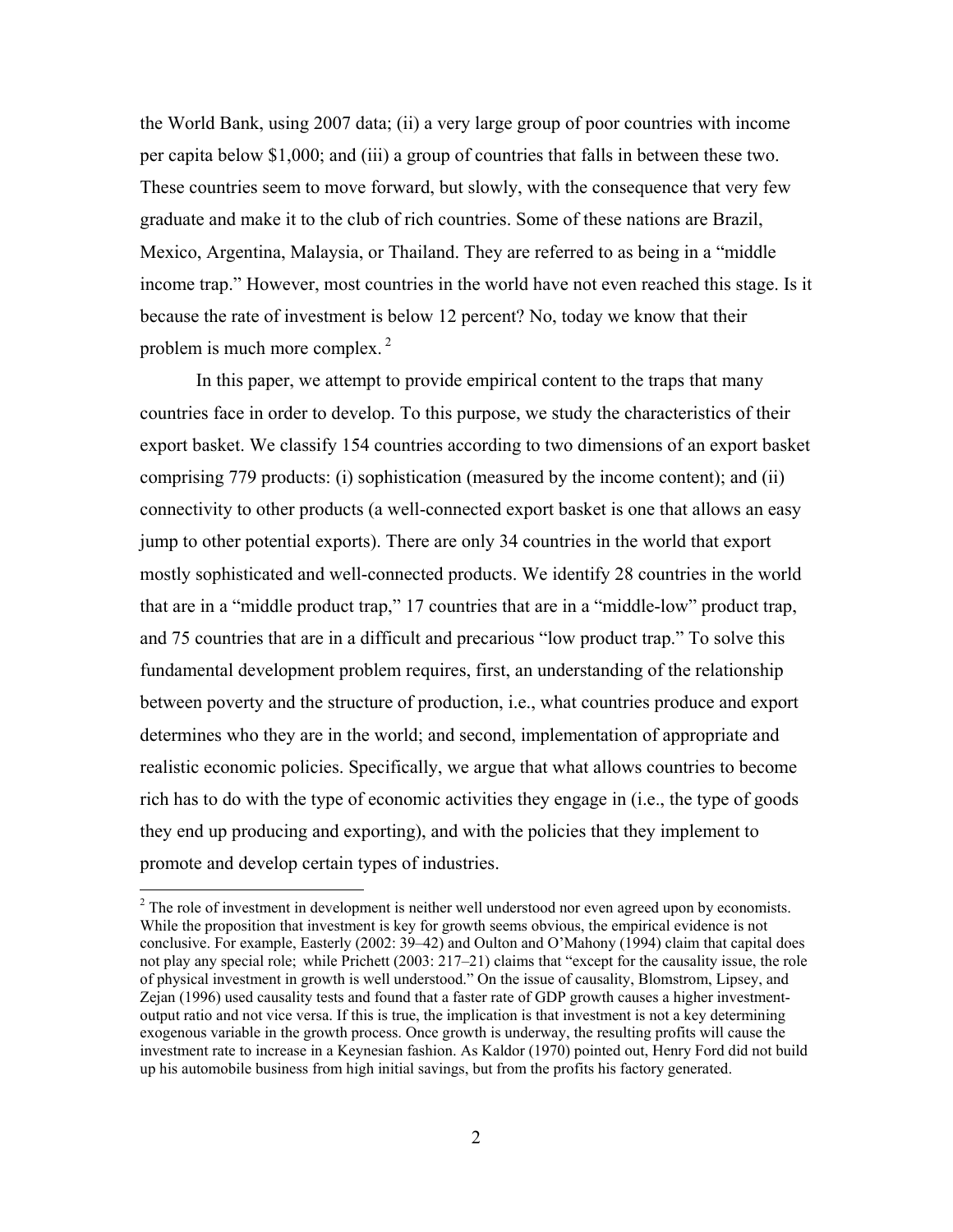the World Bank, using 2007 data; (ii) a very large group of poor countries with income per capita below $1,000; and (iii) a group of countries that falls in between these two. These countries seem to move forward, but slowly, with the consequence that very few graduate and make it to the club of rich countries. Some of these nations are Brazil, Mexico, Argentina, Malaysia, or Thailand. They are referred to as being in a "middle income trap." However, most countries in the world have not even reached this stage. Is it because the rate of investment is below 12 percent? No, today we know that their problem is much more complex. [2]

In this paper, we attempt to provide empirical content to the traps that many countries face in order to develop. To this purpose, we study the characteristics of their export basket. We classify 154 countries according to two dimensions of an export basket comprising 779 products: (i) sophistication (measured by the income content); and (ii) connectivity to other products (a well-connected export basket is one that allows an easy jump to other potential exports). There are only 34 countries in the world that export mostly sophisticated and well-connected products. We identify 28 countries in the world that are in a "middle product trap," 17 countries that are in a "middle-low" product trap, and 75 countries that are in a difficult and precarious "low product trap." To solve this fundamental development problem requires, first, an understanding of the relationship between poverty and the structure of production, i.e., what countries produce and export determines who they are in the world; and second, implementation of appropriate and realistic economic policies. Specifically, we argue that what allows countries to become rich has to do with the type of economic activities they engage in (i.e., the type of goods they end up producing and exporting), and with the policies that they implement to promote and develop certain types of industries.

[2] The role of investment in development is neither well understood nor even agreed upon by economists. While the proposition that investment is key for growth seems obvious, the empirical evidence is not conclusive. For example, Easterly (2002: 39–42) and Oulton and O'Mahony (1994) claim that capital does not play any special role; while Prichett (2003: 217–21) claims that "except for the causality issue, the role of physical investment in growth is well understood." On the issue of causality, Blomstrom, Lipsey, and Zejan (1996) used causality tests and found that a faster rate of GDP growth causes a higher investment-output ratio and not vice versa. If this is true, the implication is that investment is not a key determining exogenous variable in the growth process. Once growth is underway, the resulting profits will cause the investment rate to increase in a Keynesian fashion. As Kaldor (1970) pointed out, Henry Ford did not build up his automobile business from high initial savings, but from the profits his factory generated.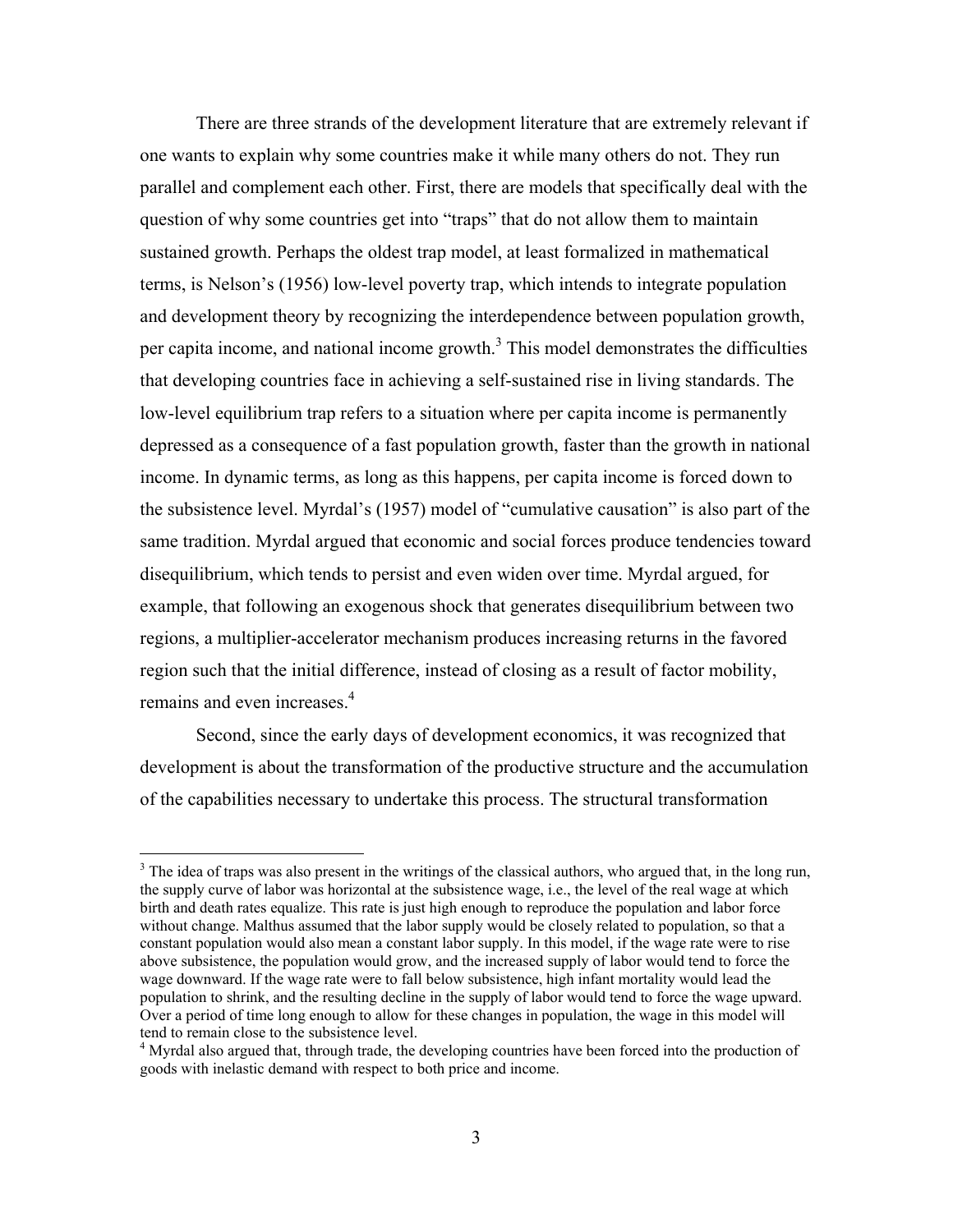There are three strands of the development literature that are extremely relevant if one wants to explain why some countries make it while many others do not. They run parallel and complement each other. First, there are models that specifically deal with the question of why some countries get into "traps" that do not allow them to maintain sustained growth. Perhaps the oldest trap model, at least formalized in mathematical terms, is Nelson's (1956) low-level poverty trap, which intends to integrate population and development theory by recognizing the interdependence between population growth, per capita income, and national income growth.[3] This model demonstrates the difficulties that developing countries face in achieving a self-sustained rise in living standards. The low-level equilibrium trap refers to a situation where per capita income is permanently depressed as a consequence of a fast population growth, faster than the growth in national income. In dynamic terms, as long as this happens, per capita income is forced down to the subsistence level. Myrdal's (1957) model of "cumulative causation" is also part of the same tradition. Myrdal argued that economic and social forces produce tendencies toward disequilibrium, which tends to persist and even widen over time. Myrdal argued, for example, that following an exogenous shock that generates disequilibrium between two regions, a multiplier-accelerator mechanism produces increasing returns in the favored region such that the initial difference, instead of closing as a result of factor mobility, remains and even increases.[4]

Second, since the early days of development economics, it was recognized that development is about the transformation of the productive structure and the accumulation of the capabilities necessary to undertake this process. The structural transformation

[3] The idea of traps was also present in the writings of the classical authors, who argued that, in the long run, the supply curve of labor was horizontal at the subsistence wage, i.e., the level of the real wage at which birth and death rates equalize. This rate is just high enough to reproduce the population and labor force without change. Malthus assumed that the labor supply would be closely related to population, so that a constant population would also mean a constant labor supply. In this model, if the wage rate were to rise above subsistence, the population would grow, and the increased supply of labor would tend to force the wage downward. If the wage rate were to fall below subsistence, high infant mortality would lead the population to shrink, and the resulting decline in the supply of labor would tend to force the wage upward. Over a period of time long enough to allow for these changes in population, the wage in this model will tend to remain close to the subsistence level.

[4] Myrdal also argued that, through trade, the developing countries have been forced into the production of goods with inelastic demand with respect to both price and income.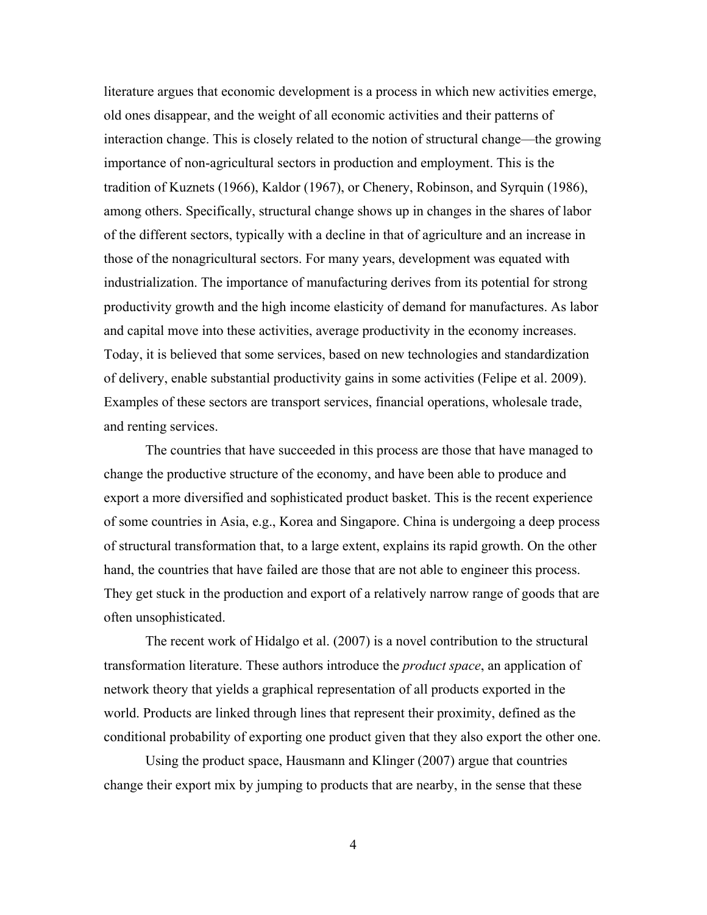literature argues that economic development is a process in which new activities emerge, old ones disappear, and the weight of all economic activities and their patterns of interaction change. This is closely related to the notion of structural change—the growing importance of non-agricultural sectors in production and employment. This is the tradition of Kuznets (1966), Kaldor (1967), or Chenery, Robinson, and Syrquin (1986), among others. Specifically, structural change shows up in changes in the shares of labor of the different sectors, typically with a decline in that of agriculture and an increase in those of the nonagricultural sectors. For many years, development was equated with industrialization. The importance of manufacturing derives from its potential for strong productivity growth and the high income elasticity of demand for manufactures. As labor and capital move into these activities, average productivity in the economy increases. Today, it is believed that some services, based on new technologies and standardization of delivery, enable substantial productivity gains in some activities (Felipe et al. 2009). Examples of these sectors are transport services, financial operations, wholesale trade, and renting services.

The countries that have succeeded in this process are those that have managed to change the productive structure of the economy, and have been able to produce and export a more diversified and sophisticated product basket. This is the recent experience of some countries in Asia, e.g., Korea and Singapore. China is undergoing a deep process of structural transformation that, to a large extent, explains its rapid growth. On the other hand, the countries that have failed are those that are not able to engineer this process. They get stuck in the production and export of a relatively narrow range of goods that are often unsophisticated.

The recent work of Hidalgo et al. (2007) is a novel contribution to the structural transformation literature. These authors introduce the *product space*, an application of network theory that yields a graphical representation of all products exported in the world. Products are linked through lines that represent their proximity, defined as the conditional probability of exporting one product given that they also export the other one.

Using the product space, Hausmann and Klinger (2007) argue that countries change their export mix by jumping to products that are nearby, in the sense that these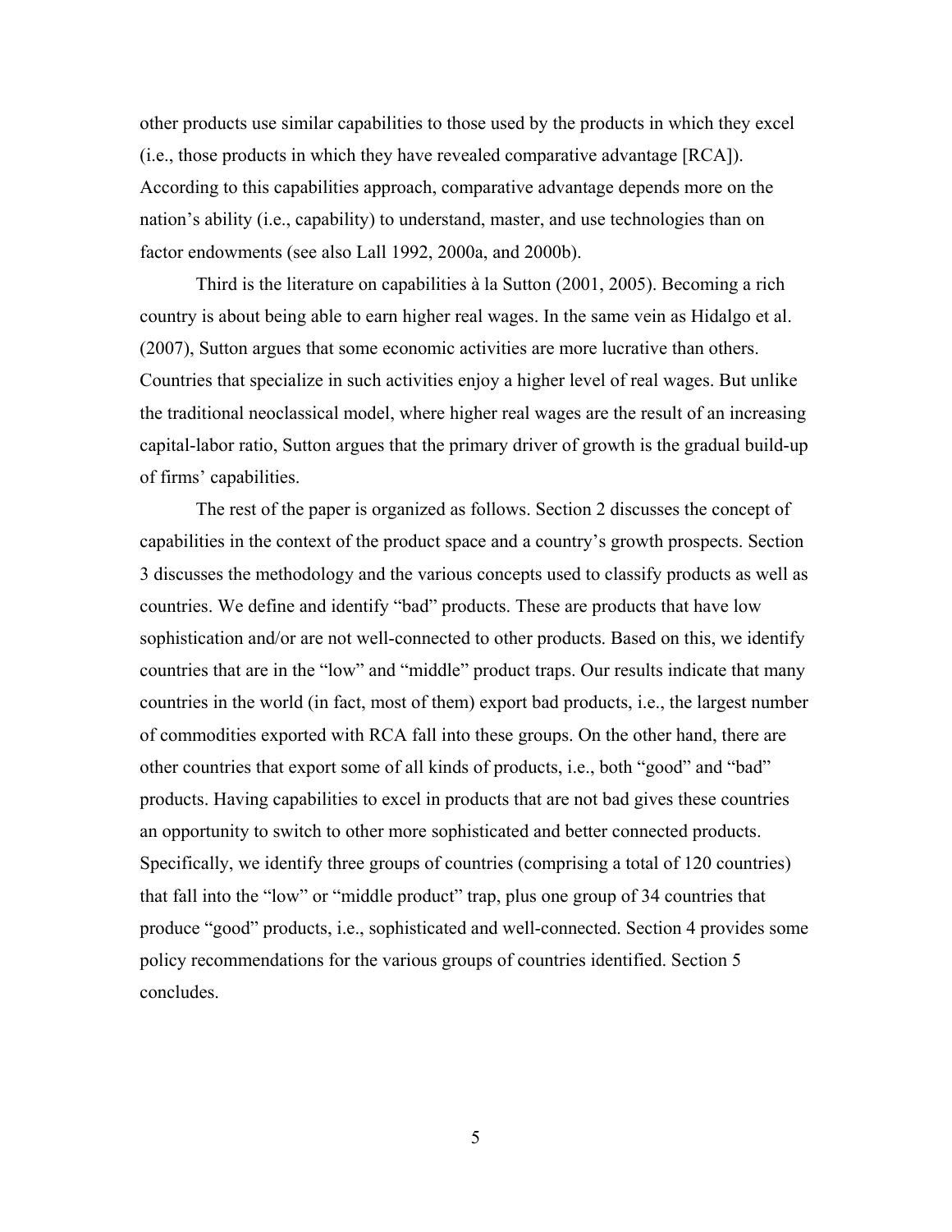other products use similar capabilities to those used by the products in which they excel (i.e., those products in which they have revealed comparative advantage [RCA]). According to this capabilities approach, comparative advantage depends more on the nation's ability (i.e., capability) to understand, master, and use technologies than on factor endowments (see also Lall 1992, 2000a, and 2000b).

Third is the literature on capabilities à la Sutton (2001, 2005). Becoming a rich country is about being able to earn higher real wages. In the same vein as Hidalgo et al. (2007), Sutton argues that some economic activities are more lucrative than others. Countries that specialize in such activities enjoy a higher level of real wages. But unlike the traditional neoclassical model, where higher real wages are the result of an increasing capital-labor ratio, Sutton argues that the primary driver of growth is the gradual build-up of firms' capabilities.

The rest of the paper is organized as follows. Section 2 discusses the concept of capabilities in the context of the product space and a country's growth prospects. Section 3 discusses the methodology and the various concepts used to classify products as well as countries. We define and identify "bad" products. These are products that have low sophistication and/or are not well-connected to other products. Based on this, we identify countries that are in the "low" and "middle" product traps. Our results indicate that many countries in the world (in fact, most of them) export bad products, i.e., the largest number of commodities exported with RCA fall into these groups. On the other hand, there are other countries that export some of all kinds of products, i.e., both "good" and "bad" products. Having capabilities to excel in products that are not bad gives these countries an opportunity to switch to other more sophisticated and better connected products. Specifically, we identify three groups of countries (comprising a total of 120 countries) that fall into the "low" or "middle product" trap, plus one group of 34 countries that produce "good" products, i.e., sophisticated and well-connected. Section 4 provides some policy recommendations for the various groups of countries identified. Section 5 concludes.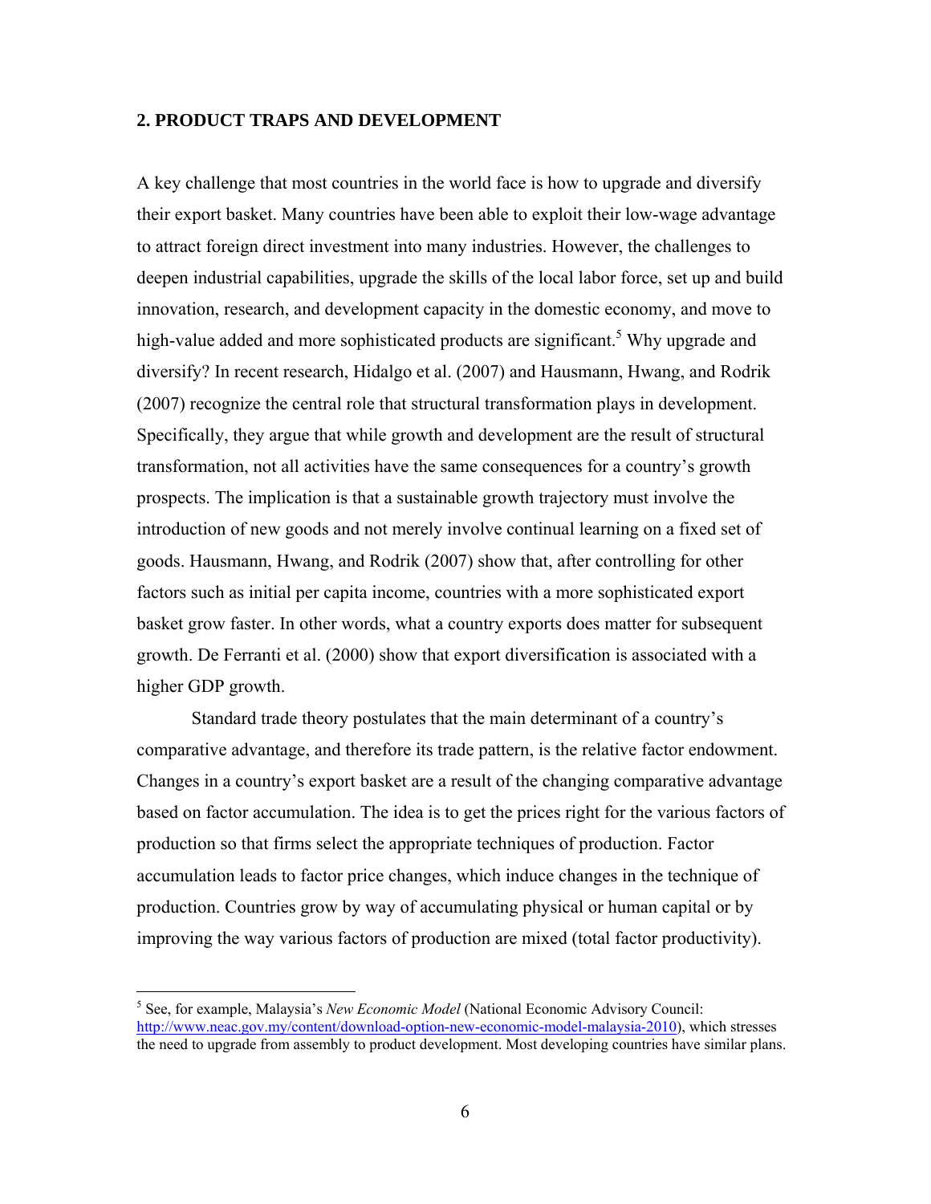## 2. PRODUCT TRAPS AND DEVELOPMENT

A key challenge that most countries in the world face is how to upgrade and diversify their export basket. Many countries have been able to exploit their low-wage advantage to attract foreign direct investment into many industries. However, the challenges to deepen industrial capabilities, upgrade the skills of the local labor force, set up and build innovation, research, and development capacity in the domestic economy, and move to high-value added and more sophisticated products are significant.[5] Why upgrade and diversify? In recent research, Hidalgo et al. (2007) and Hausmann, Hwang, and Rodrik (2007) recognize the central role that structural transformation plays in development. Specifically, they argue that while growth and development are the result of structural transformation, not all activities have the same consequences for a country's growth prospects. The implication is that a sustainable growth trajectory must involve the introduction of new goods and not merely involve continual learning on a fixed set of goods. Hausmann, Hwang, and Rodrik (2007) show that, after controlling for other factors such as initial per capita income, countries with a more sophisticated export basket grow faster. In other words, what a country exports does matter for subsequent growth. De Ferranti et al. (2000) show that export diversification is associated with a higher GDP growth.

Standard trade theory postulates that the main determinant of a country's comparative advantage, and therefore its trade pattern, is the relative factor endowment. Changes in a country's export basket are a result of the changing comparative advantage based on factor accumulation. The idea is to get the prices right for the various factors of production so that firms select the appropriate techniques of production. Factor accumulation leads to factor price changes, which induce changes in the technique of production. Countries grow by way of accumulating physical or human capital or by improving the way various factors of production are mixed (total factor productivity).

[5] See, for example, Malaysia's *New Economic Model* (National Economic Advisory Council: http://www.neac.gov.my/content/download-option-new-economic-model-malaysia-2010), which stresses the need to upgrade from assembly to product development. Most developing countries have similar plans.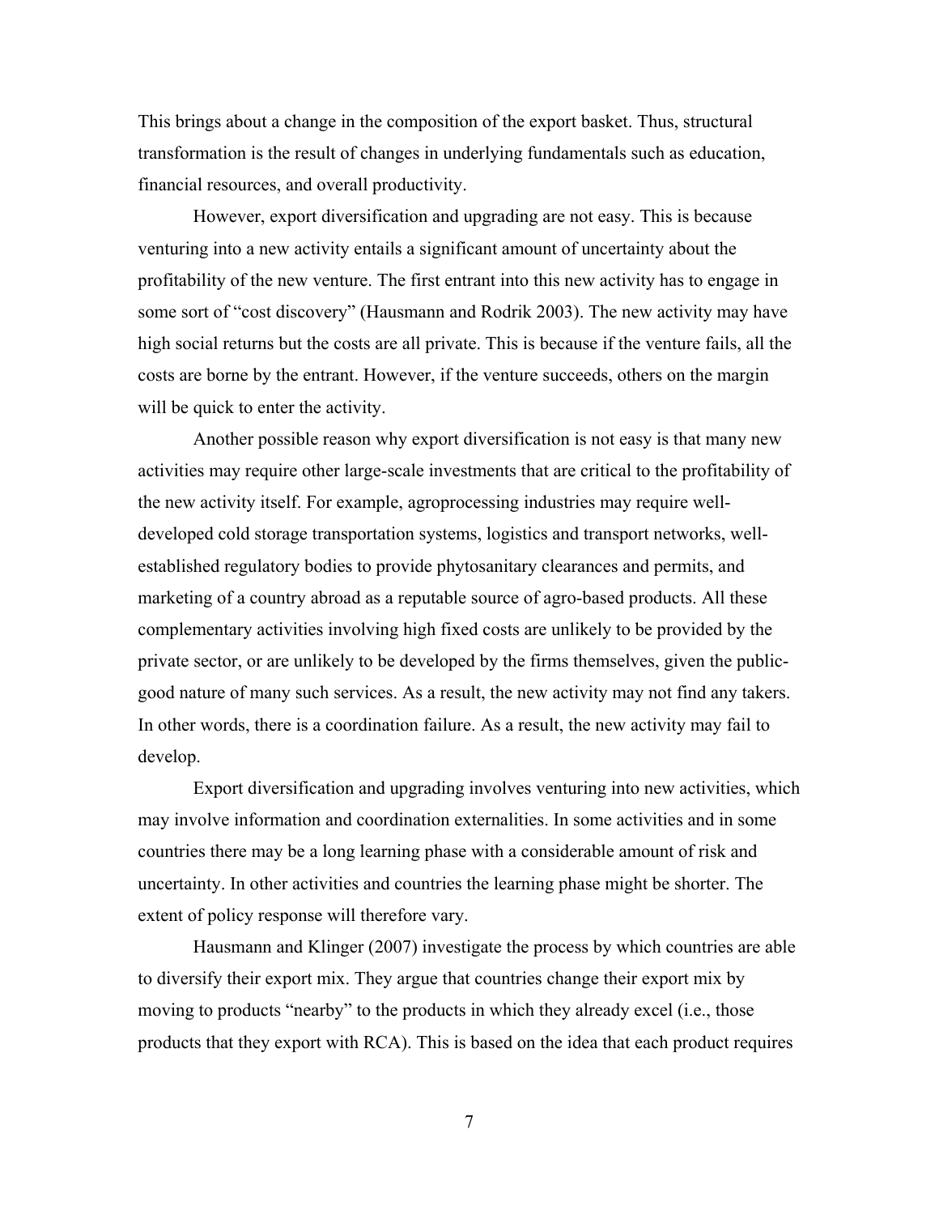This brings about a change in the composition of the export basket. Thus, structural transformation is the result of changes in underlying fundamentals such as education, financial resources, and overall productivity.

However, export diversification and upgrading are not easy. This is because venturing into a new activity entails a significant amount of uncertainty about the profitability of the new venture. The first entrant into this new activity has to engage in some sort of "cost discovery" (Hausmann and Rodrik 2003). The new activity may have high social returns but the costs are all private. This is because if the venture fails, all the costs are borne by the entrant. However, if the venture succeeds, others on the margin will be quick to enter the activity.

Another possible reason why export diversification is not easy is that many new activities may require other large-scale investments that are critical to the profitability of the new activity itself. For example, agroprocessing industries may require well-developed cold storage transportation systems, logistics and transport networks, well-established regulatory bodies to provide phytosanitary clearances and permits, and marketing of a country abroad as a reputable source of agro-based products. All these complementary activities involving high fixed costs are unlikely to be provided by the private sector, or are unlikely to be developed by the firms themselves, given the public-good nature of many such services. As a result, the new activity may not find any takers. In other words, there is a coordination failure. As a result, the new activity may fail to develop.

Export diversification and upgrading involves venturing into new activities, which may involve information and coordination externalities. In some activities and in some countries there may be a long learning phase with a considerable amount of risk and uncertainty. In other activities and countries the learning phase might be shorter. The extent of policy response will therefore vary.

Hausmann and Klinger (2007) investigate the process by which countries are able to diversify their export mix. They argue that countries change their export mix by moving to products "nearby" to the products in which they already excel (i.e., those products that they export with RCA). This is based on the idea that each product requires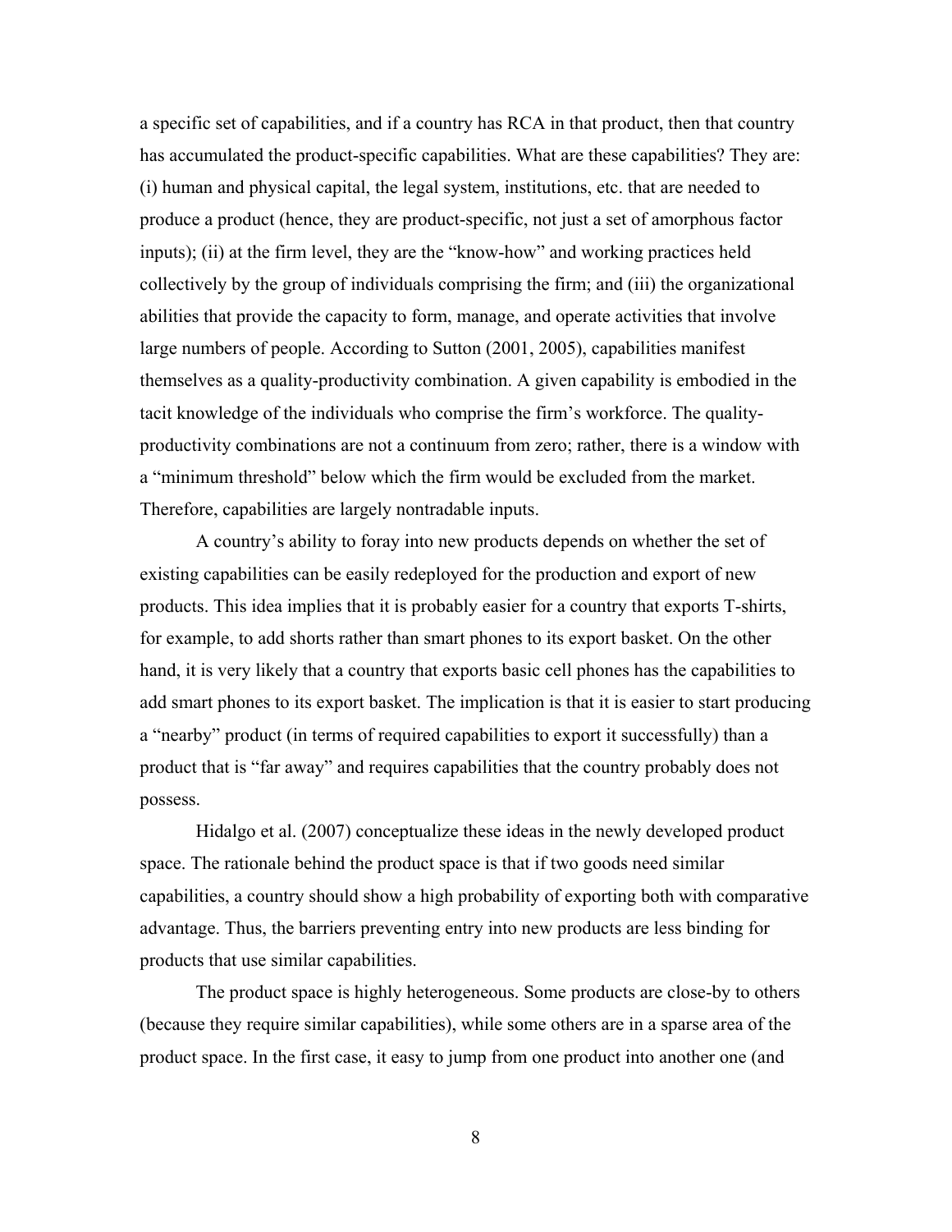a specific set of capabilities, and if a country has RCA in that product, then that country has accumulated the product-specific capabilities. What are these capabilities? They are: (i) human and physical capital, the legal system, institutions, etc. that are needed to produce a product (hence, they are product-specific, not just a set of amorphous factor inputs); (ii) at the firm level, they are the "know-how" and working practices held collectively by the group of individuals comprising the firm; and (iii) the organizational abilities that provide the capacity to form, manage, and operate activities that involve large numbers of people. According to Sutton (2001, 2005), capabilities manifest themselves as a quality-productivity combination. A given capability is embodied in the tacit knowledge of the individuals who comprise the firm's workforce. The quality-productivity combinations are not a continuum from zero; rather, there is a window with a "minimum threshold" below which the firm would be excluded from the market. Therefore, capabilities are largely nontradable inputs.

A country's ability to foray into new products depends on whether the set of existing capabilities can be easily redeployed for the production and export of new products. This idea implies that it is probably easier for a country that exports T-shirts, for example, to add shorts rather than smart phones to its export basket. On the other hand, it is very likely that a country that exports basic cell phones has the capabilities to add smart phones to its export basket. The implication is that it is easier to start producing a "nearby" product (in terms of required capabilities to export it successfully) than a product that is "far away" and requires capabilities that the country probably does not possess.

Hidalgo et al. (2007) conceptualize these ideas in the newly developed product space. The rationale behind the product space is that if two goods need similar capabilities, a country should show a high probability of exporting both with comparative advantage. Thus, the barriers preventing entry into new products are less binding for products that use similar capabilities.

The product space is highly heterogeneous. Some products are close-by to others (because they require similar capabilities), while some others are in a sparse area of the product space. In the first case, it easy to jump from one product into another one (and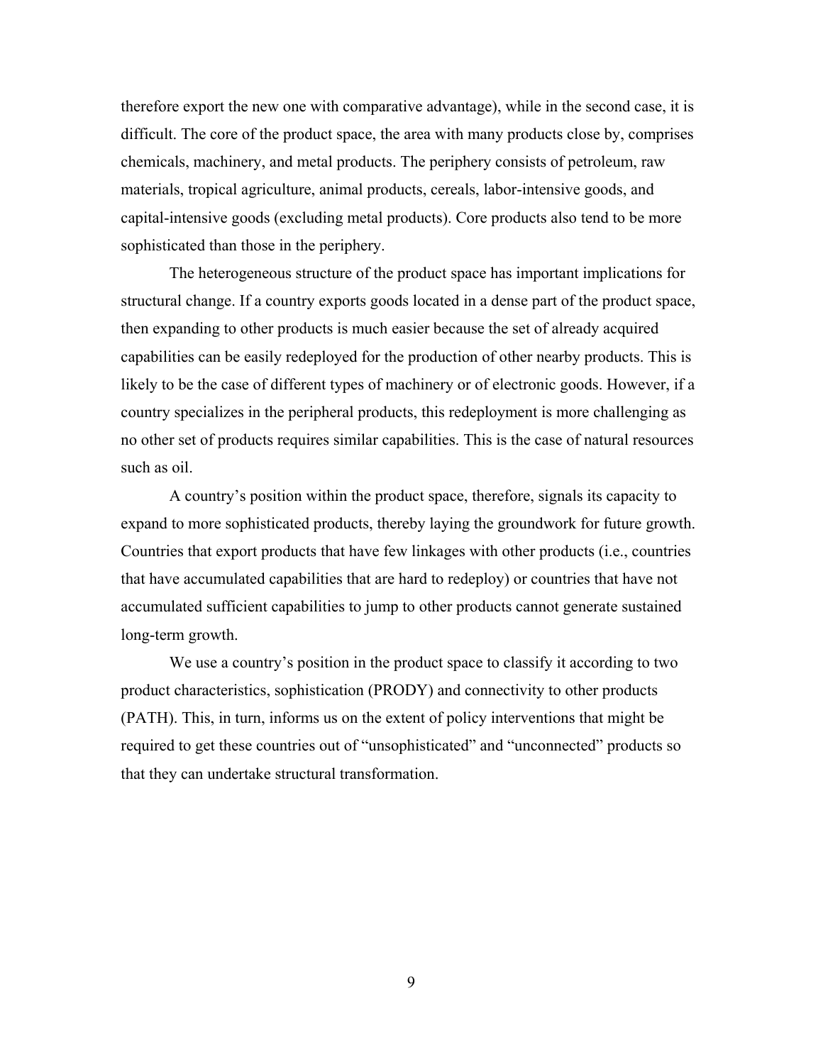therefore export the new one with comparative advantage), while in the second case, it is difficult. The core of the product space, the area with many products close by, comprises chemicals, machinery, and metal products. The periphery consists of petroleum, raw materials, tropical agriculture, animal products, cereals, labor-intensive goods, and capital-intensive goods (excluding metal products). Core products also tend to be more sophisticated than those in the periphery.

The heterogeneous structure of the product space has important implications for structural change. If a country exports goods located in a dense part of the product space, then expanding to other products is much easier because the set of already acquired capabilities can be easily redeployed for the production of other nearby products. This is likely to be the case of different types of machinery or of electronic goods. However, if a country specializes in the peripheral products, this redeployment is more challenging as no other set of products requires similar capabilities. This is the case of natural resources such as oil.

A country's position within the product space, therefore, signals its capacity to expand to more sophisticated products, thereby laying the groundwork for future growth. Countries that export products that have few linkages with other products (i.e., countries that have accumulated capabilities that are hard to redeploy) or countries that have not accumulated sufficient capabilities to jump to other products cannot generate sustained long-term growth.

We use a country's position in the product space to classify it according to two product characteristics, sophistication (PRODY) and connectivity to other products (PATH). This, in turn, informs us on the extent of policy interventions that might be required to get these countries out of "unsophisticated" and "unconnected" products so that they can undertake structural transformation.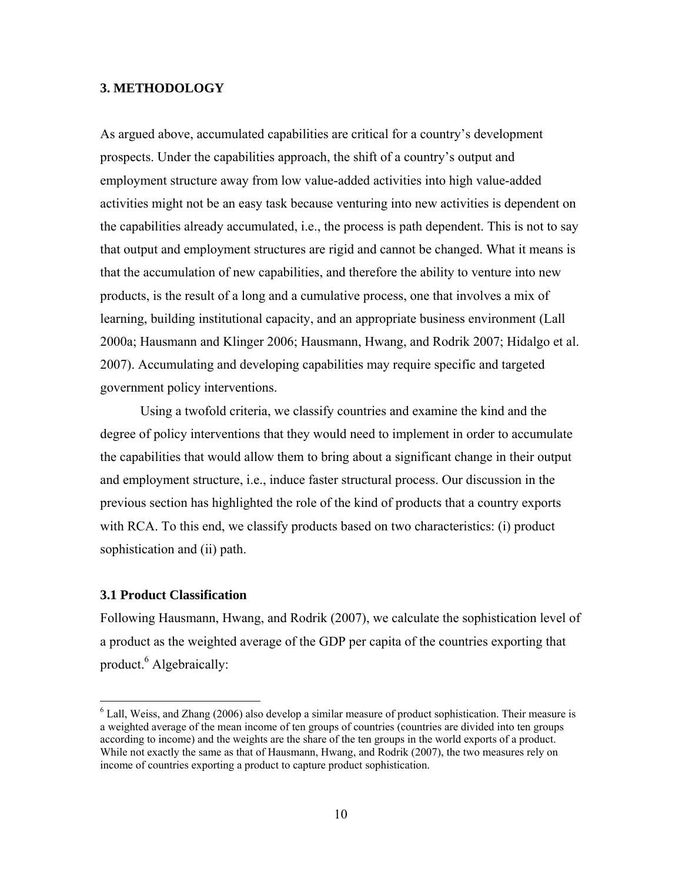## 3. METHODOLOGY

As argued above, accumulated capabilities are critical for a country's development prospects. Under the capabilities approach, the shift of a country's output and employment structure away from low value-added activities into high value-added activities might not be an easy task because venturing into new activities is dependent on the capabilities already accumulated, i.e., the process is path dependent. This is not to say that output and employment structures are rigid and cannot be changed. What it means is that the accumulation of new capabilities, and therefore the ability to venture into new products, is the result of a long and a cumulative process, one that involves a mix of learning, building institutional capacity, and an appropriate business environment (Lall 2000a; Hausmann and Klinger 2006; Hausmann, Hwang, and Rodrik 2007; Hidalgo et al. 2007). Accumulating and developing capabilities may require specific and targeted government policy interventions.

Using a twofold criteria, we classify countries and examine the kind and the degree of policy interventions that they would need to implement in order to accumulate the capabilities that would allow them to bring about a significant change in their output and employment structure, i.e., induce faster structural process. Our discussion in the previous section has highlighted the role of the kind of products that a country exports with RCA. To this end, we classify products based on two characteristics: (i) product sophistication and (ii) path.

### 3.1 Product Classification

Following Hausmann, Hwang, and Rodrik (2007), we calculate the sophistication level of a product as the weighted average of the GDP per capita of the countries exporting that product.[6] Algebraically:

[6] Lall, Weiss, and Zhang (2006) also develop a similar measure of product sophistication. Their measure is a weighted average of the mean income of ten groups of countries (countries are divided into ten groups according to income) and the weights are the share of the ten groups in the world exports of a product. While not exactly the same as that of Hausmann, Hwang, and Rodrik (2007), the two measures rely on income of countries exporting a product to capture product sophistication.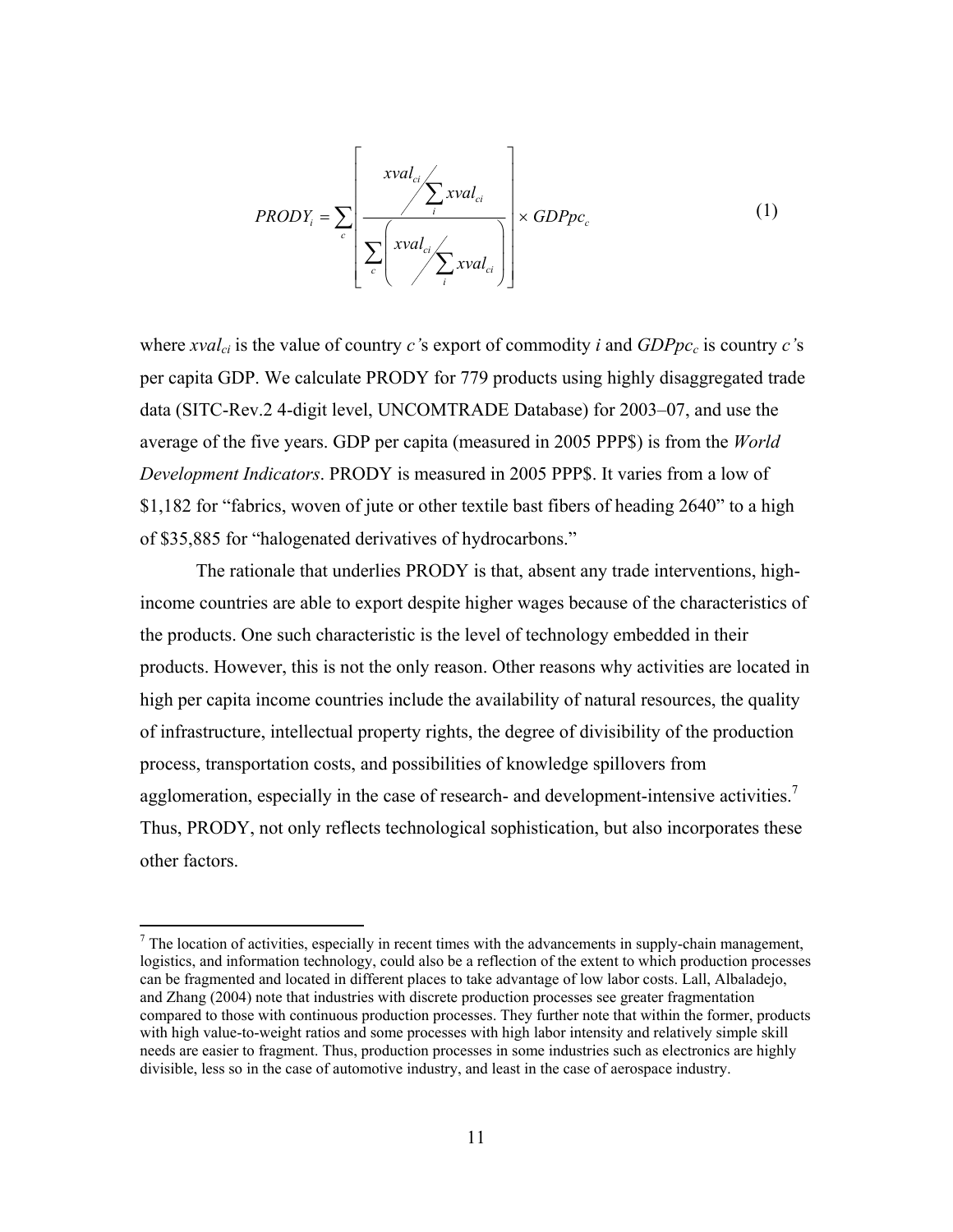$$PRODY_i = \sum_c \left[ \frac{xval_{ci} \Big/ \sum_i xval_{ci}}{\sum_c \left( xval_{ci} \Big/ \sum_i xval_{ci} \right)} \right] \times GDPpc_c \tag{1}$$

where $xval_{ci}$ is the value of country *c'*s export of commodity *i* and $GDPpc_c$ is country *c'*s per capita GDP. We calculate PRODY for 779 products using highly disaggregated trade data (SITC-Rev.2 4-digit level, UNCOMTRADE Database) for 2003–07, and use the average of the five years. GDP per capita (measured in 2005 PPP$) is from the *World Development Indicators*. PRODY is measured in 2005 PPP$. It varies from a low of $1,182 for "fabrics, woven of jute or other textile bast fibers of heading 2640" to a high of $35,885 for "halogenated derivatives of hydrocarbons."

The rationale that underlies PRODY is that, absent any trade interventions, high-income countries are able to export despite higher wages because of the characteristics of the products. One such characteristic is the level of technology embedded in their products. However, this is not the only reason. Other reasons why activities are located in high per capita income countries include the availability of natural resources, the quality of infrastructure, intellectual property rights, the degree of divisibility of the production process, transportation costs, and possibilities of knowledge spillovers from agglomeration, especially in the case of research- and development-intensive activities.[7] Thus, PRODY, not only reflects technological sophistication, but also incorporates these other factors.

[7] The location of activities, especially in recent times with the advancements in supply-chain management, logistics, and information technology, could also be a reflection of the extent to which production processes can be fragmented and located in different places to take advantage of low labor costs. Lall, Albaladejo, and Zhang (2004) note that industries with discrete production processes see greater fragmentation compared to those with continuous production processes. They further note that within the former, products with high value-to-weight ratios and some processes with high labor intensity and relatively simple skill needs are easier to fragment. Thus, production processes in some industries such as electronics are highly divisible, less so in the case of automotive industry, and least in the case of aerospace industry.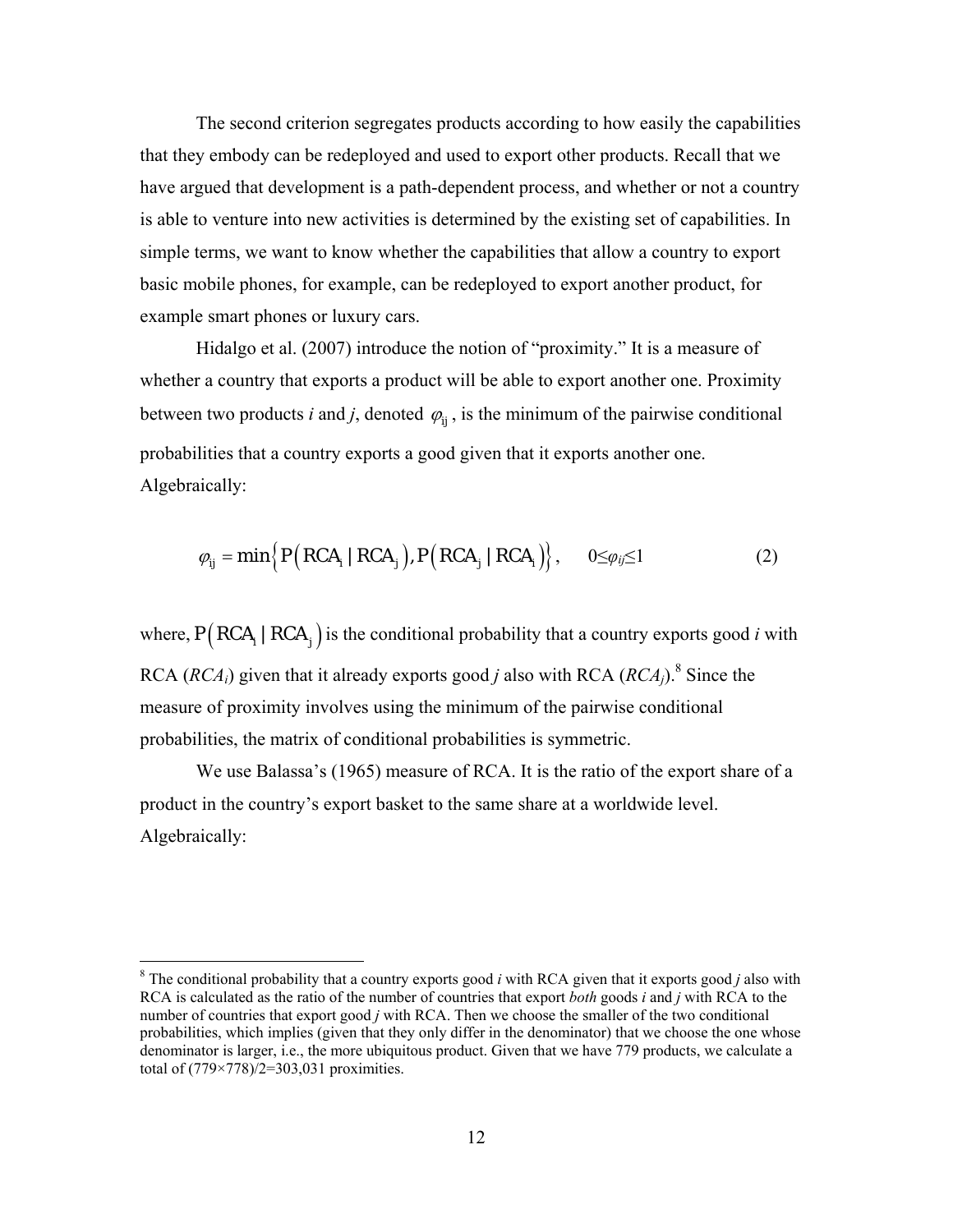The second criterion segregates products according to how easily the capabilities that they embody can be redeployed and used to export other products. Recall that we have argued that development is a path-dependent process, and whether or not a country is able to venture into new activities is determined by the existing set of capabilities. In simple terms, we want to know whether the capabilities that allow a country to export basic mobile phones, for example, can be redeployed to export another product, for example smart phones or luxury cars.

Hidalgo et al. (2007) introduce the notion of "proximity." It is a measure of whether a country that exports a product will be able to export another one. Proximity between two products *i* and *j*, denoted $\varphi_{ij}$, is the minimum of the pairwise conditional probabilities that a country exports a good given that it exports another one. Algebraically:

$$\varphi_{ij} = \min\left\{ P\left(RCA_i \mid RCA_j\right), P\left(RCA_j \mid RCA_i\right) \right\}, \quad 0 \leq \varphi_{ij} \leq 1 \qquad (2)$$

where, $P\left(RCA_i \mid RCA_j\right)$ is the conditional probability that a country exports good *i* with RCA ($RCA_i$) given that it already exports good *j* also with RCA ($RCA_j$).[8] Since the measure of proximity involves using the minimum of the pairwise conditional probabilities, the matrix of conditional probabilities is symmetric.

We use Balassa's (1965) measure of RCA. It is the ratio of the export share of a product in the country's export basket to the same share at a worldwide level. Algebraically:

---

[8] The conditional probability that a country exports good *i* with RCA given that it exports good *j* also with RCA is calculated as the ratio of the number of countries that export *both* goods *i* and *j* with RCA to the number of countries that export good *j* with RCA. Then we choose the smaller of the two conditional probabilities, which implies (given that they only differ in the denominator) that we choose the one whose denominator is larger, i.e., the more ubiquitous product. Given that we have 779 products, we calculate a total of (779×778)/2=303,031 proximities.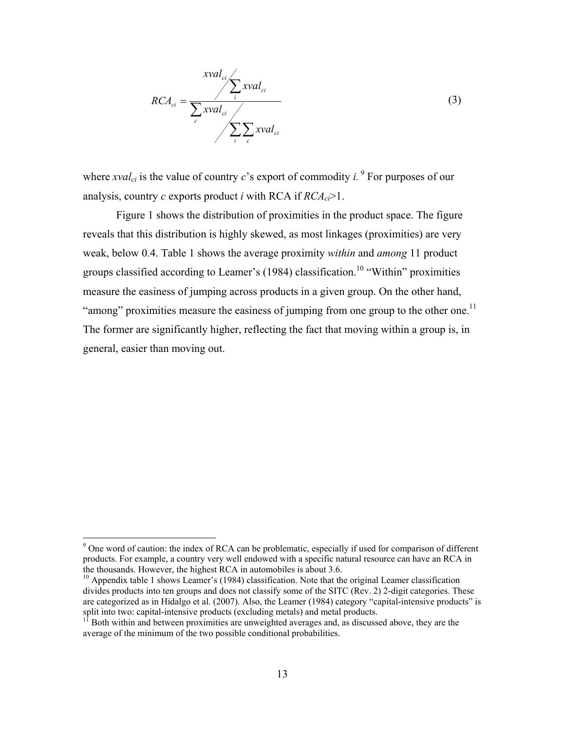$$RCA_{ci} = \frac{xval_{ci} \Big/ \sum_{i} xval_{ci}}{\sum_{c} xval_{ci} \Big/ \sum_{i}\sum_{c} xval_{ci}} \tag{3}$$

where $xval_{ci}$ is the value of country *c*'s export of commodity *i.*[9] For purposes of our analysis, country *c* exports product *i* with RCA if $RCA_{ci}>1$.

Figure 1 shows the distribution of proximities in the product space. The figure reveals that this distribution is highly skewed, as most linkages (proximities) are very weak, below 0.4. Table 1 shows the average proximity *within* and *among* 11 product groups classified according to Leamer's (1984) classification.[10] "Within" proximities measure the easiness of jumping across products in a given group. On the other hand, "among" proximities measure the easiness of jumping from one group to the other one.[11] The former are significantly higher, reflecting the fact that moving within a group is, in general, easier than moving out.

---

[9] One word of caution: the index of RCA can be problematic, especially if used for comparison of different products. For example, a country very well endowed with a specific natural resource can have an RCA in the thousands. However, the highest RCA in automobiles is about 3.6.

[10] Appendix table 1 shows Leamer's (1984) classification. Note that the original Leamer classification divides products into ten groups and does not classify some of the SITC (Rev. 2) 2-digit categories. These are categorized as in Hidalgo et al. (2007). Also, the Leamer (1984) category "capital-intensive products" is split into two: capital-intensive products (excluding metals) and metal products.

[11] Both within and between proximities are unweighted averages and, as discussed above, they are the average of the minimum of the two possible conditional probabilities.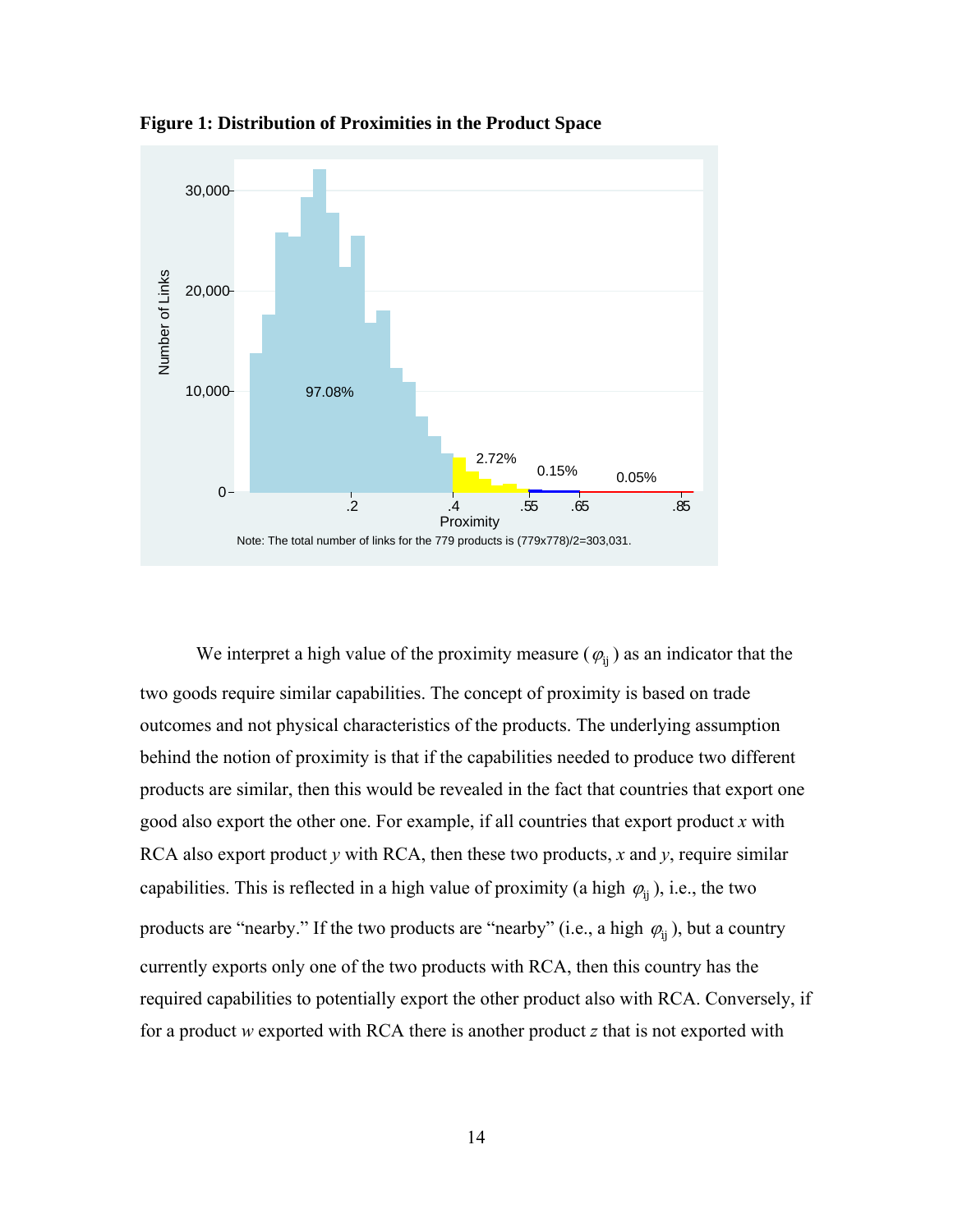**Figure 1: Distribution of Proximities in the Product Space**

30,000
20,000
10,000
0
Number of Links
97.08%
2.72%
0.15%
0.05%
.2
.4
.55
.65
.85
Proximity

Note: The total number of links for the 779 products is (779x778)/2=303,031.

We interpret a high value of the proximity measure ($\varphi_{ij}$) as an indicator that the two goods require similar capabilities. The concept of proximity is based on trade outcomes and not physical characteristics of the products. The underlying assumption behind the notion of proximity is that if the capabilities needed to produce two different products are similar, then this would be revealed in the fact that countries that export one good also export the other one. For example, if all countries that export product *x* with RCA also export product *y* with RCA, then these two products, *x* and *y*, require similar capabilities. This is reflected in a high value of proximity (a high $\varphi_{ij}$), i.e., the two products are "nearby." If the two products are "nearby" (i.e., a high $\varphi_{ij}$), but a country currently exports only one of the two products with RCA, then this country has the required capabilities to potentially export the other product also with RCA. Conversely, if for a product *w* exported with RCA there is another product *z* that is not exported with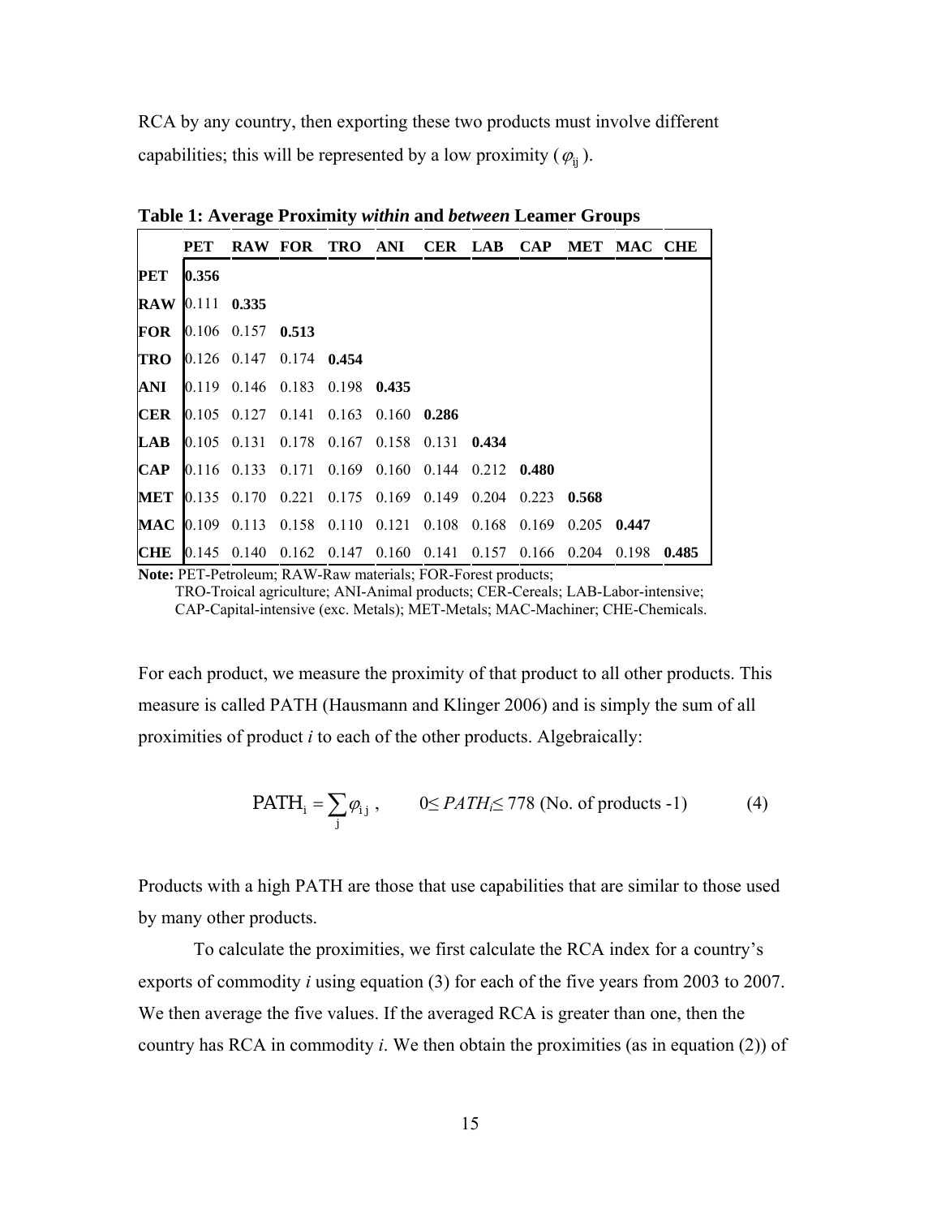RCA by any country, then exporting these two products must involve different capabilities; this will be represented by a low proximity ($\varphi_{ij}$).

**Table 1: Average Proximity *within* and *between* Leamer Groups**

| | PET | RAW | FOR | TRO | ANI | CER | LAB | CAP | MET | MAC | CHE |
|---|---|---|---|---|---|---|---|---|---|---|---|
| **PET** | **0.356** | | | | | | | | | | |
| **RAW** | 0.111 | **0.335** | | | | | | | | | |
| **FOR** | 0.106 | 0.157 | **0.513** | | | | | | | | |
| **TRO** | 0.126 | 0.147 | 0.174 | **0.454** | | | | | | | |
| **ANI** | 0.119 | 0.146 | 0.183 | 0.198 | **0.435** | | | | | | |
| **CER** | 0.105 | 0.127 | 0.141 | 0.163 | 0.160 | **0.286** | | | | | |
| **LAB** | 0.105 | 0.131 | 0.178 | 0.167 | 0.158 | 0.131 | **0.434** | | | | |
| **CAP** | 0.116 | 0.133 | 0.171 | 0.169 | 0.160 | 0.144 | 0.212 | **0.480** | | | |
| **MET** | 0.135 | 0.170 | 0.221 | 0.175 | 0.169 | 0.149 | 0.204 | 0.223 | **0.568** | | |
| **MAC** | 0.109 | 0.113 | 0.158 | 0.110 | 0.121 | 0.108 | 0.168 | 0.169 | 0.205 | **0.447** | |
| **CHE** | 0.145 | 0.140 | 0.162 | 0.147 | 0.160 | 0.141 | 0.157 | 0.166 | 0.204 | 0.198 | **0.485** |

**Note:** PET-Petroleum; RAW-Raw materials; FOR-Forest products; TRO-Troical agriculture; ANI-Animal products; CER-Cereals; LAB-Labor-intensive; CAP-Capital-intensive (exc. Metals); MET-Metals; MAC-Machiner; CHE-Chemicals.

For each product, we measure the proximity of that product to all other products. This measure is called PATH (Hausmann and Klinger 2006) and is simply the sum of all proximities of product *i* to each of the other products. Algebraically:

$$\text{PATH}_i = \sum_j \varphi_{ij}\,, \qquad 0 \leq PATH_i \leq 778 \text{ (No. of products -1)} \tag{4}$$

Products with a high PATH are those that use capabilities that are similar to those used by many other products.

To calculate the proximities, we first calculate the RCA index for a country's exports of commodity *i* using equation (3) for each of the five years from 2003 to 2007. We then average the five values. If the averaged RCA is greater than one, then the country has RCA in commodity *i*. We then obtain the proximities (as in equation (2)) of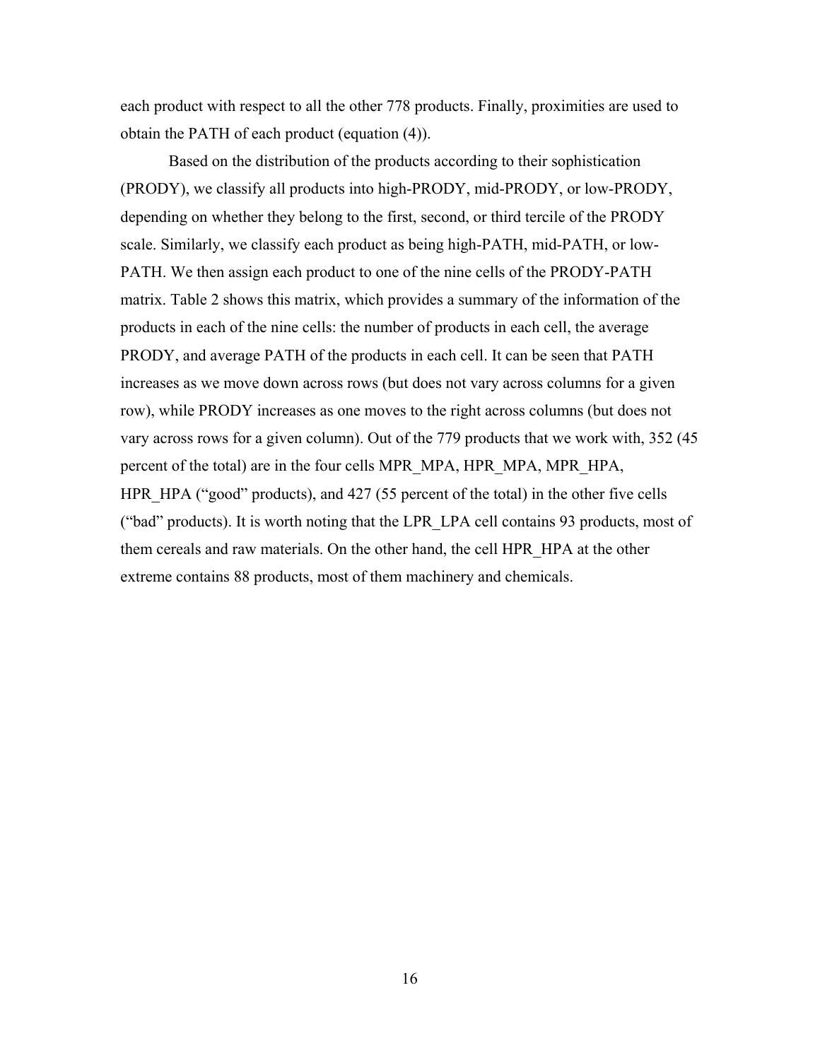each product with respect to all the other 778 products. Finally, proximities are used to obtain the PATH of each product (equation (4)).

Based on the distribution of the products according to their sophistication (PRODY), we classify all products into high-PRODY, mid-PRODY, or low-PRODY, depending on whether they belong to the first, second, or third tercile of the PRODY scale. Similarly, we classify each product as being high-PATH, mid-PATH, or low-PATH. We then assign each product to one of the nine cells of the PRODY-PATH matrix. Table 2 shows this matrix, which provides a summary of the information of the products in each of the nine cells: the number of products in each cell, the average PRODY, and average PATH of the products in each cell. It can be seen that PATH increases as we move down across rows (but does not vary across columns for a given row), while PRODY increases as one moves to the right across columns (but does not vary across rows for a given column). Out of the 779 products that we work with, 352 (45 percent of the total) are in the four cells MPR_MPA, HPR_MPA, MPR_HPA, HPR_HPA ("good" products), and 427 (55 percent of the total) in the other five cells ("bad" products). It is worth noting that the LPR_LPA cell contains 93 products, most of them cereals and raw materials. On the other hand, the cell HPR_HPA at the other extreme contains 88 products, most of them machinery and chemicals.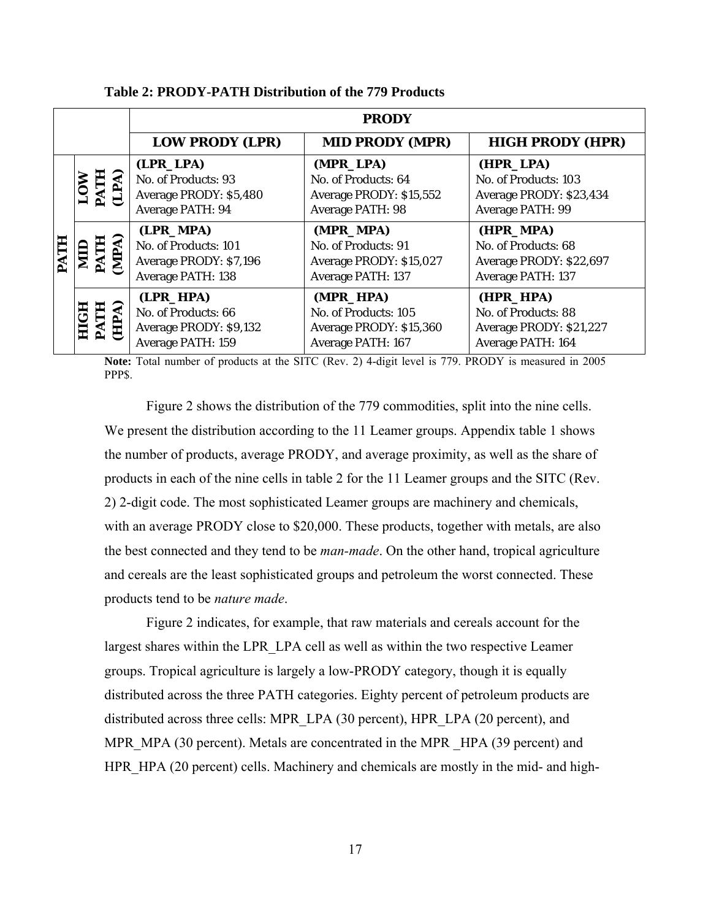**Table 2: PRODY-PATH Distribution of the 779 Products**

| | | PRODY | | |
|---|---|---|---|---|
| | | **LOW PRODY (LPR)** | **MID PRODY (MPR)** | **HIGH PRODY (HPR)** |
| **PATH** | **LOW PATH (LPA)** | **(LPR_LPA)** No. of Products: 93 Average PRODY: $5,480 Average PATH: 94 | **(MPR_LPA)** No. of Products: 64 Average PRODY: $15,552 Average PATH: 98 | **(HPR_LPA)** No. of Products: 103 Average PRODY: $23,434 Average PATH: 99 |
| | **MID PATH (MPA)** | **(LPR_MPA)** No. of Products: 101 Average PRODY: $7,196 Average PATH: 138 | **(MPR_MPA)** No. of Products: 91 Average PRODY: $15,027 Average PATH: 137 | **(HPR_MPA)** No. of Products: 68 Average PRODY: $22,697 Average PATH: 137 |
| | **HIGH PATH (HPA)** | **(LPR_HPA)** No. of Products: 66 Average PRODY: $9,132 Average PATH: 159 | **(MPR_HPA)** No. of Products: 105 Average PRODY: $15,360 Average PATH: 167 | **(HPR_HPA)** No. of Products: 88 Average PRODY: $21,227 Average PATH: 164 |

**Note:** Total number of products at the SITC (Rev. 2) 4-digit level is 779. PRODY is measured in 2005 PPP$.

Figure 2 shows the distribution of the 779 commodities, split into the nine cells. We present the distribution according to the 11 Leamer groups. Appendix table 1 shows the number of products, average PRODY, and average proximity, as well as the share of products in each of the nine cells in table 2 for the 11 Leamer groups and the SITC (Rev. 2) 2-digit code. The most sophisticated Leamer groups are machinery and chemicals, with an average PRODY close to $20,000. These products, together with metals, are also the best connected and they tend to be *man-made*. On the other hand, tropical agriculture and cereals are the least sophisticated groups and petroleum the worst connected. These products tend to be *nature made*.

Figure 2 indicates, for example, that raw materials and cereals account for the largest shares within the LPR_LPA cell as well as within the two respective Leamer groups. Tropical agriculture is largely a low-PRODY category, though it is equally distributed across the three PATH categories. Eighty percent of petroleum products are distributed across three cells: MPR_LPA (30 percent), HPR_LPA (20 percent), and MPR_MPA (30 percent). Metals are concentrated in the MPR _HPA (39 percent) and HPR_HPA (20 percent) cells. Machinery and chemicals are mostly in the mid- and high-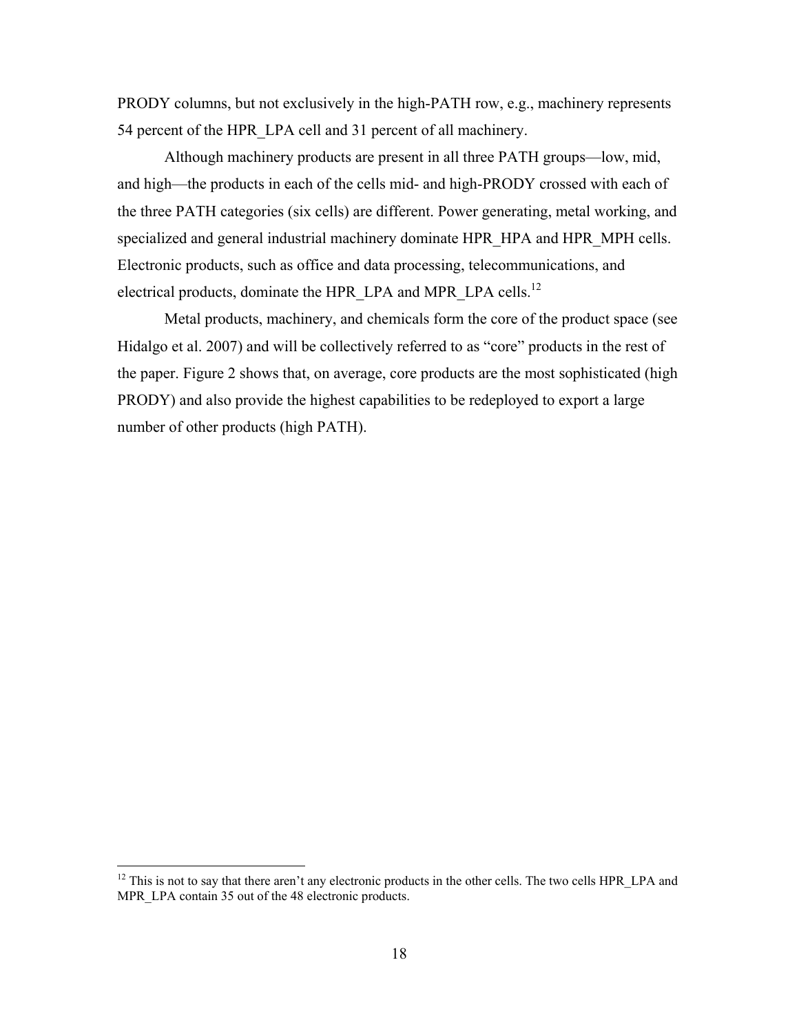PRODY columns, but not exclusively in the high-PATH row, e.g., machinery represents 54 percent of the HPR_LPA cell and 31 percent of all machinery.

Although machinery products are present in all three PATH groups—low, mid, and high—the products in each of the cells mid- and high-PRODY crossed with each of the three PATH categories (six cells) are different. Power generating, metal working, and specialized and general industrial machinery dominate HPR_HPA and HPR_MPH cells. Electronic products, such as office and data processing, telecommunications, and electrical products, dominate the HPR_LPA and MPR_LPA cells.[12]

Metal products, machinery, and chemicals form the core of the product space (see Hidalgo et al. 2007) and will be collectively referred to as "core" products in the rest of the paper. Figure 2 shows that, on average, core products are the most sophisticated (high PRODY) and also provide the highest capabilities to be redeployed to export a large number of other products (high PATH).

[12] This is not to say that there aren't any electronic products in the other cells. The two cells HPR_LPA and MPR_LPA contain 35 out of the 48 electronic products.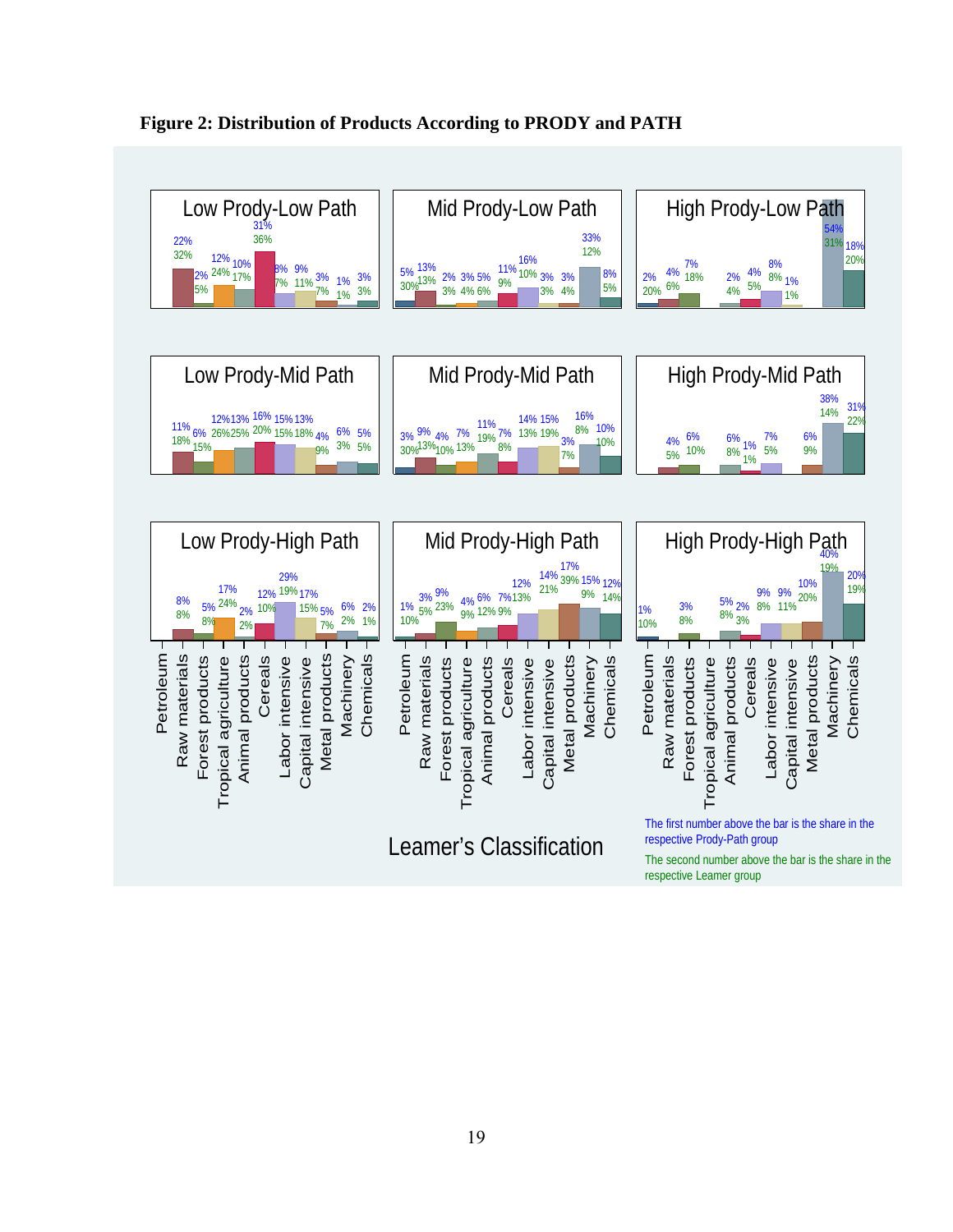**Figure 2: Distribution of Products According to PRODY and PATH**

Low Prody-Low Path

Mid Prody-Low Path

High Prody-Low Path

Low Prody-Mid Path

Mid Prody-Mid Path

High Prody-Mid Path

Low Prody-High Path

Mid Prody-High Path

High Prody-High Path

Petroleum, Raw materials, Forest products, Tropical agriculture, Animal products, Cereals, Labor intensive, Capital intensive, Metal products, Machinery, Chemicals

Leamer's Classification

The first number above the bar is the share in the respective Prody-Path group

The second number above the bar is the share in the respective Leamer group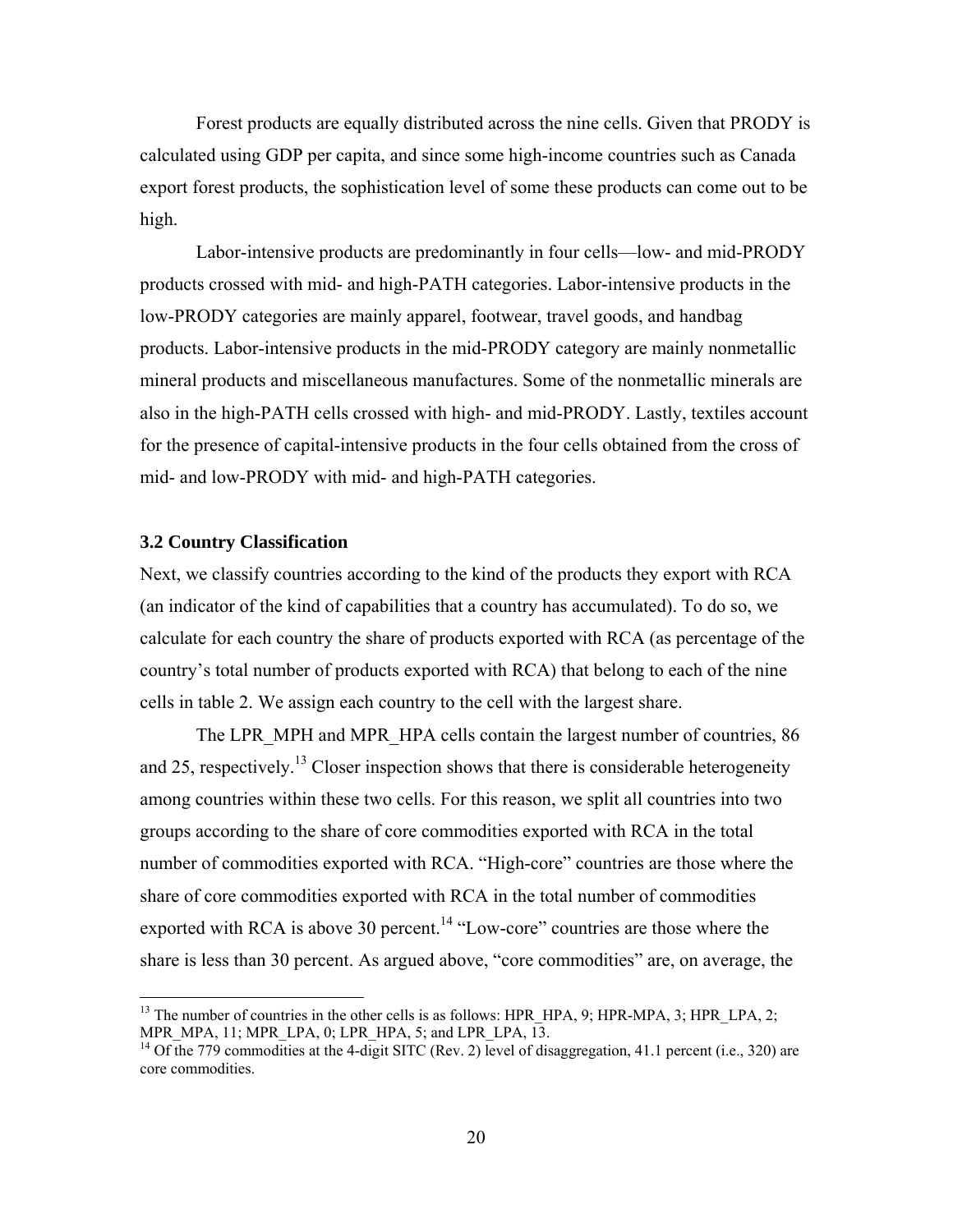Forest products are equally distributed across the nine cells. Given that PRODY is calculated using GDP per capita, and since some high-income countries such as Canada export forest products, the sophistication level of some these products can come out to be high.

Labor-intensive products are predominantly in four cells—low- and mid-PRODY products crossed with mid- and high-PATH categories. Labor-intensive products in the low-PRODY categories are mainly apparel, footwear, travel goods, and handbag products. Labor-intensive products in the mid-PRODY category are mainly nonmetallic mineral products and miscellaneous manufactures. Some of the nonmetallic minerals are also in the high-PATH cells crossed with high- and mid-PRODY. Lastly, textiles account for the presence of capital-intensive products in the four cells obtained from the cross of mid- and low-PRODY with mid- and high-PATH categories.

### 3.2 Country Classification

Next, we classify countries according to the kind of the products they export with RCA (an indicator of the kind of capabilities that a country has accumulated). To do so, we calculate for each country the share of products exported with RCA (as percentage of the country's total number of products exported with RCA) that belong to each of the nine cells in table 2. We assign each country to the cell with the largest share.

The LPR_MPH and MPR_HPA cells contain the largest number of countries, 86 and 25, respectively.[13] Closer inspection shows that there is considerable heterogeneity among countries within these two cells. For this reason, we split all countries into two groups according to the share of core commodities exported with RCA in the total number of commodities exported with RCA. "High-core" countries are those where the share of core commodities exported with RCA in the total number of commodities exported with RCA is above 30 percent.[14] "Low-core" countries are those where the share is less than 30 percent. As argued above, "core commodities" are, on average, the

[13] The number of countries in the other cells is as follows: HPR_HPA, 9; HPR-MPA, 3; HPR_LPA, 2; MPR_MPA, 11; MPR_LPA, 0; LPR_HPA, 5; and LPR_LPA, 13.

[14] Of the 779 commodities at the 4-digit SITC (Rev. 2) level of disaggregation, 41.1 percent (i.e., 320) are core commodities.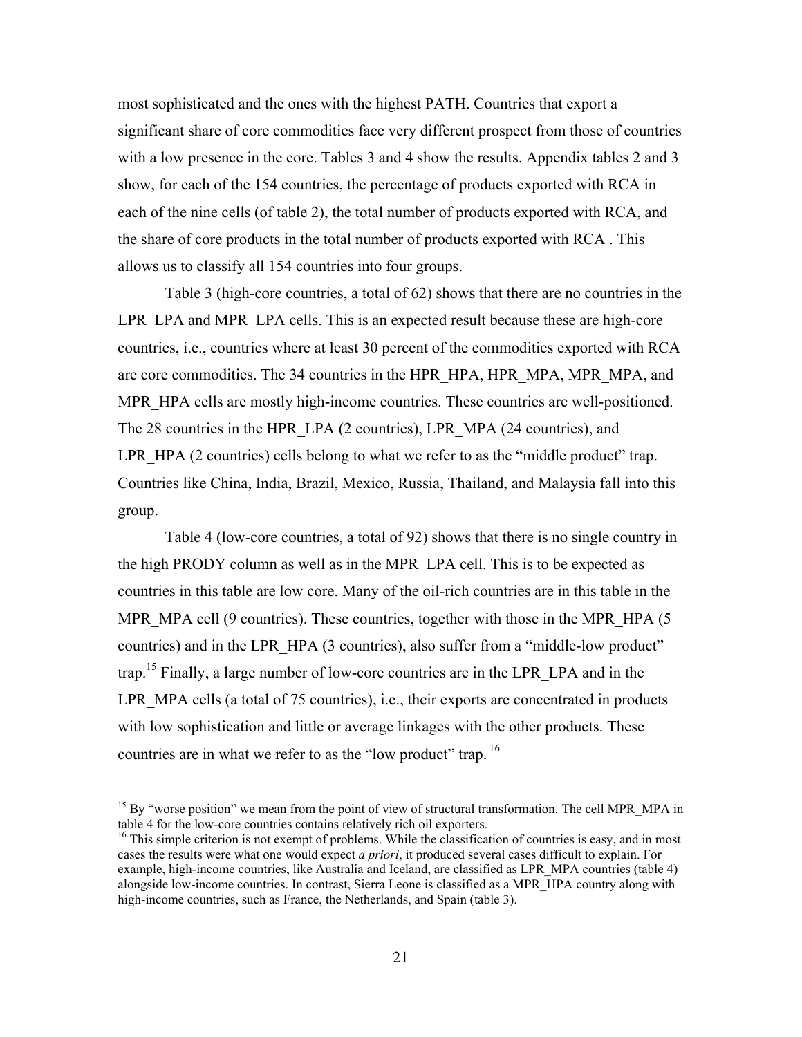most sophisticated and the ones with the highest PATH. Countries that export a significant share of core commodities face very different prospect from those of countries with a low presence in the core. Tables 3 and 4 show the results. Appendix tables 2 and 3 show, for each of the 154 countries, the percentage of products exported with RCA in each of the nine cells (of table 2), the total number of products exported with RCA, and the share of core products in the total number of products exported with RCA . This allows us to classify all 154 countries into four groups.

Table 3 (high-core countries, a total of 62) shows that there are no countries in the LPR_LPA and MPR_LPA cells. This is an expected result because these are high-core countries, i.e., countries where at least 30 percent of the commodities exported with RCA are core commodities. The 34 countries in the HPR_HPA, HPR_MPA, MPR_MPA, and MPR_HPA cells are mostly high-income countries. These countries are well-positioned. The 28 countries in the HPR_LPA (2 countries), LPR_MPA (24 countries), and LPR_HPA (2 countries) cells belong to what we refer to as the "middle product" trap. Countries like China, India, Brazil, Mexico, Russia, Thailand, and Malaysia fall into this group.

Table 4 (low-core countries, a total of 92) shows that there is no single country in the high PRODY column as well as in the MPR_LPA cell. This is to be expected as countries in this table are low core. Many of the oil-rich countries are in this table in the MPR_MPA cell (9 countries). These countries, together with those in the MPR_HPA (5 countries) and in the LPR_HPA (3 countries), also suffer from a "middle-low product" trap.[15] Finally, a large number of low-core countries are in the LPR_LPA and in the LPR_MPA cells (a total of 75 countries), i.e., their exports are concentrated in products with low sophistication and little or average linkages with the other products. These countries are in what we refer to as the "low product" trap. [16]

[15] By "worse position" we mean from the point of view of structural transformation. The cell MPR_MPA in table 4 for the low-core countries contains relatively rich oil exporters.

[16] This simple criterion is not exempt of problems. While the classification of countries is easy, and in most cases the results were what one would expect *a priori*, it produced several cases difficult to explain. For example, high-income countries, like Australia and Iceland, are classified as LPR_MPA countries (table 4) alongside low-income countries. In contrast, Sierra Leone is classified as a MPR_HPA country along with high-income countries, such as France, the Netherlands, and Spain (table 3).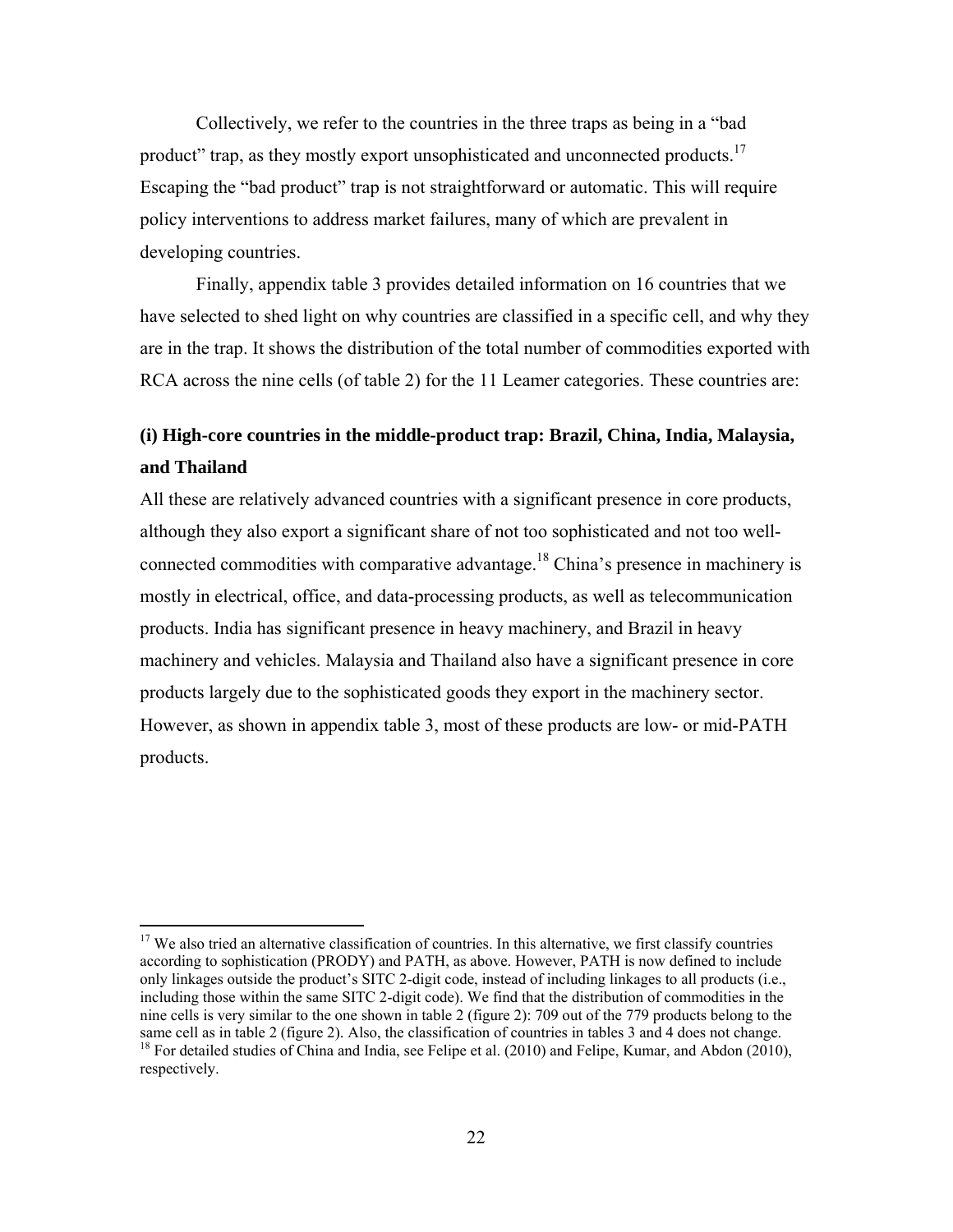Collectively, we refer to the countries in the three traps as being in a "bad product" trap, as they mostly export unsophisticated and unconnected products.[17] Escaping the "bad product" trap is not straightforward or automatic. This will require policy interventions to address market failures, many of which are prevalent in developing countries.

Finally, appendix table 3 provides detailed information on 16 countries that we have selected to shed light on why countries are classified in a specific cell, and why they are in the trap. It shows the distribution of the total number of commodities exported with RCA across the nine cells (of table 2) for the 11 Leamer categories. These countries are:

### (i) High-core countries in the middle-product trap: Brazil, China, India, Malaysia, and Thailand

All these are relatively advanced countries with a significant presence in core products, although they also export a significant share of not too sophisticated and not too well-connected commodities with comparative advantage.[18] China's presence in machinery is mostly in electrical, office, and data-processing products, as well as telecommunication products. India has significant presence in heavy machinery, and Brazil in heavy machinery and vehicles. Malaysia and Thailand also have a significant presence in core products largely due to the sophisticated goods they export in the machinery sector. However, as shown in appendix table 3, most of these products are low- or mid-PATH products.

---

[17] We also tried an alternative classification of countries. In this alternative, we first classify countries according to sophistication (PRODY) and PATH, as above. However, PATH is now defined to include only linkages outside the product's SITC 2-digit code, instead of including linkages to all products (i.e., including those within the same SITC 2-digit code). We find that the distribution of commodities in the nine cells is very similar to the one shown in table 2 (figure 2): 709 out of the 779 products belong to the same cell as in table 2 (figure 2). Also, the classification of countries in tables 3 and 4 does not change.

[18] For detailed studies of China and India, see Felipe et al. (2010) and Felipe, Kumar, and Abdon (2010), respectively.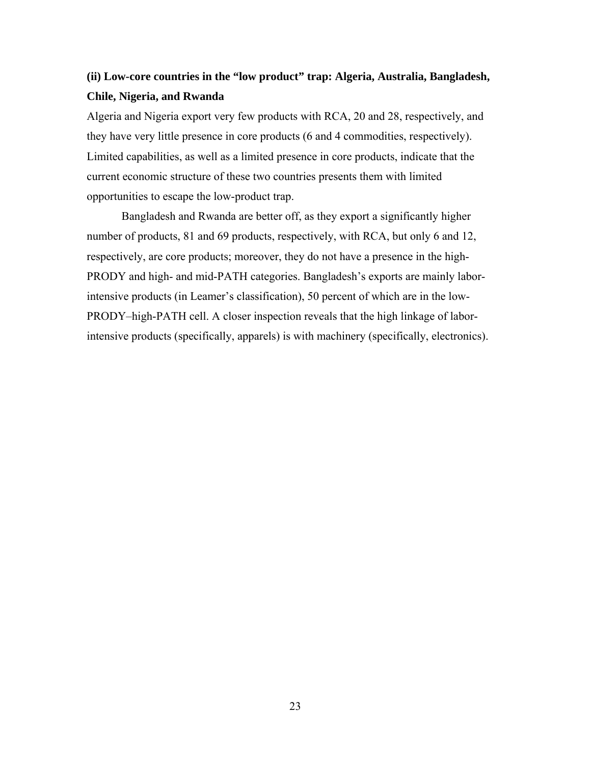**(ii) Low-core countries in the "low product" trap: Algeria, Australia, Bangladesh, Chile, Nigeria, and Rwanda**

Algeria and Nigeria export very few products with RCA, 20 and 28, respectively, and they have very little presence in core products (6 and 4 commodities, respectively). Limited capabilities, as well as a limited presence in core products, indicate that the current economic structure of these two countries presents them with limited opportunities to escape the low-product trap.

Bangladesh and Rwanda are better off, as they export a significantly higher number of products, 81 and 69 products, respectively, with RCA, but only 6 and 12, respectively, are core products; moreover, they do not have a presence in the high-PRODY and high- and mid-PATH categories. Bangladesh's exports are mainly labor-intensive products (in Leamer's classification), 50 percent of which are in the low-PRODY–high-PATH cell. A closer inspection reveals that the high linkage of labor-intensive products (specifically, apparels) is with machinery (specifically, electronics).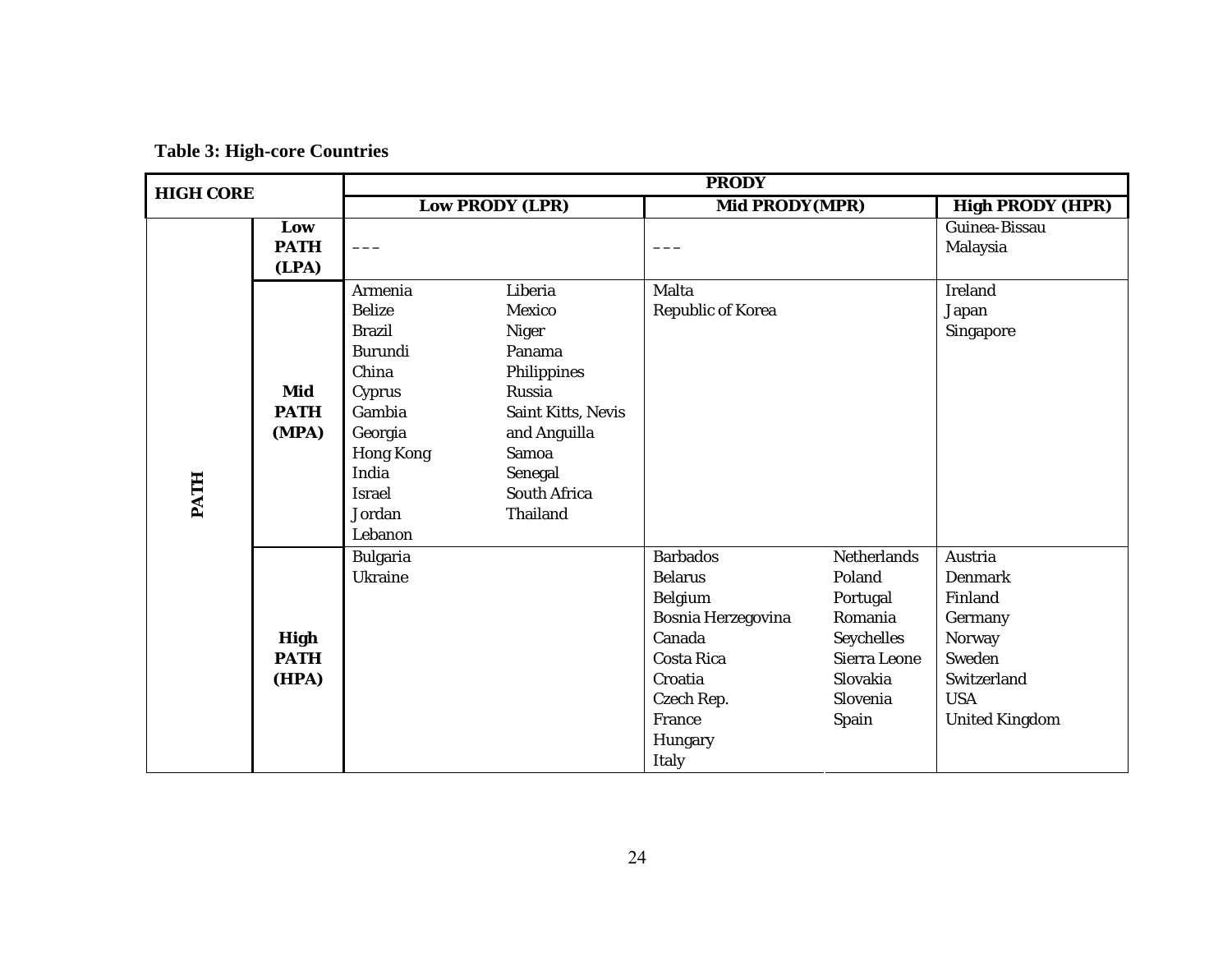**Table 3: High-core Countries**

| HIGH CORE | | PRODY | | |
|---|---|---|---|---|
| | | Low PRODY (LPR) | Mid PRODY(MPR) | High PRODY (HPR) |
| PATH | Low PATH (LPA) | – – – | – – – | Guinea-Bissau<br>Malaysia |
| | Mid PATH (MPA) | Armenia<br>Belize<br>Brazil<br>Burundi<br>China<br>Cyprus<br>Gambia<br>Georgia<br>Hong Kong<br>India<br>Israel<br>Jordan<br>Lebanon<br>Liberia<br>Mexico<br>Niger<br>Panama<br>Philippines<br>Russia<br>Saint Kitts, Nevis and Anguilla<br>Samoa<br>Senegal<br>South Africa<br>Thailand | Malta<br>Republic of Korea | Ireland<br>Japan<br>Singapore |
| | High PATH (HPA) | Bulgaria<br>Ukraine | Barbados<br>Belarus<br>Belgium<br>Bosnia Herzegovina<br>Canada<br>Costa Rica<br>Croatia<br>Czech Rep.<br>France<br>Hungary<br>Italy<br>Netherlands<br>Poland<br>Portugal<br>Romania<br>Seychelles<br>Sierra Leone<br>Slovakia<br>Slovenia<br>Spain | Austria<br>Denmark<br>Finland<br>Germany<br>Norway<br>Sweden<br>Switzerland<br>USA<br>United Kingdom |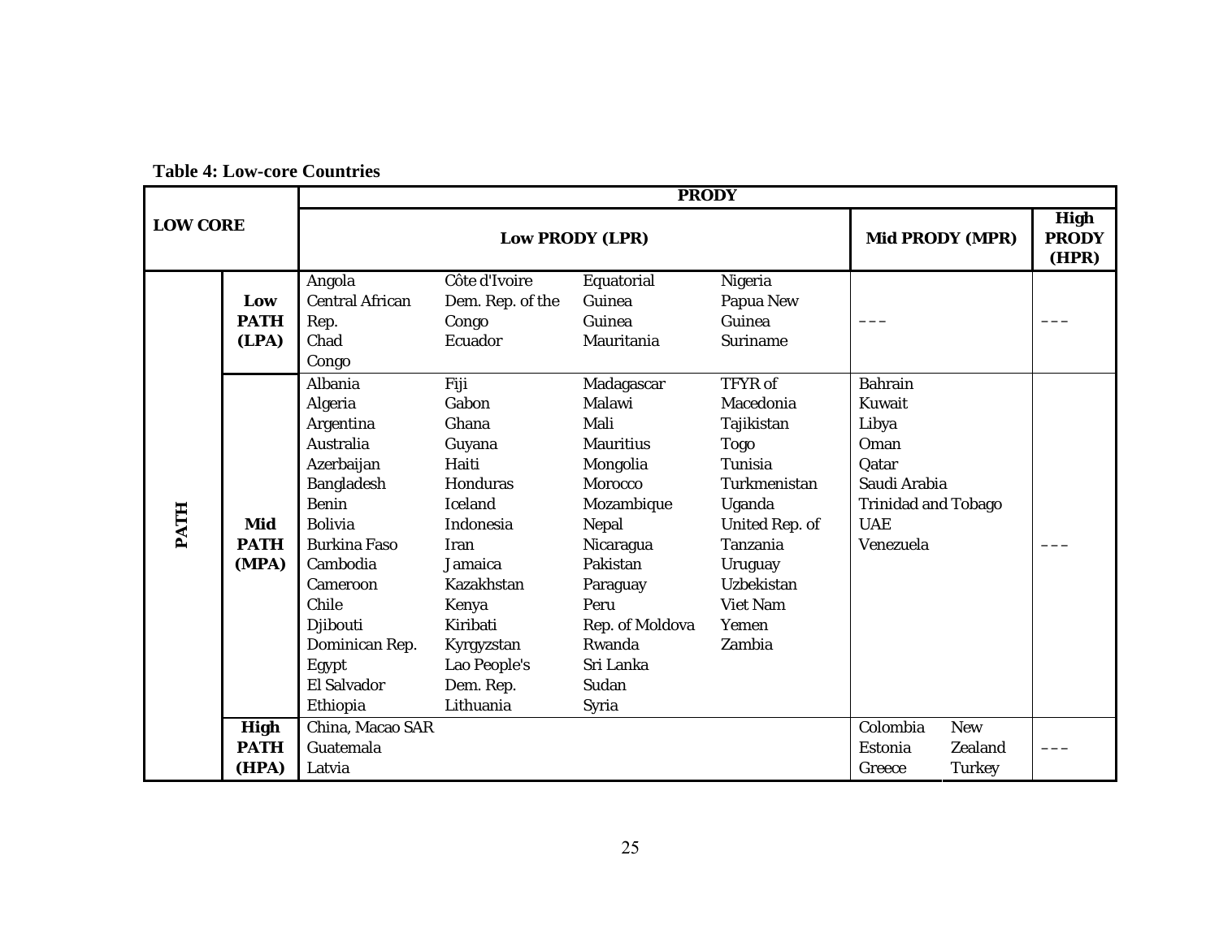**Table 4: Low-core Countries**

| LOW CORE | | PRODY: Low PRODY (LPR) | PRODY: Mid PRODY (MPR) | PRODY: High PRODY (HPR) |
|---|---|---|---|---|
| PATH | Low PATH (LPA) | Angola, Central African Rep., Chad, Congo, Côte d'Ivoire, Dem. Rep. of the Congo, Ecuador, Equatorial Guinea, Guinea, Mauritania, Nigeria, Papua New Guinea, Suriname | --- | --- |
| PATH | Mid PATH (MPA) | Albania, Algeria, Argentina, Australia, Azerbaijan, Bangladesh, Benin, Bolivia, Burkina Faso, Cambodia, Cameroon, Chile, Djibouti, Dominican Rep., Egypt, El Salvador, Ethiopia, Fiji, Gabon, Ghana, Guyana, Haiti, Honduras, Iceland, Indonesia, Iran, Jamaica, Kazakhstan, Kenya, Kiribati, Kyrgyzstan, Lao People's Dem. Rep., Lithuania, Madagascar, Malawi, Mali, Mauritius, Mongolia, Morocco, Mozambique, Nepal, Nicaragua, Pakistan, Paraguay, Peru, Rep. of Moldova, Rwanda, Sri Lanka, Sudan, Syria, TFYR of Macedonia, Tajikistan, Togo, Tunisia, Turkmenistan, Uganda, United Rep. of Tanzania, Uruguay, Uzbekistan, Viet Nam, Yemen, Zambia | Bahrain, Kuwait, Libya, Oman, Qatar, Saudi Arabia, Trinidad and Tobago, UAE, Venezuela | --- |
| PATH | High PATH (HPA) | China, Macao SAR, Guatemala, Latvia | Colombia, Estonia, Greece, New Zealand, Turkey | --- |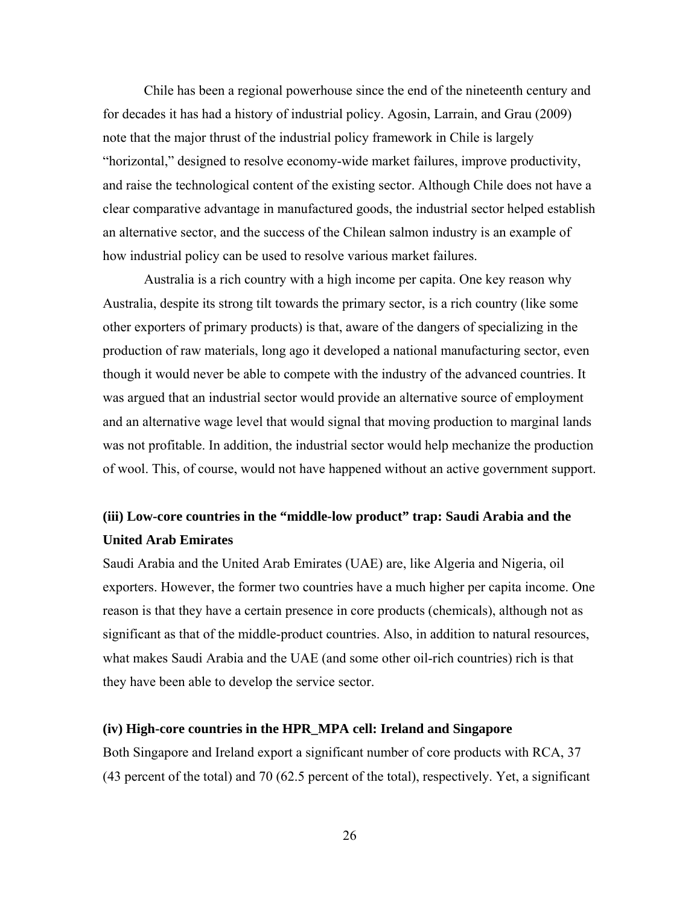Chile has been a regional powerhouse since the end of the nineteenth century and for decades it has had a history of industrial policy. Agosin, Larrain, and Grau (2009) note that the major thrust of the industrial policy framework in Chile is largely "horizontal," designed to resolve economy-wide market failures, improve productivity, and raise the technological content of the existing sector. Although Chile does not have a clear comparative advantage in manufactured goods, the industrial sector helped establish an alternative sector, and the success of the Chilean salmon industry is an example of how industrial policy can be used to resolve various market failures.

Australia is a rich country with a high income per capita. One key reason why Australia, despite its strong tilt towards the primary sector, is a rich country (like some other exporters of primary products) is that, aware of the dangers of specializing in the production of raw materials, long ago it developed a national manufacturing sector, even though it would never be able to compete with the industry of the advanced countries. It was argued that an industrial sector would provide an alternative source of employment and an alternative wage level that would signal that moving production to marginal lands was not profitable. In addition, the industrial sector would help mechanize the production of wool. This, of course, would not have happened without an active government support.

### (iii) Low-core countries in the "middle-low product" trap: Saudi Arabia and the United Arab Emirates

Saudi Arabia and the United Arab Emirates (UAE) are, like Algeria and Nigeria, oil exporters. However, the former two countries have a much higher per capita income. One reason is that they have a certain presence in core products (chemicals), although not as significant as that of the middle-product countries. Also, in addition to natural resources, what makes Saudi Arabia and the UAE (and some other oil-rich countries) rich is that they have been able to develop the service sector.

### (iv) High-core countries in the HPR_MPA cell: Ireland and Singapore

Both Singapore and Ireland export a significant number of core products with RCA, 37 (43 percent of the total) and 70 (62.5 percent of the total), respectively. Yet, a significant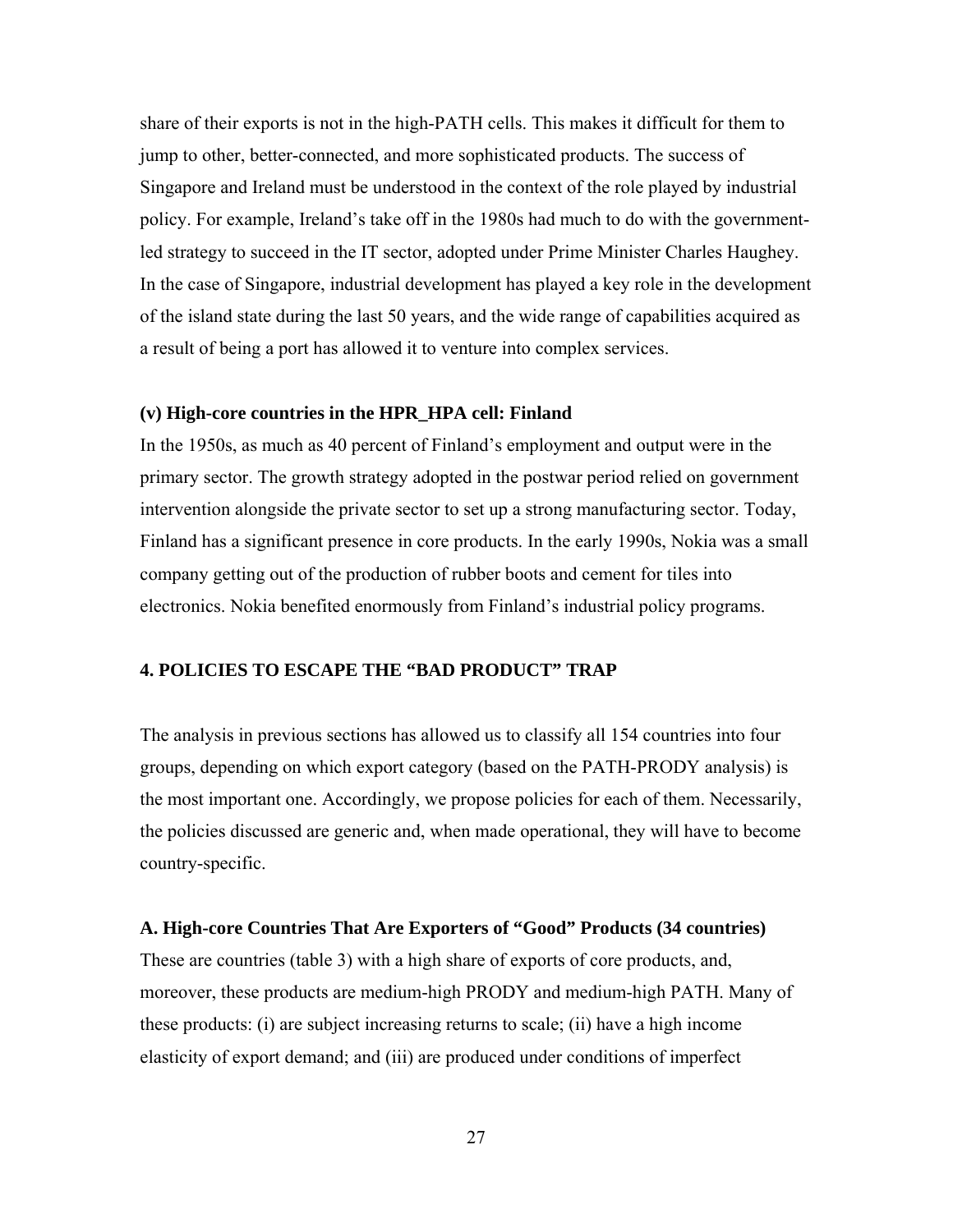share of their exports is not in the high-PATH cells. This makes it difficult for them to jump to other, better-connected, and more sophisticated products. The success of Singapore and Ireland must be understood in the context of the role played by industrial policy. For example, Ireland's take off in the 1980s had much to do with the government-led strategy to succeed in the IT sector, adopted under Prime Minister Charles Haughey. In the case of Singapore, industrial development has played a key role in the development of the island state during the last 50 years, and the wide range of capabilities acquired as a result of being a port has allowed it to venture into complex services.

**(v) High-core countries in the HPR_HPA cell: Finland**

In the 1950s, as much as 40 percent of Finland's employment and output were in the primary sector. The growth strategy adopted in the postwar period relied on government intervention alongside the private sector to set up a strong manufacturing sector. Today, Finland has a significant presence in core products. In the early 1990s, Nokia was a small company getting out of the production of rubber boots and cement for tiles into electronics. Nokia benefited enormously from Finland's industrial policy programs.

## 4. POLICIES TO ESCAPE THE "BAD PRODUCT" TRAP

The analysis in previous sections has allowed us to classify all 154 countries into four groups, depending on which export category (based on the PATH-PRODY analysis) is the most important one. Accordingly, we propose policies for each of them. Necessarily, the policies discussed are generic and, when made operational, they will have to become country-specific.

### A. High-core Countries That Are Exporters of "Good" Products (34 countries)

These are countries (table 3) with a high share of exports of core products, and, moreover, these products are medium-high PRODY and medium-high PATH. Many of these products: (i) are subject increasing returns to scale; (ii) have a high income elasticity of export demand; and (iii) are produced under conditions of imperfect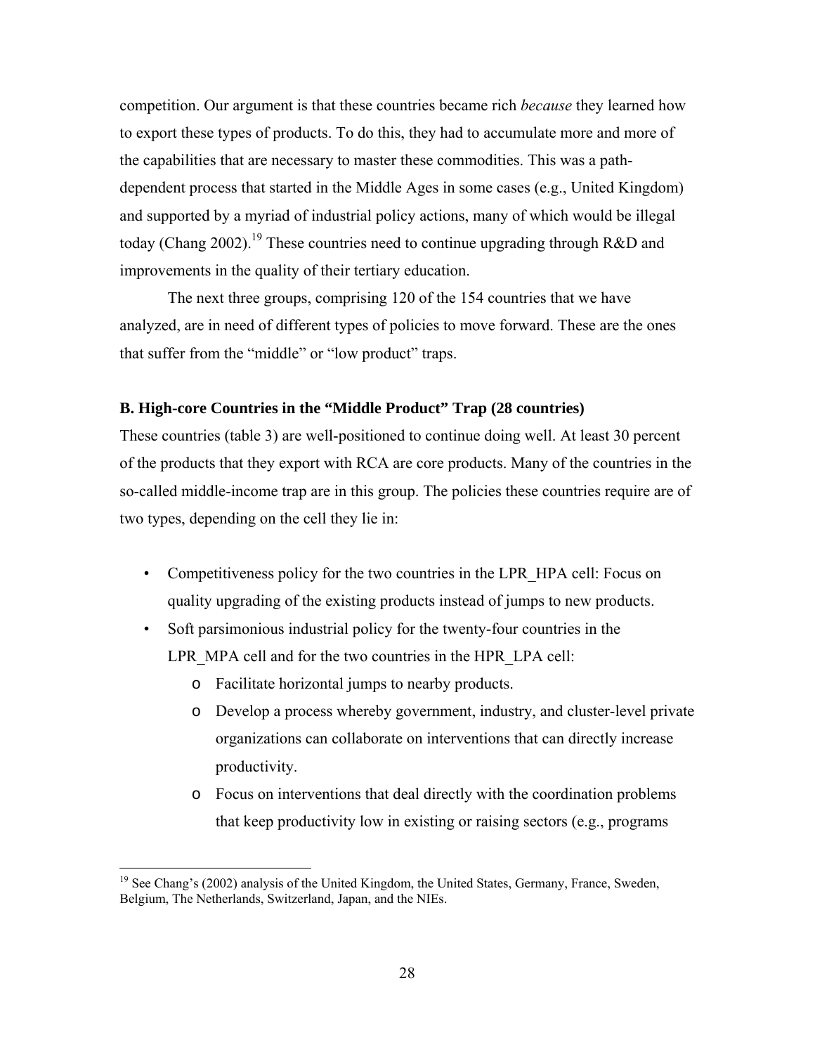competition. Our argument is that these countries became rich *because* they learned how to export these types of products. To do this, they had to accumulate more and more of the capabilities that are necessary to master these commodities. This was a path-dependent process that started in the Middle Ages in some cases (e.g., United Kingdom) and supported by a myriad of industrial policy actions, many of which would be illegal today (Chang 2002).[19] These countries need to continue upgrading through R&D and improvements in the quality of their tertiary education.

The next three groups, comprising 120 of the 154 countries that we have analyzed, are in need of different types of policies to move forward. These are the ones that suffer from the "middle" or "low product" traps.

**B. High-core Countries in the "Middle Product" Trap (28 countries)**

These countries (table 3) are well-positioned to continue doing well. At least 30 percent of the products that they export with RCA are core products. Many of the countries in the so-called middle-income trap are in this group. The policies these countries require are of two types, depending on the cell they lie in:

- Competitiveness policy for the two countries in the LPR_HPA cell: Focus on quality upgrading of the existing products instead of jumps to new products.
- Soft parsimonious industrial policy for the twenty-four countries in the LPR_MPA cell and for the two countries in the HPR_LPA cell:
    - Facilitate horizontal jumps to nearby products.
    - Develop a process whereby government, industry, and cluster-level private organizations can collaborate on interventions that can directly increase productivity.
    - Focus on interventions that deal directly with the coordination problems that keep productivity low in existing or raising sectors (e.g., programs

[19] See Chang's (2002) analysis of the United Kingdom, the United States, Germany, France, Sweden, Belgium, The Netherlands, Switzerland, Japan, and the NIEs.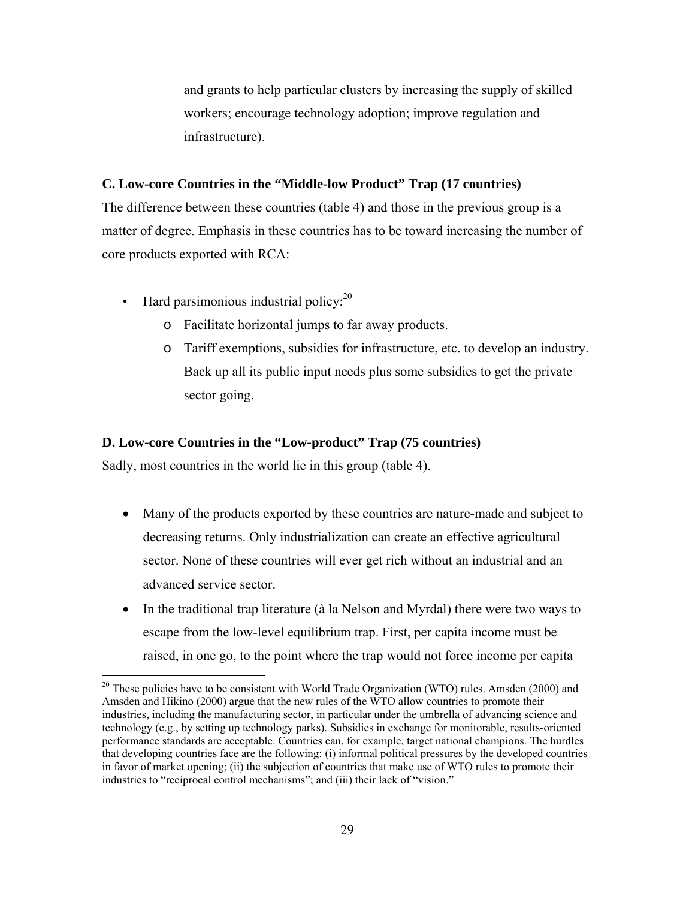and grants to help particular clusters by increasing the supply of skilled workers; encourage technology adoption; improve regulation and infrastructure).

### C. Low-core Countries in the "Middle-low Product" Trap (17 countries)

The difference between these countries (table 4) and those in the previous group is a matter of degree. Emphasis in these countries has to be toward increasing the number of core products exported with RCA:

- Hard parsimonious industrial policy:[20]
    - Facilitate horizontal jumps to far away products.
    - Tariff exemptions, subsidies for infrastructure, etc. to develop an industry. Back up all its public input needs plus some subsidies to get the private sector going.

### D. Low-core Countries in the "Low-product" Trap (75 countries)

Sadly, most countries in the world lie in this group (table 4).

- Many of the products exported by these countries are nature-made and subject to decreasing returns. Only industrialization can create an effective agricultural sector. None of these countries will ever get rich without an industrial and an advanced service sector.
- In the traditional trap literature (à la Nelson and Myrdal) there were two ways to escape from the low-level equilibrium trap. First, per capita income must be raised, in one go, to the point where the trap would not force income per capita

[20] These policies have to be consistent with World Trade Organization (WTO) rules. Amsden (2000) and Amsden and Hikino (2000) argue that the new rules of the WTO allow countries to promote their industries, including the manufacturing sector, in particular under the umbrella of advancing science and technology (e.g., by setting up technology parks). Subsidies in exchange for monitorable, results-oriented performance standards are acceptable. Countries can, for example, target national champions. The hurdles that developing countries face are the following: (i) informal political pressures by the developed countries in favor of market opening; (ii) the subjection of countries that make use of WTO rules to promote their industries to "reciprocal control mechanisms"; and (iii) their lack of "vision."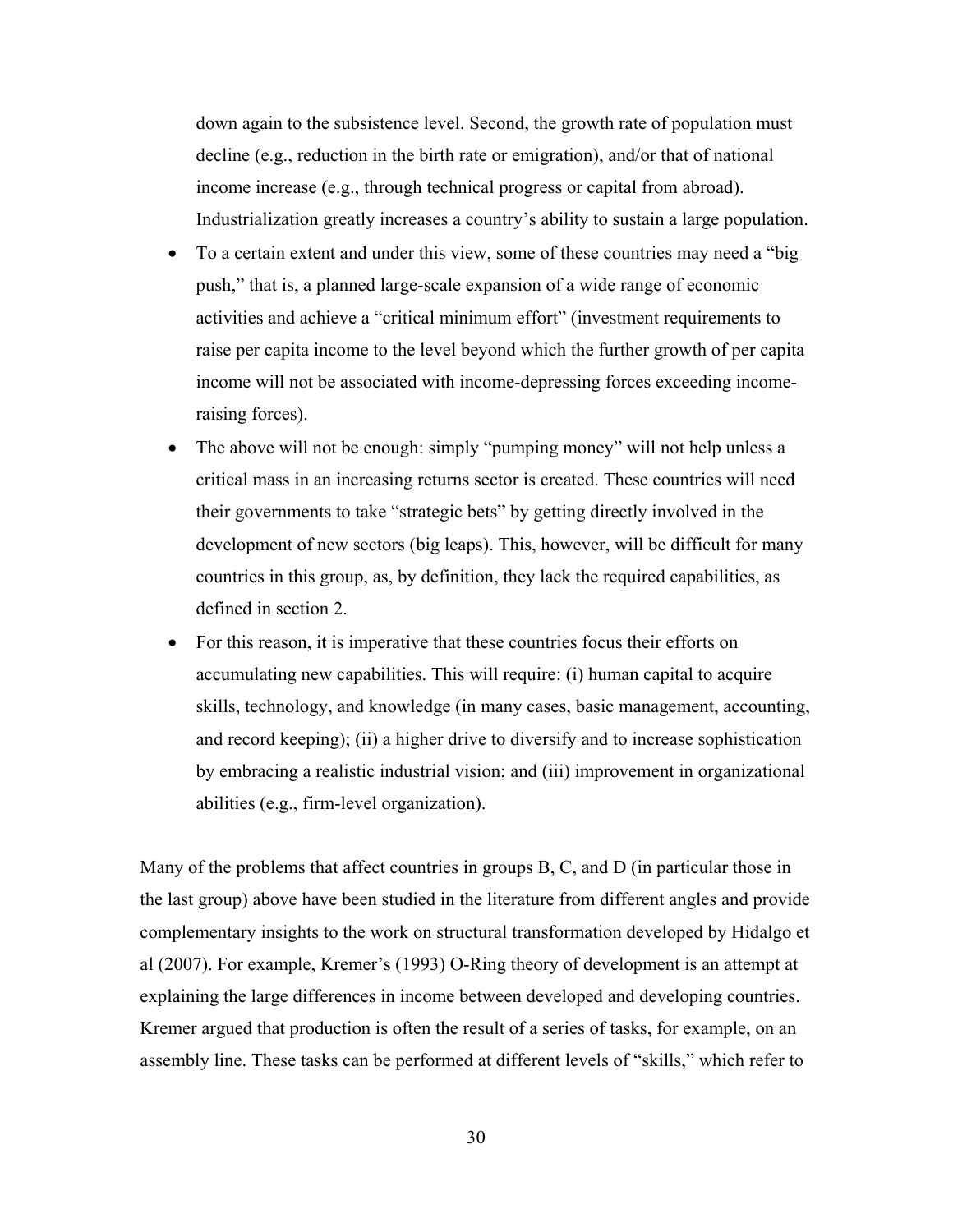down again to the subsistence level. Second, the growth rate of population must decline (e.g., reduction in the birth rate or emigration), and/or that of national income increase (e.g., through technical progress or capital from abroad). Industrialization greatly increases a country's ability to sustain a large population.

- To a certain extent and under this view, some of these countries may need a "big push," that is, a planned large-scale expansion of a wide range of economic activities and achieve a "critical minimum effort" (investment requirements to raise per capita income to the level beyond which the further growth of per capita income will not be associated with income-depressing forces exceeding income-raising forces).
- The above will not be enough: simply "pumping money" will not help unless a critical mass in an increasing returns sector is created. These countries will need their governments to take "strategic bets" by getting directly involved in the development of new sectors (big leaps). This, however, will be difficult for many countries in this group, as, by definition, they lack the required capabilities, as defined in section 2.
- For this reason, it is imperative that these countries focus their efforts on accumulating new capabilities. This will require: (i) human capital to acquire skills, technology, and knowledge (in many cases, basic management, accounting, and record keeping); (ii) a higher drive to diversify and to increase sophistication by embracing a realistic industrial vision; and (iii) improvement in organizational abilities (e.g., firm-level organization).

Many of the problems that affect countries in groups B, C, and D (in particular those in the last group) above have been studied in the literature from different angles and provide complementary insights to the work on structural transformation developed by Hidalgo et al (2007). For example, Kremer's (1993) O-Ring theory of development is an attempt at explaining the large differences in income between developed and developing countries. Kremer argued that production is often the result of a series of tasks, for example, on an assembly line. These tasks can be performed at different levels of "skills," which refer to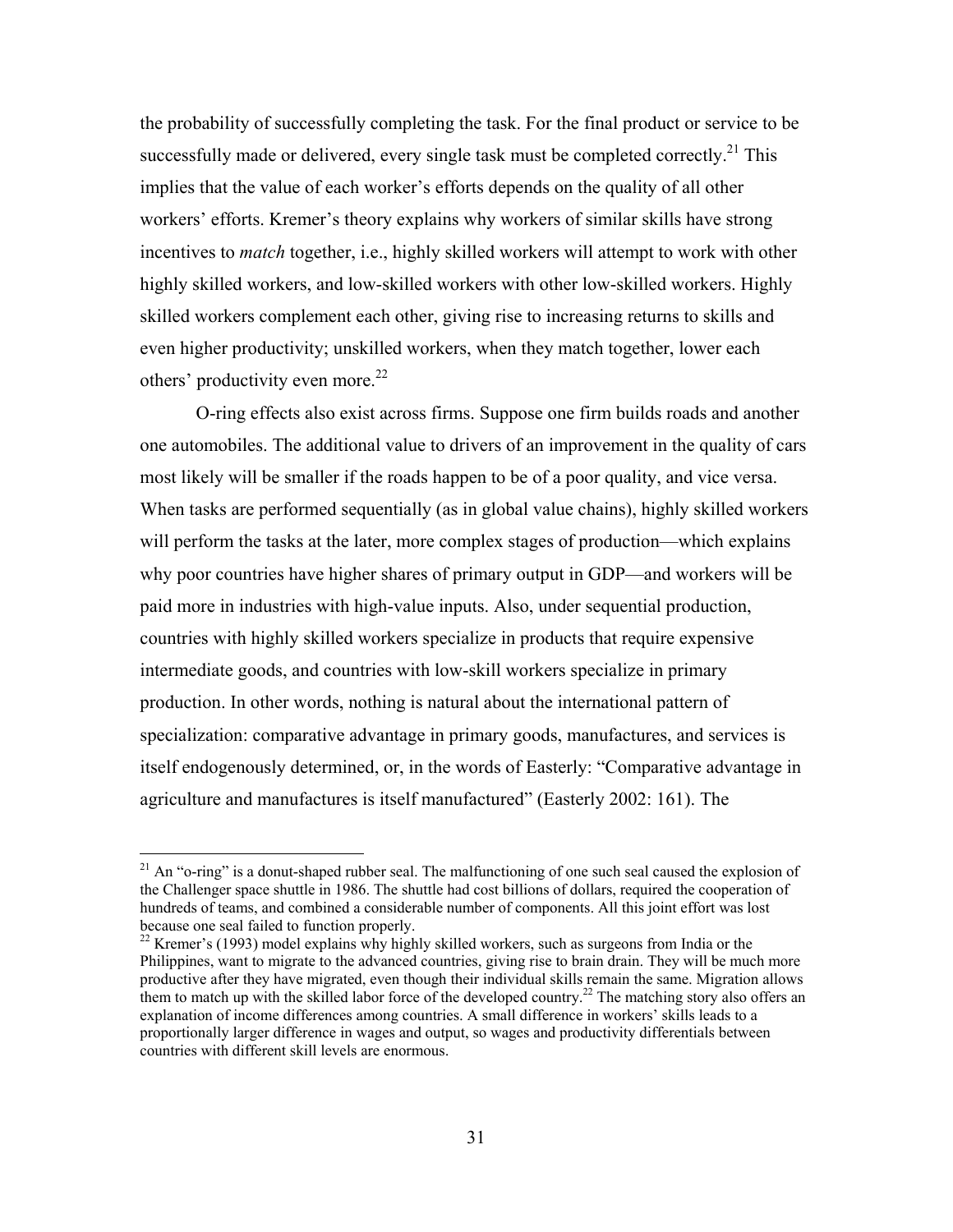the probability of successfully completing the task. For the final product or service to be successfully made or delivered, every single task must be completed correctly.[21] This implies that the value of each worker's efforts depends on the quality of all other workers' efforts. Kremer's theory explains why workers of similar skills have strong incentives to *match* together, i.e., highly skilled workers will attempt to work with other highly skilled workers, and low-skilled workers with other low-skilled workers. Highly skilled workers complement each other, giving rise to increasing returns to skills and even higher productivity; unskilled workers, when they match together, lower each others' productivity even more.[22]

O-ring effects also exist across firms. Suppose one firm builds roads and another one automobiles. The additional value to drivers of an improvement in the quality of cars most likely will be smaller if the roads happen to be of a poor quality, and vice versa. When tasks are performed sequentially (as in global value chains), highly skilled workers will perform the tasks at the later, more complex stages of production—which explains why poor countries have higher shares of primary output in GDP—and workers will be paid more in industries with high-value inputs. Also, under sequential production, countries with highly skilled workers specialize in products that require expensive intermediate goods, and countries with low-skill workers specialize in primary production. In other words, nothing is natural about the international pattern of specialization: comparative advantage in primary goods, manufactures, and services is itself endogenously determined, or, in the words of Easterly: "Comparative advantage in agriculture and manufactures is itself manufactured" (Easterly 2002: 161). The

[21] An "o-ring" is a donut-shaped rubber seal. The malfunctioning of one such seal caused the explosion of the Challenger space shuttle in 1986. The shuttle had cost billions of dollars, required the cooperation of hundreds of teams, and combined a considerable number of components. All this joint effort was lost because one seal failed to function properly.

[22] Kremer's (1993) model explains why highly skilled workers, such as surgeons from India or the Philippines, want to migrate to the advanced countries, giving rise to brain drain. They will be much more productive after they have migrated, even though their individual skills remain the same. Migration allows them to match up with the skilled labor force of the developed country.[22] The matching story also offers an explanation of income differences among countries. A small difference in workers' skills leads to a proportionally larger difference in wages and output, so wages and productivity differentials between countries with different skill levels are enormous.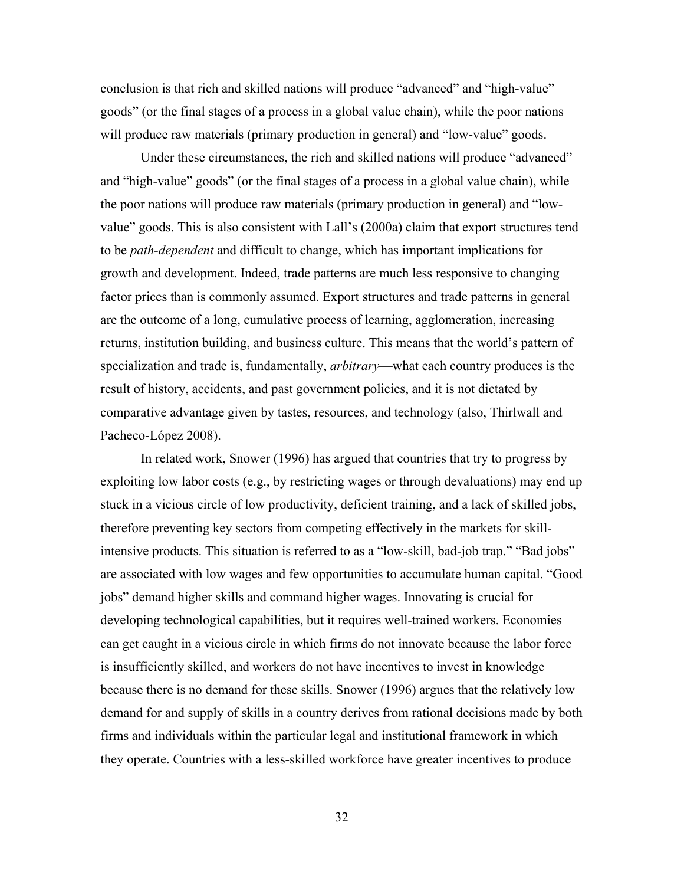conclusion is that rich and skilled nations will produce "advanced" and "high-value" goods" (or the final stages of a process in a global value chain), while the poor nations will produce raw materials (primary production in general) and "low-value" goods.

Under these circumstances, the rich and skilled nations will produce "advanced" and "high-value" goods" (or the final stages of a process in a global value chain), while the poor nations will produce raw materials (primary production in general) and "low-value" goods. This is also consistent with Lall's (2000a) claim that export structures tend to be *path-dependent* and difficult to change, which has important implications for growth and development. Indeed, trade patterns are much less responsive to changing factor prices than is commonly assumed. Export structures and trade patterns in general are the outcome of a long, cumulative process of learning, agglomeration, increasing returns, institution building, and business culture. This means that the world's pattern of specialization and trade is, fundamentally, *arbitrary*—what each country produces is the result of history, accidents, and past government policies, and it is not dictated by comparative advantage given by tastes, resources, and technology (also, Thirlwall and Pacheco-López 2008).

In related work, Snower (1996) has argued that countries that try to progress by exploiting low labor costs (e.g., by restricting wages or through devaluations) may end up stuck in a vicious circle of low productivity, deficient training, and a lack of skilled jobs, therefore preventing key sectors from competing effectively in the markets for skill-intensive products. This situation is referred to as a "low-skill, bad-job trap." "Bad jobs" are associated with low wages and few opportunities to accumulate human capital. "Good jobs" demand higher skills and command higher wages. Innovating is crucial for developing technological capabilities, but it requires well-trained workers. Economies can get caught in a vicious circle in which firms do not innovate because the labor force is insufficiently skilled, and workers do not have incentives to invest in knowledge because there is no demand for these skills. Snower (1996) argues that the relatively low demand for and supply of skills in a country derives from rational decisions made by both firms and individuals within the particular legal and institutional framework in which they operate. Countries with a less-skilled workforce have greater incentives to produce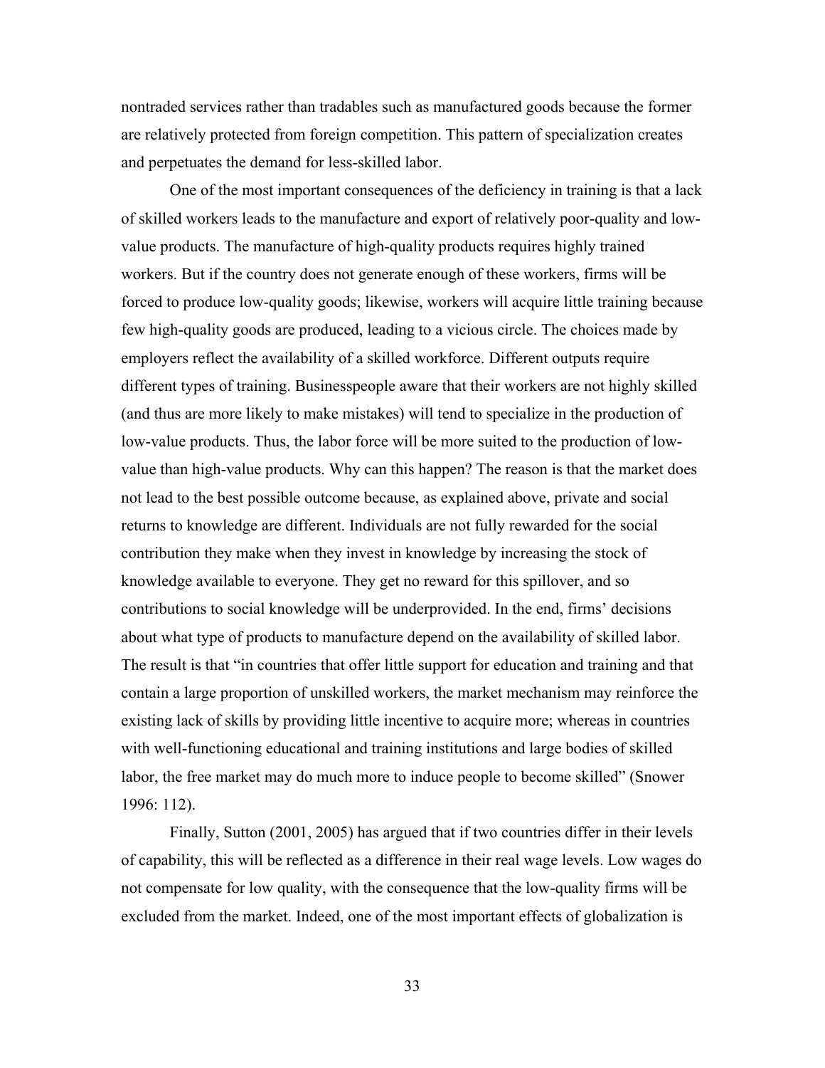nontraded services rather than tradables such as manufactured goods because the former are relatively protected from foreign competition. This pattern of specialization creates and perpetuates the demand for less-skilled labor.

One of the most important consequences of the deficiency in training is that a lack of skilled workers leads to the manufacture and export of relatively poor-quality and low-value products. The manufacture of high-quality products requires highly trained workers. But if the country does not generate enough of these workers, firms will be forced to produce low-quality goods; likewise, workers will acquire little training because few high-quality goods are produced, leading to a vicious circle. The choices made by employers reflect the availability of a skilled workforce. Different outputs require different types of training. Businesspeople aware that their workers are not highly skilled (and thus are more likely to make mistakes) will tend to specialize in the production of low-value products. Thus, the labor force will be more suited to the production of low-value than high-value products. Why can this happen? The reason is that the market does not lead to the best possible outcome because, as explained above, private and social returns to knowledge are different. Individuals are not fully rewarded for the social contribution they make when they invest in knowledge by increasing the stock of knowledge available to everyone. They get no reward for this spillover, and so contributions to social knowledge will be underprovided. In the end, firms' decisions about what type of products to manufacture depend on the availability of skilled labor. The result is that "in countries that offer little support for education and training and that contain a large proportion of unskilled workers, the market mechanism may reinforce the existing lack of skills by providing little incentive to acquire more; whereas in countries with well-functioning educational and training institutions and large bodies of skilled labor, the free market may do much more to induce people to become skilled" (Snower 1996: 112).

Finally, Sutton (2001, 2005) has argued that if two countries differ in their levels of capability, this will be reflected as a difference in their real wage levels. Low wages do not compensate for low quality, with the consequence that the low-quality firms will be excluded from the market. Indeed, one of the most important effects of globalization is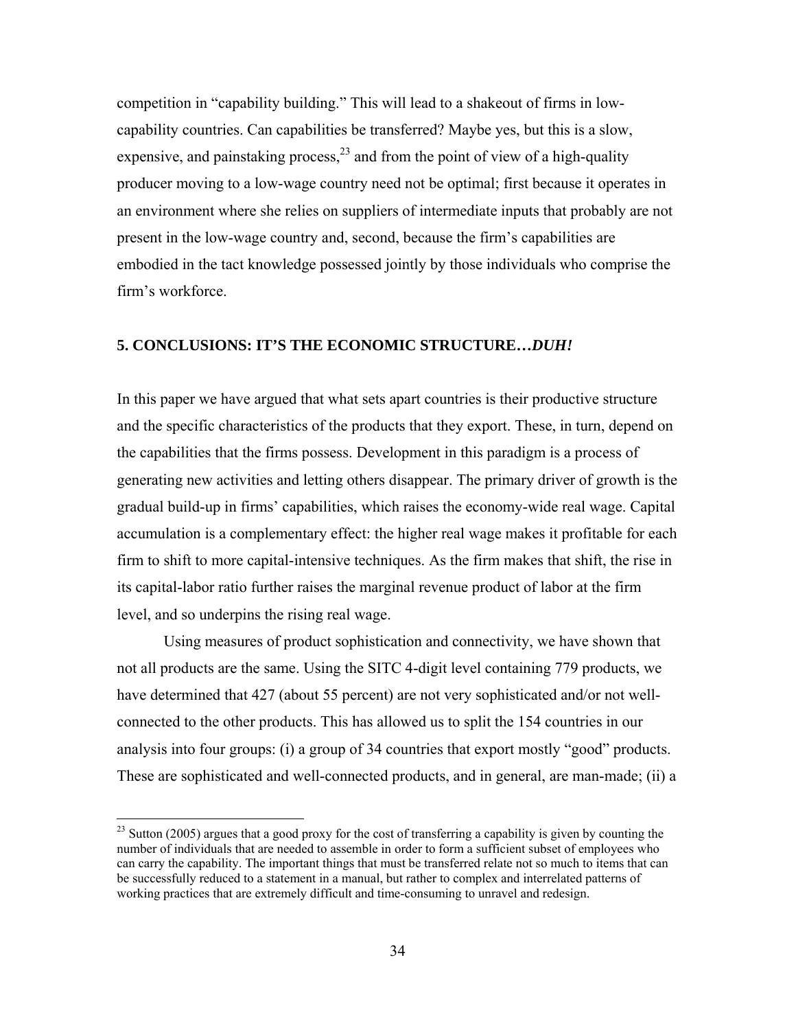competition in “capability building.” This will lead to a shakeout of firms in low-capability countries. Can capabilities be transferred? Maybe yes, but this is a slow, expensive, and painstaking process,[23] and from the point of view of a high-quality producer moving to a low-wage country need not be optimal; first because it operates in an environment where she relies on suppliers of intermediate inputs that probably are not present in the low-wage country and, second, because the firm’s capabilities are embodied in the tact knowledge possessed jointly by those individuals who comprise the firm’s workforce.

## 5. CONCLUSIONS: IT’S THE ECONOMIC STRUCTURE…*DUH!*

In this paper we have argued that what sets apart countries is their productive structure and the specific characteristics of the products that they export. These, in turn, depend on the capabilities that the firms possess. Development in this paradigm is a process of generating new activities and letting others disappear. The primary driver of growth is the gradual build-up in firms’ capabilities, which raises the economy-wide real wage. Capital accumulation is a complementary effect: the higher real wage makes it profitable for each firm to shift to more capital-intensive techniques. As the firm makes that shift, the rise in its capital-labor ratio further raises the marginal revenue product of labor at the firm level, and so underpins the rising real wage.

Using measures of product sophistication and connectivity, we have shown that not all products are the same. Using the SITC 4-digit level containing 779 products, we have determined that 427 (about 55 percent) are not very sophisticated and/or not well-connected to the other products. This has allowed us to split the 154 countries in our analysis into four groups: (i) a group of 34 countries that export mostly “good” products. These are sophisticated and well-connected products, and in general, are man-made; (ii) a

[23] Sutton (2005) argues that a good proxy for the cost of transferring a capability is given by counting the number of individuals that are needed to assemble in order to form a sufficient subset of employees who can carry the capability. The important things that must be transferred relate not so much to items that can be successfully reduced to a statement in a manual, but rather to complex and interrelated patterns of working practices that are extremely difficult and time-consuming to unravel and redesign.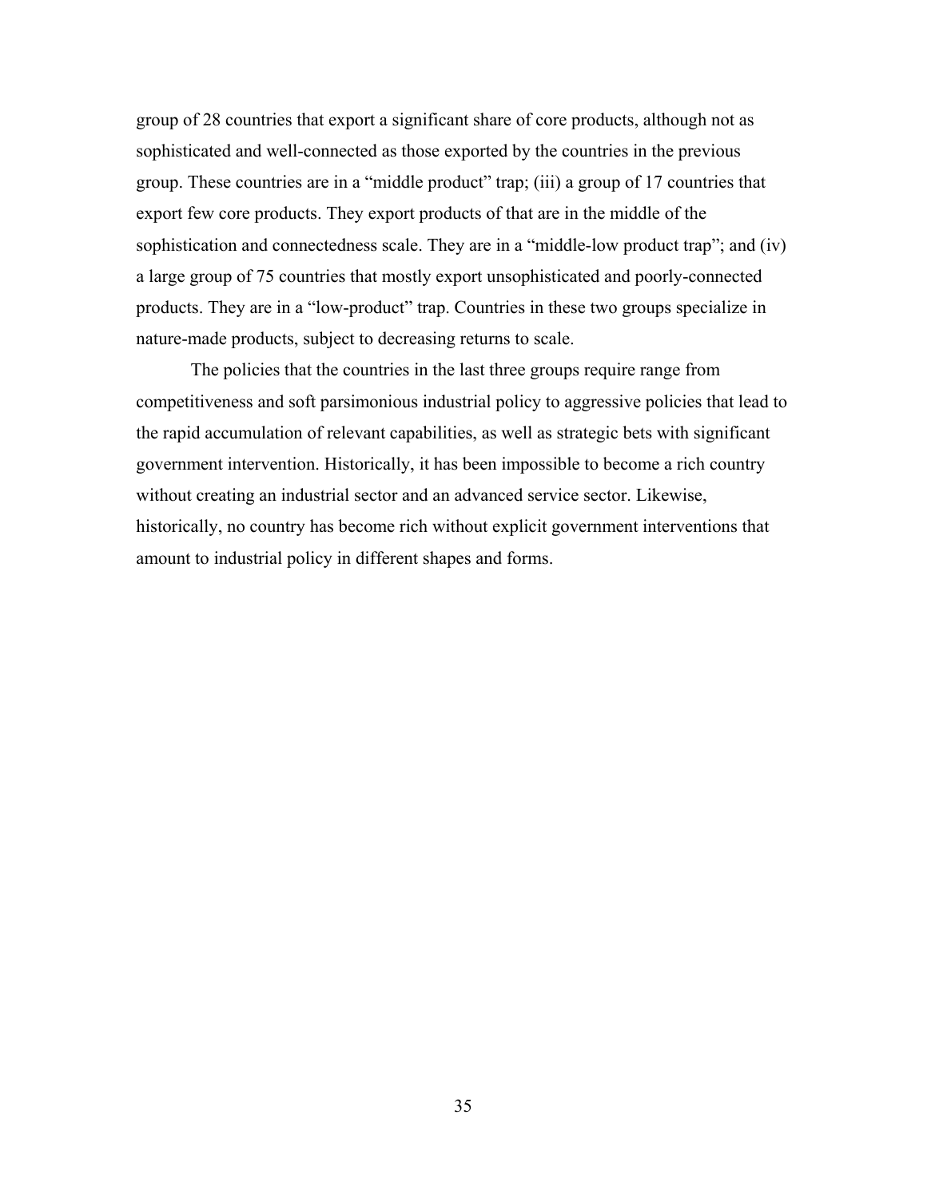group of 28 countries that export a significant share of core products, although not as sophisticated and well-connected as those exported by the countries in the previous group. These countries are in a “middle product” trap; (iii) a group of 17 countries that export few core products. They export products of that are in the middle of the sophistication and connectedness scale. They are in a “middle-low product trap”; and (iv) a large group of 75 countries that mostly export unsophisticated and poorly-connected products. They are in a “low-product” trap. Countries in these two groups specialize in nature-made products, subject to decreasing returns to scale.

The policies that the countries in the last three groups require range from competitiveness and soft parsimonious industrial policy to aggressive policies that lead to the rapid accumulation of relevant capabilities, as well as strategic bets with significant government intervention. Historically, it has been impossible to become a rich country without creating an industrial sector and an advanced service sector. Likewise, historically, no country has become rich without explicit government interventions that amount to industrial policy in different shapes and forms.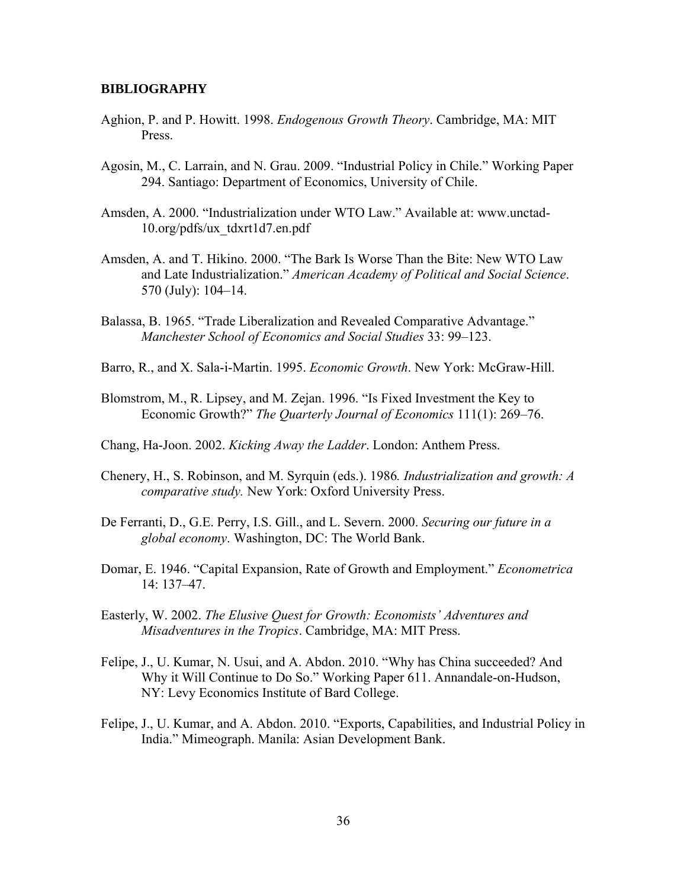**BIBLIOGRAPHY**

Aghion, P. and P. Howitt. 1998. *Endogenous Growth Theory*. Cambridge, MA: MIT Press.

Agosin, M., C. Larrain, and N. Grau. 2009. "Industrial Policy in Chile." Working Paper 294. Santiago: Department of Economics, University of Chile.

Amsden, A. 2000. "Industrialization under WTO Law." Available at: www.unctad-10.org/pdfs/ux_tdxrt1d7.en.pdf

Amsden, A. and T. Hikino. 2000. "The Bark Is Worse Than the Bite: New WTO Law and Late Industrialization." *American Academy of Political and Social Science*. 570 (July): 104–14.

Balassa, B. 1965. "Trade Liberalization and Revealed Comparative Advantage." *Manchester School of Economics and Social Studies* 33: 99–123.

Barro, R., and X. Sala-i-Martin. 1995. *Economic Growth*. New York: McGraw-Hill.

Blomstrom, M., R. Lipsey, and M. Zejan. 1996. "Is Fixed Investment the Key to Economic Growth?" *The Quarterly Journal of Economics* 111(1): 269–76.

Chang, Ha-Joon. 2002. *Kicking Away the Ladder*. London: Anthem Press.

Chenery, H., S. Robinson, and M. Syrquin (eds.). 1986*. Industrialization and growth: A comparative study.* New York: Oxford University Press.

De Ferranti, D., G.E. Perry, I.S. Gill., and L. Severn. 2000. *Securing our future in a global economy*. Washington, DC: The World Bank.

Domar, E. 1946. "Capital Expansion, Rate of Growth and Employment." *Econometrica* 14: 137–47.

Easterly, W. 2002. *The Elusive Quest for Growth: Economists' Adventures and Misadventures in the Tropics*. Cambridge, MA: MIT Press.

Felipe, J., U. Kumar, N. Usui, and A. Abdon. 2010. "Why has China succeeded? And Why it Will Continue to Do So." Working Paper 611. Annandale-on-Hudson, NY: Levy Economics Institute of Bard College.

Felipe, J., U. Kumar, and A. Abdon. 2010. "Exports, Capabilities, and Industrial Policy in India." Mimeograph. Manila: Asian Development Bank.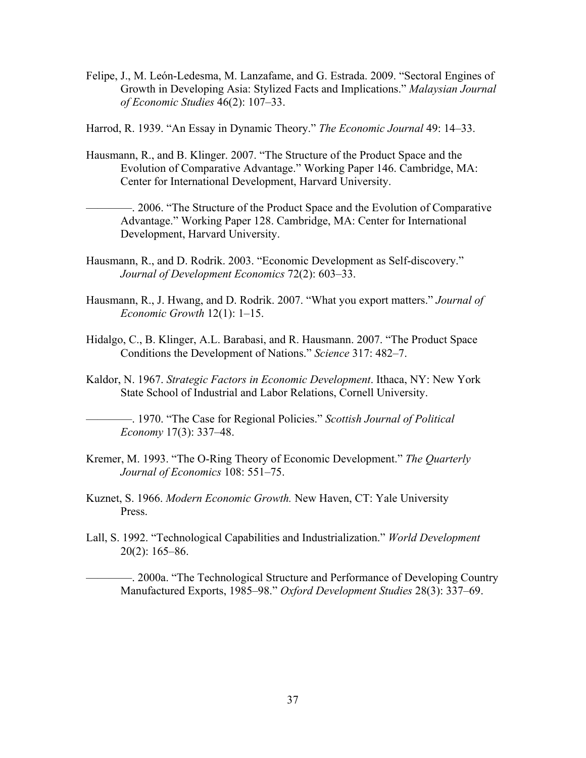Felipe, J., M. León-Ledesma, M. Lanzafame, and G. Estrada. 2009. "Sectoral Engines of Growth in Developing Asia: Stylized Facts and Implications." *Malaysian Journal of Economic Studies* 46(2): 107–33.

Harrod, R. 1939. "An Essay in Dynamic Theory." *The Economic Journal* 49: 14–33.

Hausmann, R., and B. Klinger. 2007. "The Structure of the Product Space and the Evolution of Comparative Advantage." Working Paper 146. Cambridge, MA: Center for International Development, Harvard University.

————. 2006. "The Structure of the Product Space and the Evolution of Comparative Advantage." Working Paper 128. Cambridge, MA: Center for International Development, Harvard University.

Hausmann, R., and D. Rodrik. 2003. "Economic Development as Self-discovery." *Journal of Development Economics* 72(2): 603–33.

Hausmann, R., J. Hwang, and D. Rodrik. 2007. "What you export matters." *Journal of Economic Growth* 12(1): 1–15.

Hidalgo, C., B. Klinger, A.L. Barabasi, and R. Hausmann. 2007. "The Product Space Conditions the Development of Nations." *Science* 317: 482–7.

Kaldor, N. 1967. *Strategic Factors in Economic Development*. Ithaca, NY: New York State School of Industrial and Labor Relations, Cornell University.

————. 1970. "The Case for Regional Policies." *Scottish Journal of Political Economy* 17(3): 337–48.

Kremer, M. 1993. "The O-Ring Theory of Economic Development." *The Quarterly Journal of Economics* 108: 551–75.

Kuznet, S. 1966. *Modern Economic Growth.* New Haven, CT: Yale University Press.

Lall, S. 1992. "Technological Capabilities and Industrialization." *World Development* 20(2): 165–86.

————. 2000a. "The Technological Structure and Performance of Developing Country Manufactured Exports, 1985–98." *Oxford Development Studies* 28(3): 337–69.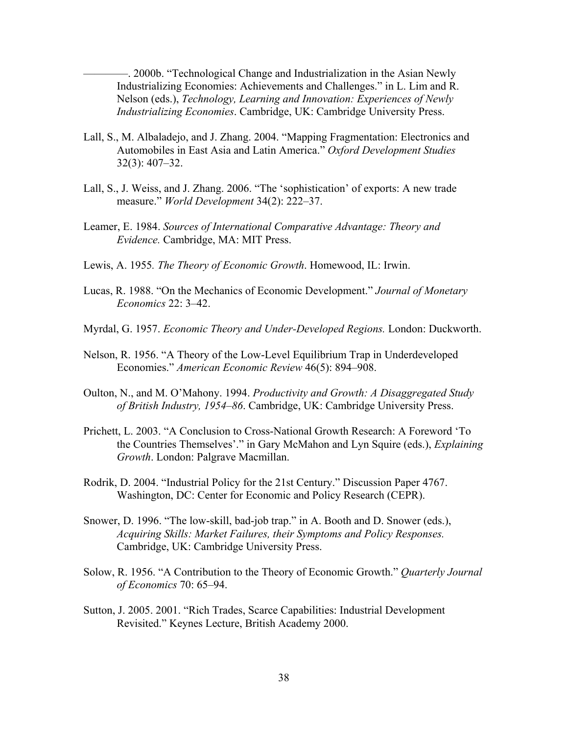————. 2000b. "Technological Change and Industrialization in the Asian Newly Industrializing Economies: Achievements and Challenges." in L. Lim and R. Nelson (eds.), *Technology, Learning and Innovation: Experiences of Newly Industrializing Economies*. Cambridge, UK: Cambridge University Press.

Lall, S., M. Albaladejo, and J. Zhang. 2004. "Mapping Fragmentation: Electronics and Automobiles in East Asia and Latin America." *Oxford Development Studies* 32(3): 407–32.

Lall, S., J. Weiss, and J. Zhang. 2006. "The 'sophistication' of exports: A new trade measure." *World Development* 34(2): 222–37.

Leamer, E. 1984. *Sources of International Comparative Advantage: Theory and Evidence.* Cambridge, MA: MIT Press.

Lewis, A. 1955*. The Theory of Economic Growth*. Homewood, IL: Irwin.

Lucas, R. 1988. "On the Mechanics of Economic Development." *Journal of Monetary Economics* 22: 3–42.

Myrdal, G. 1957. *Economic Theory and Under-Developed Regions.* London: Duckworth.

Nelson, R. 1956. "A Theory of the Low-Level Equilibrium Trap in Underdeveloped Economies." *American Economic Review* 46(5): 894–908.

Oulton, N., and M. O'Mahony. 1994. *Productivity and Growth: A Disaggregated Study of British Industry, 1954–86*. Cambridge, UK: Cambridge University Press.

Prichett, L. 2003. "A Conclusion to Cross-National Growth Research: A Foreword 'To the Countries Themselves'." in Gary McMahon and Lyn Squire (eds.), *Explaining Growth*. London: Palgrave Macmillan.

Rodrik, D. 2004. "Industrial Policy for the 21st Century." Discussion Paper 4767. Washington, DC: Center for Economic and Policy Research (CEPR).

Snower, D. 1996. "The low-skill, bad-job trap." in A. Booth and D. Snower (eds.), *Acquiring Skills: Market Failures, their Symptoms and Policy Responses.* Cambridge, UK: Cambridge University Press.

Solow, R. 1956. "A Contribution to the Theory of Economic Growth." *Quarterly Journal of Economics* 70: 65–94.

Sutton, J. 2005. 2001. "Rich Trades, Scarce Capabilities: Industrial Development Revisited." Keynes Lecture, British Academy 2000.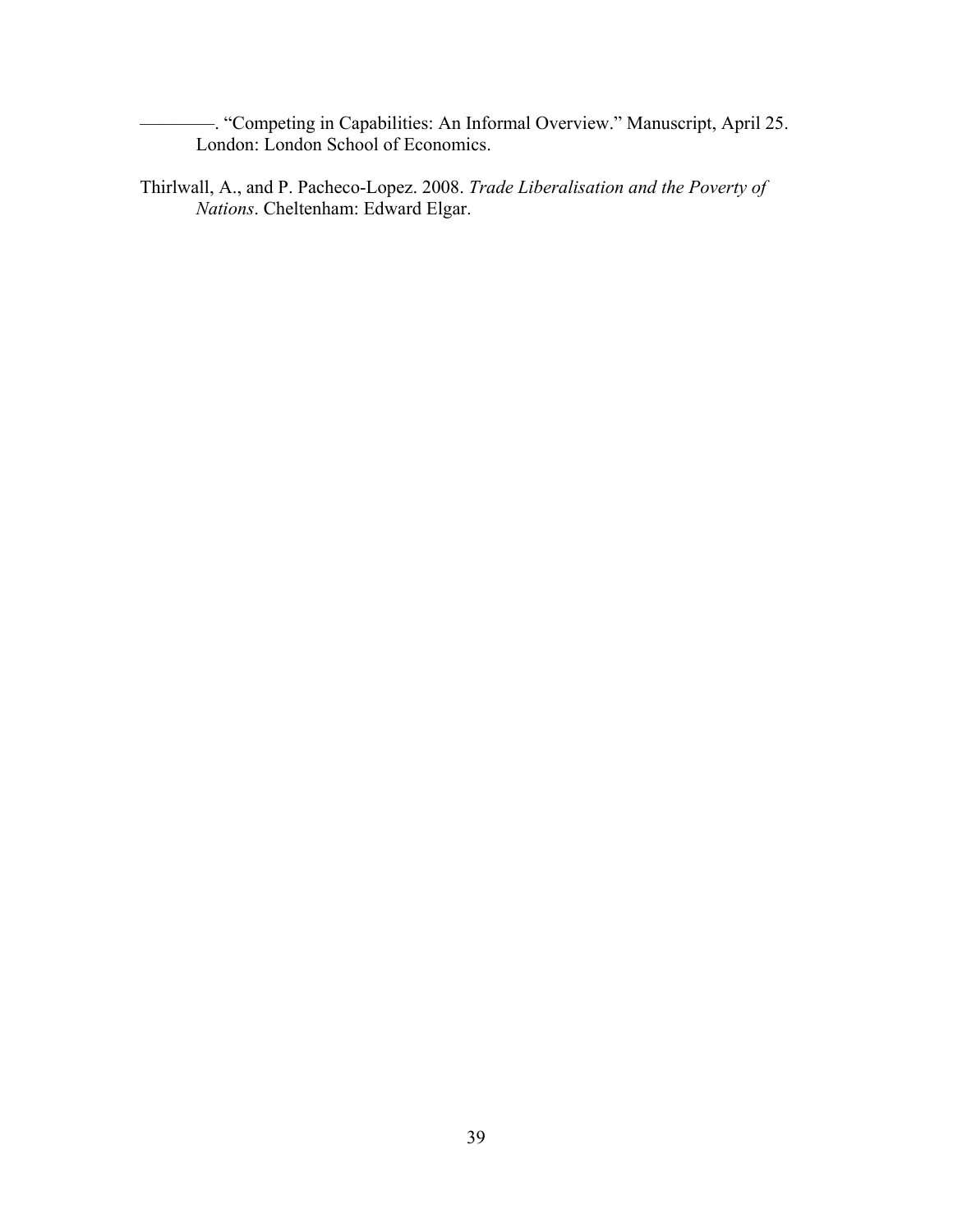————. "Competing in Capabilities: An Informal Overview." Manuscript, April 25. London: London School of Economics.

Thirlwall, A., and P. Pacheco-Lopez. 2008. *Trade Liberalisation and the Poverty of Nations*. Cheltenham: Edward Elgar.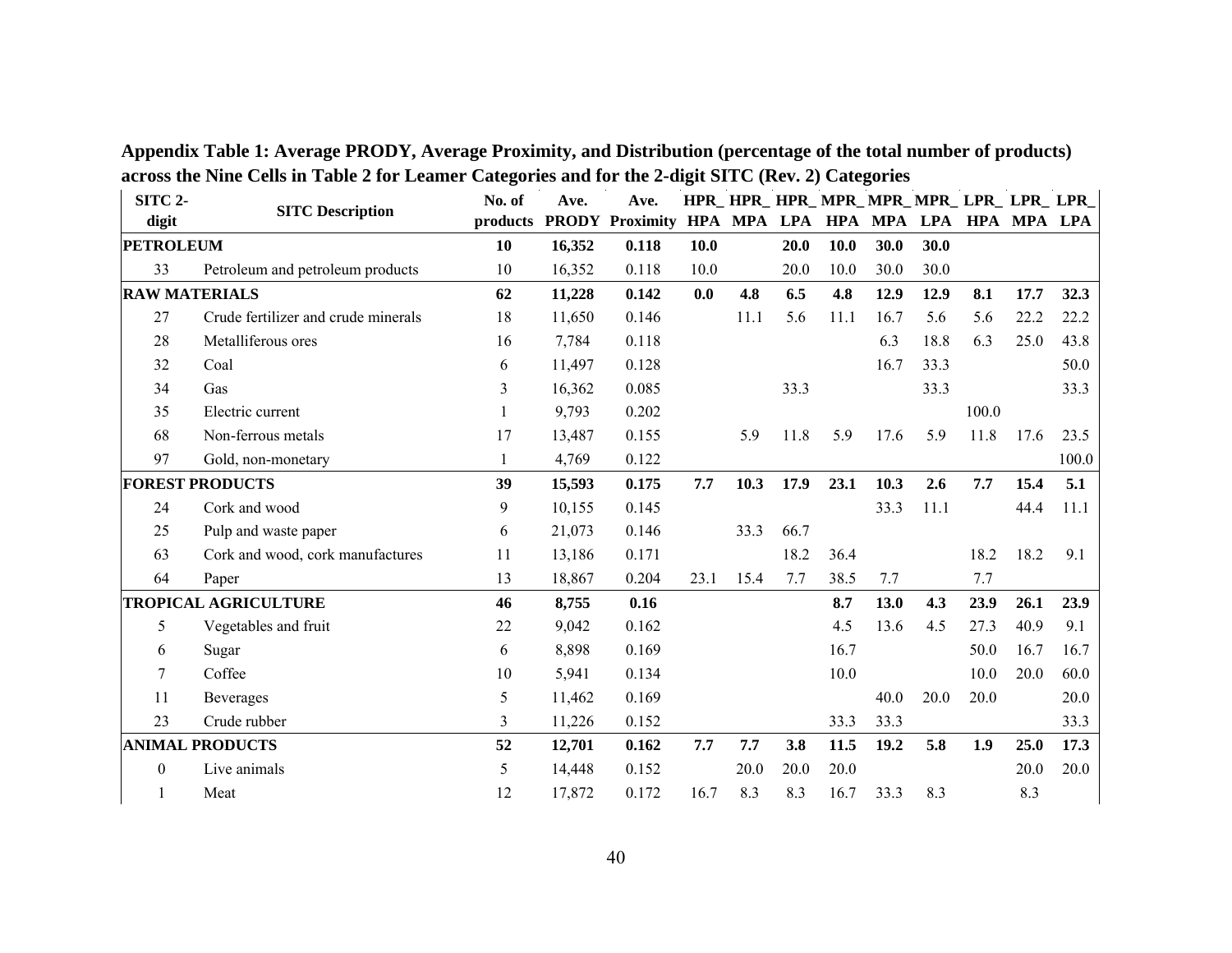**Appendix Table 1: Average PRODY, Average Proximity, and Distribution (percentage of the total number of products) across the Nine Cells in Table 2 for Leamer Categories and for the 2-digit SITC (Rev. 2) Categories**

| SITC 2-digit | SITC Description | No. of products | Ave. PRODY | Ave. Proximity | HPR_ HPA | HPR_ MPA | HPR_ LPA | MPR_ HPA | MPR_ MPA | MPR_ LPA | LPR_ HPA | LPR_ MPA | LPR_ LPA |
|---|---|---|---|---|---|---|---|---|---|---|---|---|---|
| **PETROLEUM** | | **10** | **16,352** | **0.118** | **10.0** | | **20.0** | **10.0** | **30.0** | **30.0** | | | |
| 33 | Petroleum and petroleum products | 10 | 16,352 | 0.118 | 10.0 | | 20.0 | 10.0 | 30.0 | 30.0 | | | |
| **RAW MATERIALS** | | **62** | **11,228** | **0.142** | **0.0** | **4.8** | **6.5** | **4.8** | **12.9** | **12.9** | **8.1** | **17.7** | **32.3** |
| 27 | Crude fertilizer and crude minerals | 18 | 11,650 | 0.146 | | 11.1 | 5.6 | 11.1 | 16.7 | 5.6 | 5.6 | 22.2 | 22.2 |
| 28 | Metalliferous ores | 16 | 7,784 | 0.118 | | | | | 6.3 | 18.8 | 6.3 | 25.0 | 43.8 |
| 32 | Coal | 6 | 11,497 | 0.128 | | | | | 16.7 | 33.3 | | | 50.0 |
| 34 | Gas | 3 | 16,362 | 0.085 | | | 33.3 | | | 33.3 | | | 33.3 |
| 35 | Electric current | 1 | 9,793 | 0.202 | | | | | | | 100.0 | | |
| 68 | Non-ferrous metals | 17 | 13,487 | 0.155 | | 5.9 | 11.8 | 5.9 | 17.6 | 5.9 | 11.8 | 17.6 | 23.5 |
| 97 | Gold, non-monetary | 1 | 4,769 | 0.122 | | | | | | | | | 100.0 |
| **FOREST PRODUCTS** | | **39** | **15,593** | **0.175** | **7.7** | **10.3** | **17.9** | **23.1** | **10.3** | **2.6** | **7.7** | **15.4** | **5.1** |
| 24 | Cork and wood | 9 | 10,155 | 0.145 | | | | | 33.3 | 11.1 | | 44.4 | 11.1 |
| 25 | Pulp and waste paper | 6 | 21,073 | 0.146 | | 33.3 | 66.7 | | | | | | |
| 63 | Cork and wood, cork manufactures | 11 | 13,186 | 0.171 | | | 18.2 | 36.4 | | | 18.2 | 18.2 | 9.1 |
| 64 | Paper | 13 | 18,867 | 0.204 | 23.1 | 15.4 | 7.7 | 38.5 | 7.7 | | 7.7 | | |
| **TROPICAL AGRICULTURE** | | **46** | **8,755** | **0.16** | | | | **8.7** | **13.0** | **4.3** | **23.9** | **26.1** | **23.9** |
| 5 | Vegetables and fruit | 22 | 9,042 | 0.162 | | | | 4.5 | 13.6 | 4.5 | 27.3 | 40.9 | 9.1 |
| 6 | Sugar | 6 | 8,898 | 0.169 | | | | 16.7 | | | 50.0 | 16.7 | 16.7 |
| 7 | Coffee | 10 | 5,941 | 0.134 | | | | 10.0 | | | 10.0 | 20.0 | 60.0 |
| 11 | Beverages | 5 | 11,462 | 0.169 | | | | | 40.0 | 20.0 | 20.0 | | 20.0 |
| 23 | Crude rubber | 3 | 11,226 | 0.152 | | | | 33.3 | 33.3 | | | | 33.3 |
| **ANIMAL PRODUCTS** | | **52** | **12,701** | **0.162** | **7.7** | **7.7** | **3.8** | **11.5** | **19.2** | **5.8** | **1.9** | **25.0** | **17.3** |
| 0 | Live animals | 5 | 14,448 | 0.152 | | 20.0 | 20.0 | 20.0 | | | | 20.0 | 20.0 |
| 1 | Meat | 12 | 17,872 | 0.172 | 16.7 | 8.3 | 8.3 | 16.7 | 33.3 | 8.3 | | 8.3 | |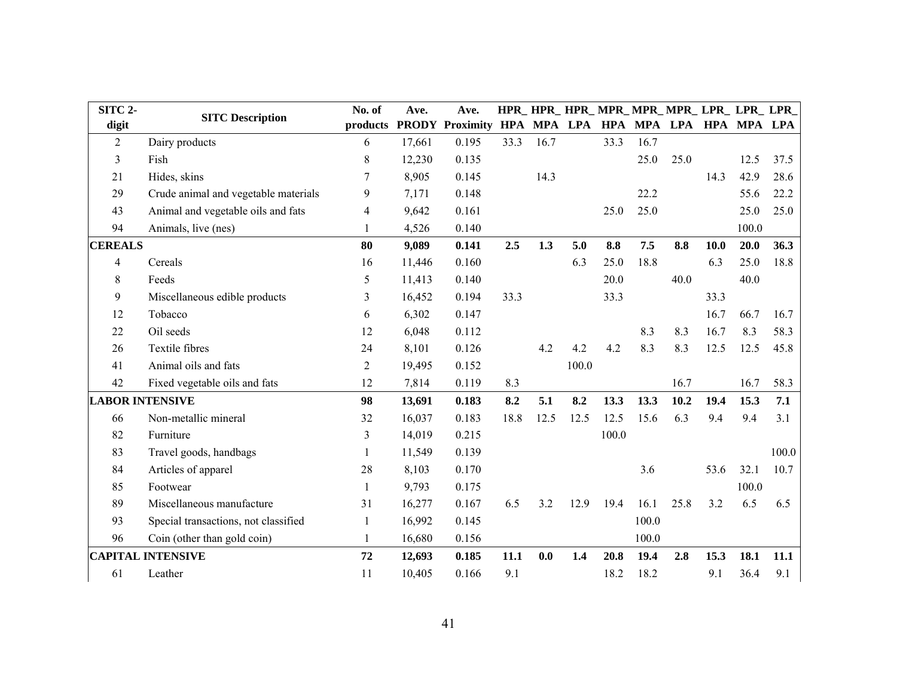| SITC 2-digit | SITC Description | No. of products | Ave. PRODY | Ave. Proximity | HPR_ HPA | HPR_ MPA | HPR_ LPA | MPR_ HPA | MPR_ MPA | MPR_ LPA | LPR_ HPA | LPR_ MPA | LPR_ LPA |
|---|---|---|---|---|---|---|---|---|---|---|---|---|---|
| 2 | Dairy products | 6 | 17,661 | 0.195 | 33.3 | 16.7 | | 33.3 | 16.7 | | | | |
| 3 | Fish | 8 | 12,230 | 0.135 | | | | | 25.0 | 25.0 | | 12.5 | 37.5 |
| 21 | Hides, skins | 7 | 8,905 | 0.145 | | 14.3 | | | | | 14.3 | 42.9 | 28.6 |
| 29 | Crude animal and vegetable materials | 9 | 7,171 | 0.148 | | | | | 22.2 | | | 55.6 | 22.2 |
| 43 | Animal and vegetable oils and fats | 4 | 9,642 | 0.161 | | | | 25.0 | 25.0 | | | 25.0 | 25.0 |
| 94 | Animals, live (nes) | 1 | 4,526 | 0.140 | | | | | | | | 100.0 | |
| **CEREALS** | | **80** | **9,089** | **0.141** | **2.5** | **1.3** | **5.0** | **8.8** | **7.5** | **8.8** | **10.0** | **20.0** | **36.3** |
| 4 | Cereals | 16 | 11,446 | 0.160 | | | 6.3 | 25.0 | 18.8 | | 6.3 | 25.0 | 18.8 |
| 8 | Feeds | 5 | 11,413 | 0.140 | | | | 20.0 | | 40.0 | | 40.0 | |
| 9 | Miscellaneous edible products | 3 | 16,452 | 0.194 | 33.3 | | | 33.3 | | | 33.3 | | |
| 12 | Tobacco | 6 | 6,302 | 0.147 | | | | | | | 16.7 | 66.7 | 16.7 |
| 22 | Oil seeds | 12 | 6,048 | 0.112 | | | | | 8.3 | 8.3 | 16.7 | 8.3 | 58.3 |
| 26 | Textile fibres | 24 | 8,101 | 0.126 | | 4.2 | 4.2 | 4.2 | 8.3 | 8.3 | 12.5 | 12.5 | 45.8 |
| 41 | Animal oils and fats | 2 | 19,495 | 0.152 | | | 100.0 | | | | | | |
| 42 | Fixed vegetable oils and fats | 12 | 7,814 | 0.119 | 8.3 | | | | | 16.7 | | 16.7 | 58.3 |
| **LABOR INTENSIVE** | | **98** | **13,691** | **0.183** | **8.2** | **5.1** | **8.2** | **13.3** | **13.3** | **10.2** | **19.4** | **15.3** | **7.1** |
| 66 | Non-metallic mineral | 32 | 16,037 | 0.183 | 18.8 | 12.5 | 12.5 | 12.5 | 15.6 | 6.3 | 9.4 | 9.4 | 3.1 |
| 82 | Furniture | 3 | 14,019 | 0.215 | | | | 100.0 | | | | | |
| 83 | Travel goods, handbags | 1 | 11,549 | 0.139 | | | | | | | | | 100.0 |
| 84 | Articles of apparel | 28 | 8,103 | 0.170 | | | | | 3.6 | | 53.6 | 32.1 | 10.7 |
| 85 | Footwear | 1 | 9,793 | 0.175 | | | | | | | | 100.0 | |
| 89 | Miscellaneous manufacture | 31 | 16,277 | 0.167 | 6.5 | 3.2 | 12.9 | 19.4 | 16.1 | 25.8 | 3.2 | 6.5 | 6.5 |
| 93 | Special transactions, not classified | 1 | 16,992 | 0.145 | | | | | 100.0 | | | | |
| 96 | Coin (other than gold coin) | 1 | 16,680 | 0.156 | | | | | 100.0 | | | | |
| **CAPITAL INTENSIVE** | | **72** | **12,693** | **0.185** | **11.1** | **0.0** | **1.4** | **20.8** | **19.4** | **2.8** | **15.3** | **18.1** | **11.1** |
| 61 | Leather | 11 | 10,405 | 0.166 | 9.1 | | | 18.2 | 18.2 | | 9.1 | 36.4 | 9.1 |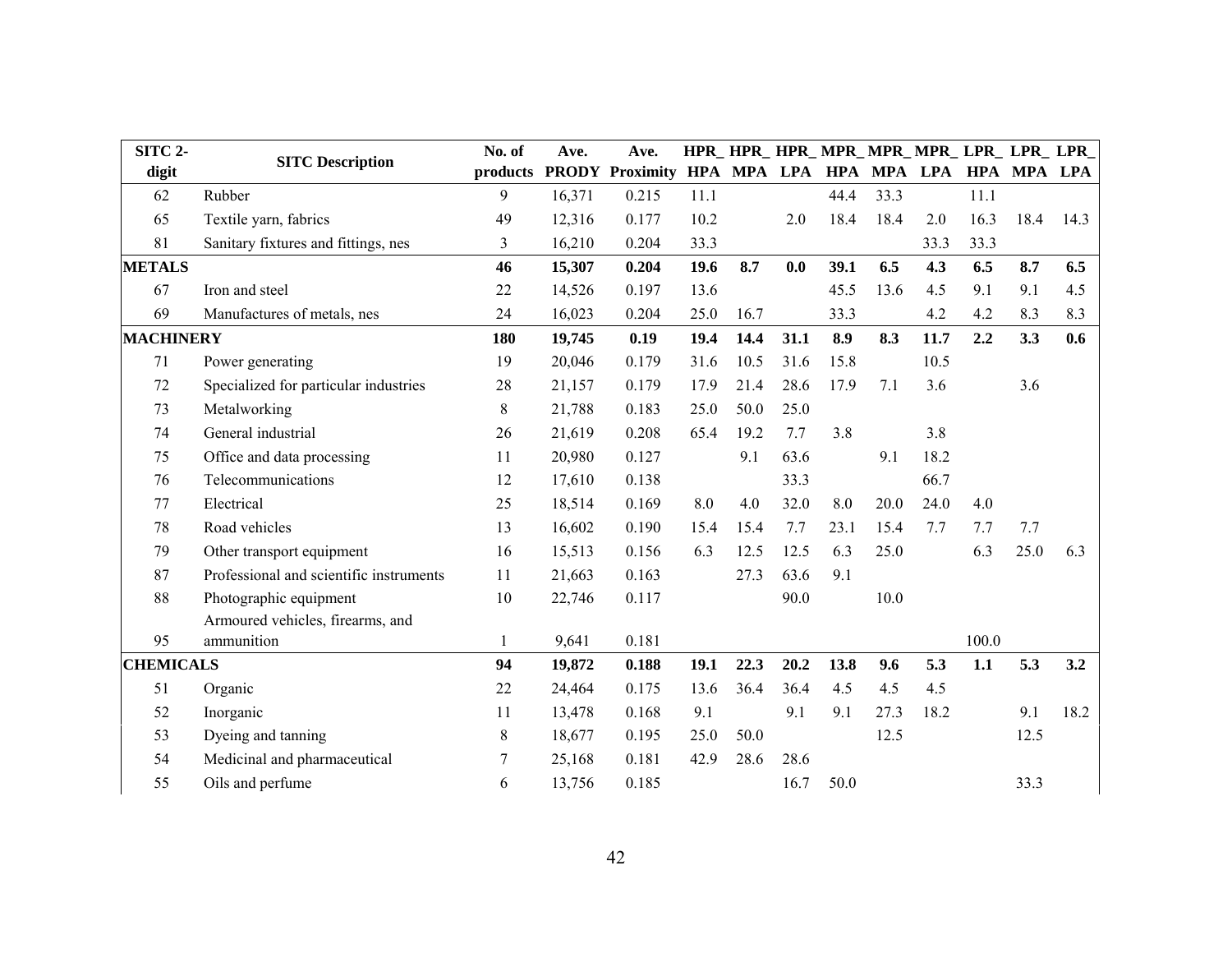| SITC 2-digit | SITC Description | No. of products | Ave. PRODY | Ave. Proximity | HPR_HPA | HPR_MPA | HPR_LPA | MPR_HPA | MPR_MPA | MPR_LPA | LPR_HPA | LPR_MPA | LPR_LPA |
|---|---|---|---|---|---|---|---|---|---|---|---|---|---|
| 62 | Rubber | 9 | 16,371 | 0.215 | 11.1 | | | 44.4 | 33.3 | | 11.1 | | |
| 65 | Textile yarn, fabrics | 49 | 12,316 | 0.177 | 10.2 | | 2.0 | 18.4 | 18.4 | 2.0 | 16.3 | 18.4 | 14.3 |
| 81 | Sanitary fixtures and fittings, nes | 3 | 16,210 | 0.204 | 33.3 | | | | | 33.3 | 33.3 | | |
| **METALS** | | **46** | **15,307** | **0.204** | **19.6** | **8.7** | **0.0** | **39.1** | **6.5** | **4.3** | **6.5** | **8.7** | **6.5** |
| 67 | Iron and steel | 22 | 14,526 | 0.197 | 13.6 | | | 45.5 | 13.6 | 4.5 | 9.1 | 9.1 | 4.5 |
| 69 | Manufactures of metals, nes | 24 | 16,023 | 0.204 | 25.0 | 16.7 | | 33.3 | | 4.2 | 4.2 | 8.3 | 8.3 |
| **MACHINERY** | | **180** | **19,745** | **0.19** | **19.4** | **14.4** | **31.1** | **8.9** | **8.3** | **11.7** | **2.2** | **3.3** | **0.6** |
| 71 | Power generating | 19 | 20,046 | 0.179 | 31.6 | 10.5 | 31.6 | 15.8 | | 10.5 | | | |
| 72 | Specialized for particular industries | 28 | 21,157 | 0.179 | 17.9 | 21.4 | 28.6 | 17.9 | 7.1 | 3.6 | | 3.6 | |
| 73 | Metalworking | 8 | 21,788 | 0.183 | 25.0 | 50.0 | 25.0 | | | | | | |
| 74 | General industrial | 26 | 21,619 | 0.208 | 65.4 | 19.2 | 7.7 | 3.8 | | 3.8 | | | |
| 75 | Office and data processing | 11 | 20,980 | 0.127 | | 9.1 | 63.6 | | 9.1 | 18.2 | | | |
| 76 | Telecommunications | 12 | 17,610 | 0.138 | | | 33.3 | | | 66.7 | | | |
| 77 | Electrical | 25 | 18,514 | 0.169 | 8.0 | 4.0 | 32.0 | 8.0 | 20.0 | 24.0 | 4.0 | | |
| 78 | Road vehicles | 13 | 16,602 | 0.190 | 15.4 | 15.4 | 7.7 | 23.1 | 15.4 | 7.7 | 7.7 | 7.7 | |
| 79 | Other transport equipment | 16 | 15,513 | 0.156 | 6.3 | 12.5 | 12.5 | 6.3 | 25.0 | | 6.3 | 25.0 | 6.3 |
| 87 | Professional and scientific instruments | 11 | 21,663 | 0.163 | | 27.3 | 63.6 | 9.1 | | | | | |
| 88 | Photographic equipment | 10 | 22,746 | 0.117 | | | 90.0 | | 10.0 | | | | |
| 95 | Armoured vehicles, firearms, and ammunition | 1 | 9,641 | 0.181 | | | | | | | 100.0 | | |
| **CHEMICALS** | | **94** | **19,872** | **0.188** | **19.1** | **22.3** | **20.2** | **13.8** | **9.6** | **5.3** | **1.1** | **5.3** | **3.2** |
| 51 | Organic | 22 | 24,464 | 0.175 | 13.6 | 36.4 | 36.4 | 4.5 | 4.5 | 4.5 | | | |
| 52 | Inorganic | 11 | 13,478 | 0.168 | 9.1 | | 9.1 | 9.1 | 27.3 | 18.2 | | 9.1 | 18.2 |
| 53 | Dyeing and tanning | 8 | 18,677 | 0.195 | 25.0 | 50.0 | | | 12.5 | | | 12.5 | |
| 54 | Medicinal and pharmaceutical | 7 | 25,168 | 0.181 | 42.9 | 28.6 | 28.6 | | | | | | |
| 55 | Oils and perfume | 6 | 13,756 | 0.185 | | | 16.7 | 50.0 | | | | 33.3 | |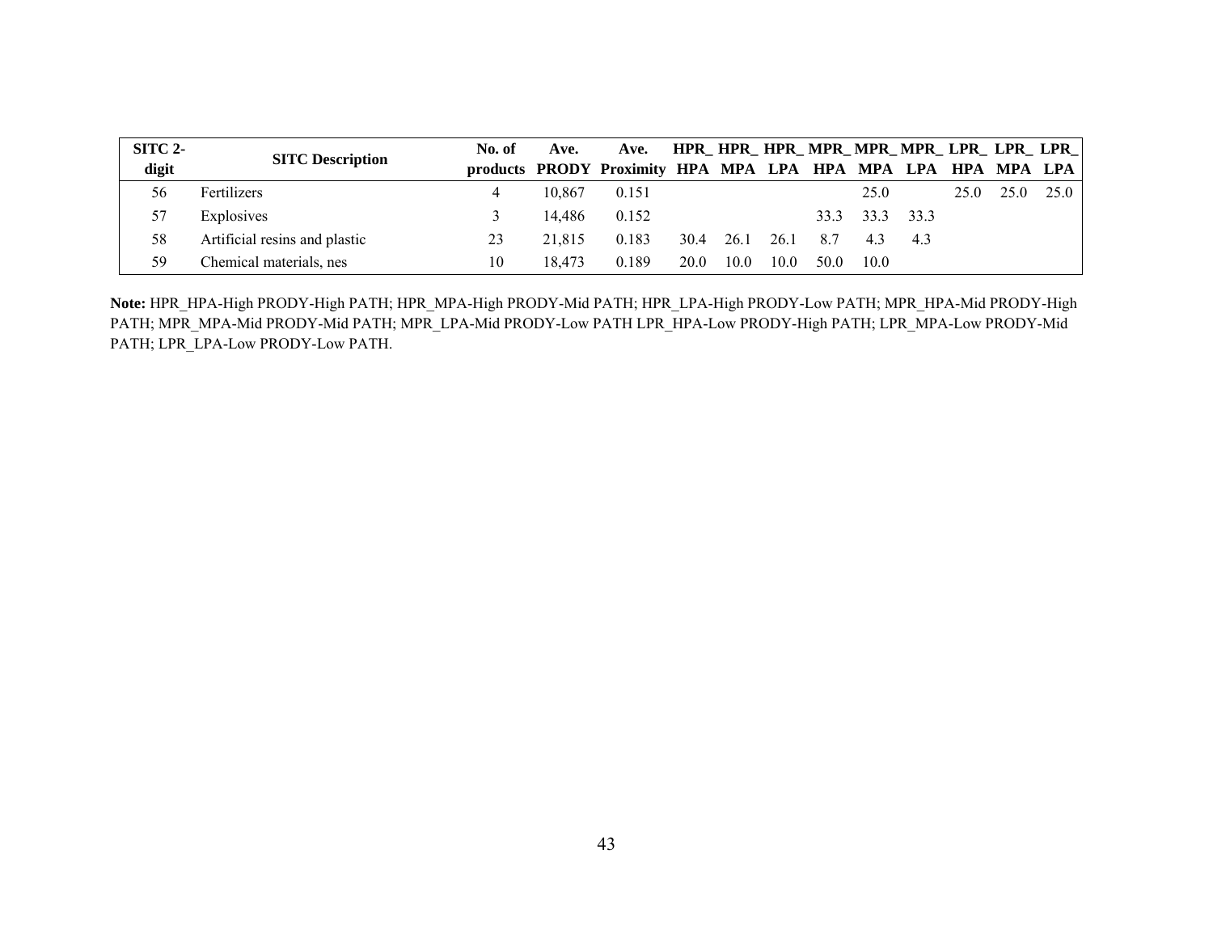| SITC 2-digit | SITC Description | No. of products | Ave. PRODY | Ave. Proximity | HPR_ HPA | HPR_ MPA | HPR_ LPA | MPR_ HPA | MPR_ MPA | MPR_ LPA | LPR_ HPA | LPR_ MPA | LPR_ LPA |
|---|---|---|---|---|---|---|---|---|---|---|---|---|---|
| 56 | Fertilizers | 4 | 10,867 | 0.151 | | | | | 25.0 | | 25.0 | 25.0 | 25.0 |
| 57 | Explosives | 3 | 14,486 | 0.152 | | | | 33.3 | 33.3 | 33.3 | | | |
| 58 | Artificial resins and plastic | 23 | 21,815 | 0.183 | 30.4 | 26.1 | 26.1 | 8.7 | 4.3 | 4.3 | | | |
| 59 | Chemical materials, nes | 10 | 18,473 | 0.189 | 20.0 | 10.0 | 10.0 | 50.0 | 10.0 | | | | |

**Note:** HPR_HPA-High PRODY-High PATH; HPR_MPA-High PRODY-Mid PATH; HPR_LPA-High PRODY-Low PATH; MPR_HPA-Mid PRODY-High PATH; MPR_MPA-Mid PRODY-Mid PATH; MPR_LPA-Mid PRODY-Low PATH LPR_HPA-Low PRODY-High PATH; LPR_MPA-Low PRODY-Mid PATH; LPR_LPA-Low PRODY-Low PATH.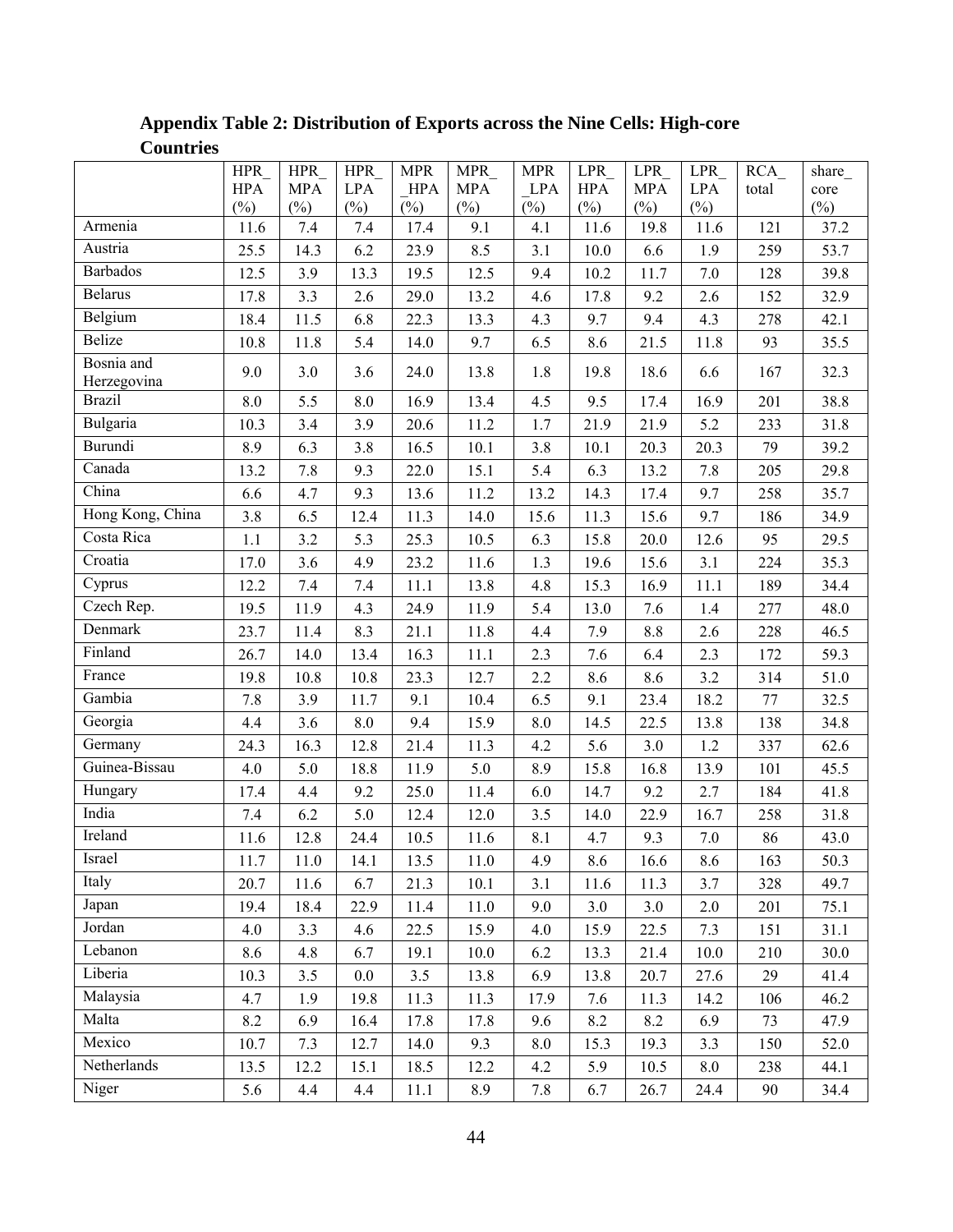**Appendix Table 2: Distribution of Exports across the Nine Cells: High-core Countries**

| | HPR_HPA (%) | HPR_MPA (%) | HPR_LPA (%) | MPR_HPA (%) | MPR_MPA (%) | MPR_LPA (%) | LPR_HPA (%) | LPR_MPA (%) | LPR_LPA (%) | RCA_total | share_core (%) |
|---|---|---|---|---|---|---|---|---|---|---|---|
| Armenia | 11.6 | 7.4 | 7.4 | 17.4 | 9.1 | 4.1 | 11.6 | 19.8 | 11.6 | 121 | 37.2 |
| Austria | 25.5 | 14.3 | 6.2 | 23.9 | 8.5 | 3.1 | 10.0 | 6.6 | 1.9 | 259 | 53.7 |
| Barbados | 12.5 | 3.9 | 13.3 | 19.5 | 12.5 | 9.4 | 10.2 | 11.7 | 7.0 | 128 | 39.8 |
| Belarus | 17.8 | 3.3 | 2.6 | 29.0 | 13.2 | 4.6 | 17.8 | 9.2 | 2.6 | 152 | 32.9 |
| Belgium | 18.4 | 11.5 | 6.8 | 22.3 | 13.3 | 4.3 | 9.7 | 9.4 | 4.3 | 278 | 42.1 |
| Belize | 10.8 | 11.8 | 5.4 | 14.0 | 9.7 | 6.5 | 8.6 | 21.5 | 11.8 | 93 | 35.5 |
| Bosnia and Herzegovina | 9.0 | 3.0 | 3.6 | 24.0 | 13.8 | 1.8 | 19.8 | 18.6 | 6.6 | 167 | 32.3 |
| Brazil | 8.0 | 5.5 | 8.0 | 16.9 | 13.4 | 4.5 | 9.5 | 17.4 | 16.9 | 201 | 38.8 |
| Bulgaria | 10.3 | 3.4 | 3.9 | 20.6 | 11.2 | 1.7 | 21.9 | 21.9 | 5.2 | 233 | 31.8 |
| Burundi | 8.9 | 6.3 | 3.8 | 16.5 | 10.1 | 3.8 | 10.1 | 20.3 | 20.3 | 79 | 39.2 |
| Canada | 13.2 | 7.8 | 9.3 | 22.0 | 15.1 | 5.4 | 6.3 | 13.2 | 7.8 | 205 | 29.8 |
| China | 6.6 | 4.7 | 9.3 | 13.6 | 11.2 | 13.2 | 14.3 | 17.4 | 9.7 | 258 | 35.7 |
| Hong Kong, China | 3.8 | 6.5 | 12.4 | 11.3 | 14.0 | 15.6 | 11.3 | 15.6 | 9.7 | 186 | 34.9 |
| Costa Rica | 1.1 | 3.2 | 5.3 | 25.3 | 10.5 | 6.3 | 15.8 | 20.0 | 12.6 | 95 | 29.5 |
| Croatia | 17.0 | 3.6 | 4.9 | 23.2 | 11.6 | 1.3 | 19.6 | 15.6 | 3.1 | 224 | 35.3 |
| Cyprus | 12.2 | 7.4 | 7.4 | 11.1 | 13.8 | 4.8 | 15.3 | 16.9 | 11.1 | 189 | 34.4 |
| Czech Rep. | 19.5 | 11.9 | 4.3 | 24.9 | 11.9 | 5.4 | 13.0 | 7.6 | 1.4 | 277 | 48.0 |
| Denmark | 23.7 | 11.4 | 8.3 | 21.1 | 11.8 | 4.4 | 7.9 | 8.8 | 2.6 | 228 | 46.5 |
| Finland | 26.7 | 14.0 | 13.4 | 16.3 | 11.1 | 2.3 | 7.6 | 6.4 | 2.3 | 172 | 59.3 |
| France | 19.8 | 10.8 | 10.8 | 23.3 | 12.7 | 2.2 | 8.6 | 8.6 | 3.2 | 314 | 51.0 |
| Gambia | 7.8 | 3.9 | 11.7 | 9.1 | 10.4 | 6.5 | 9.1 | 23.4 | 18.2 | 77 | 32.5 |
| Georgia | 4.4 | 3.6 | 8.0 | 9.4 | 15.9 | 8.0 | 14.5 | 22.5 | 13.8 | 138 | 34.8 |
| Germany | 24.3 | 16.3 | 12.8 | 21.4 | 11.3 | 4.2 | 5.6 | 3.0 | 1.2 | 337 | 62.6 |
| Guinea-Bissau | 4.0 | 5.0 | 18.8 | 11.9 | 5.0 | 8.9 | 15.8 | 16.8 | 13.9 | 101 | 45.5 |
| Hungary | 17.4 | 4.4 | 9.2 | 25.0 | 11.4 | 6.0 | 14.7 | 9.2 | 2.7 | 184 | 41.8 |
| India | 7.4 | 6.2 | 5.0 | 12.4 | 12.0 | 3.5 | 14.0 | 22.9 | 16.7 | 258 | 31.8 |
| Ireland | 11.6 | 12.8 | 24.4 | 10.5 | 11.6 | 8.1 | 4.7 | 9.3 | 7.0 | 86 | 43.0 |
| Israel | 11.7 | 11.0 | 14.1 | 13.5 | 11.0 | 4.9 | 8.6 | 16.6 | 8.6 | 163 | 50.3 |
| Italy | 20.7 | 11.6 | 6.7 | 21.3 | 10.1 | 3.1 | 11.6 | 11.3 | 3.7 | 328 | 49.7 |
| Japan | 19.4 | 18.4 | 22.9 | 11.4 | 11.0 | 9.0 | 3.0 | 3.0 | 2.0 | 201 | 75.1 |
| Jordan | 4.0 | 3.3 | 4.6 | 22.5 | 15.9 | 4.0 | 15.9 | 22.5 | 7.3 | 151 | 31.1 |
| Lebanon | 8.6 | 4.8 | 6.7 | 19.1 | 10.0 | 6.2 | 13.3 | 21.4 | 10.0 | 210 | 30.0 |
| Liberia | 10.3 | 3.5 | 0.0 | 3.5 | 13.8 | 6.9 | 13.8 | 20.7 | 27.6 | 29 | 41.4 |
| Malaysia | 4.7 | 1.9 | 19.8 | 11.3 | 11.3 | 17.9 | 7.6 | 11.3 | 14.2 | 106 | 46.2 |
| Malta | 8.2 | 6.9 | 16.4 | 17.8 | 17.8 | 9.6 | 8.2 | 8.2 | 6.9 | 73 | 47.9 |
| Mexico | 10.7 | 7.3 | 12.7 | 14.0 | 9.3 | 8.0 | 15.3 | 19.3 | 3.3 | 150 | 52.0 |
| Netherlands | 13.5 | 12.2 | 15.1 | 18.5 | 12.2 | 4.2 | 5.9 | 10.5 | 8.0 | 238 | 44.1 |
| Niger | 5.6 | 4.4 | 4.4 | 11.1 | 8.9 | 7.8 | 6.7 | 26.7 | 24.4 | 90 | 34.4 |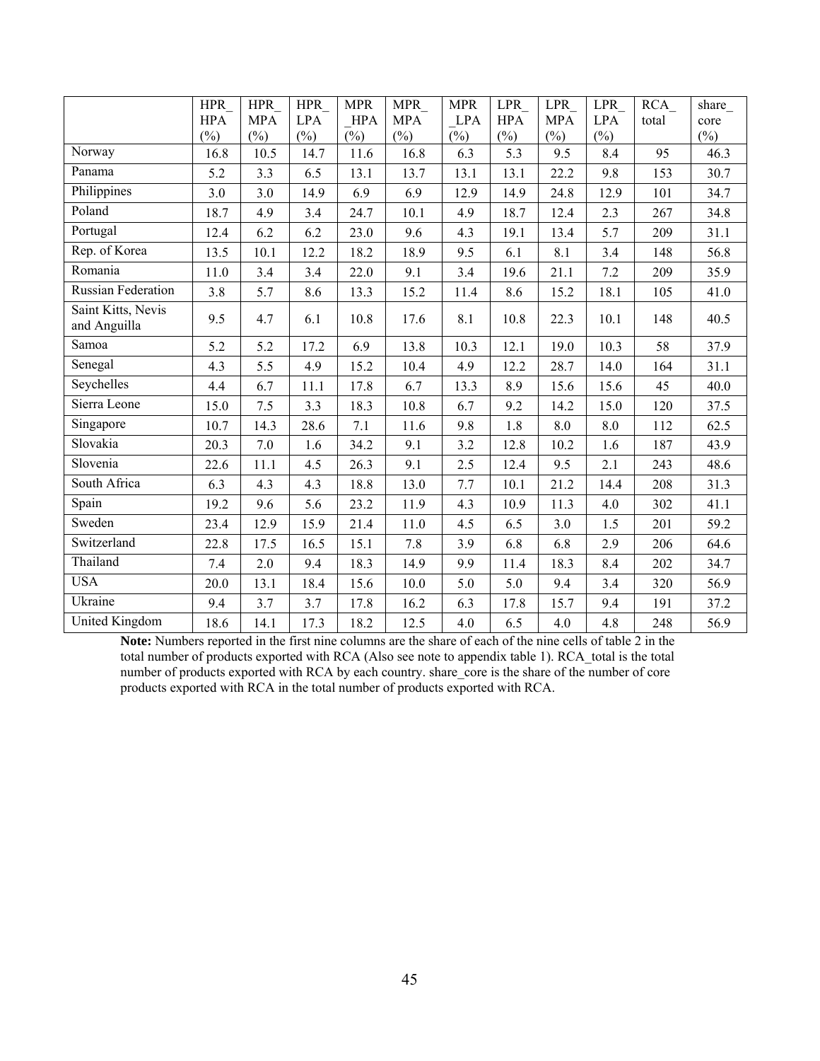| | HPR_HPA (%) | HPR_MPA (%) | HPR_LPA (%) | MPR_HPA (%) | MPR_MPA (%) | MPR_LPA (%) | LPR_HPA (%) | LPR_MPA (%) | LPR_LPA (%) | RCA_total | share_core (%) |
|---|---|---|---|---|---|---|---|---|---|---|---|
| Norway | 16.8 | 10.5 | 14.7 | 11.6 | 16.8 | 6.3 | 5.3 | 9.5 | 8.4 | 95 | 46.3 |
| Panama | 5.2 | 3.3 | 6.5 | 13.1 | 13.7 | 13.1 | 13.1 | 22.2 | 9.8 | 153 | 30.7 |
| Philippines | 3.0 | 3.0 | 14.9 | 6.9 | 6.9 | 12.9 | 14.9 | 24.8 | 12.9 | 101 | 34.7 |
| Poland | 18.7 | 4.9 | 3.4 | 24.7 | 10.1 | 4.9 | 18.7 | 12.4 | 2.3 | 267 | 34.8 |
| Portugal | 12.4 | 6.2 | 6.2 | 23.0 | 9.6 | 4.3 | 19.1 | 13.4 | 5.7 | 209 | 31.1 |
| Rep. of Korea | 13.5 | 10.1 | 12.2 | 18.2 | 18.9 | 9.5 | 6.1 | 8.1 | 3.4 | 148 | 56.8 |
| Romania | 11.0 | 3.4 | 3.4 | 22.0 | 9.1 | 3.4 | 19.6 | 21.1 | 7.2 | 209 | 35.9 |
| Russian Federation | 3.8 | 5.7 | 8.6 | 13.3 | 15.2 | 11.4 | 8.6 | 15.2 | 18.1 | 105 | 41.0 |
| Saint Kitts, Nevis and Anguilla | 9.5 | 4.7 | 6.1 | 10.8 | 17.6 | 8.1 | 10.8 | 22.3 | 10.1 | 148 | 40.5 |
| Samoa | 5.2 | 5.2 | 17.2 | 6.9 | 13.8 | 10.3 | 12.1 | 19.0 | 10.3 | 58 | 37.9 |
| Senegal | 4.3 | 5.5 | 4.9 | 15.2 | 10.4 | 4.9 | 12.2 | 28.7 | 14.0 | 164 | 31.1 |
| Seychelles | 4.4 | 6.7 | 11.1 | 17.8 | 6.7 | 13.3 | 8.9 | 15.6 | 15.6 | 45 | 40.0 |
| Sierra Leone | 15.0 | 7.5 | 3.3 | 18.3 | 10.8 | 6.7 | 9.2 | 14.2 | 15.0 | 120 | 37.5 |
| Singapore | 10.7 | 14.3 | 28.6 | 7.1 | 11.6 | 9.8 | 1.8 | 8.0 | 8.0 | 112 | 62.5 |
| Slovakia | 20.3 | 7.0 | 1.6 | 34.2 | 9.1 | 3.2 | 12.8 | 10.2 | 1.6 | 187 | 43.9 |
| Slovenia | 22.6 | 11.1 | 4.5 | 26.3 | 9.1 | 2.5 | 12.4 | 9.5 | 2.1 | 243 | 48.6 |
| South Africa | 6.3 | 4.3 | 4.3 | 18.8 | 13.0 | 7.7 | 10.1 | 21.2 | 14.4 | 208 | 31.3 |
| Spain | 19.2 | 9.6 | 5.6 | 23.2 | 11.9 | 4.3 | 10.9 | 11.3 | 4.0 | 302 | 41.1 |
| Sweden | 23.4 | 12.9 | 15.9 | 21.4 | 11.0 | 4.5 | 6.5 | 3.0 | 1.5 | 201 | 59.2 |
| Switzerland | 22.8 | 17.5 | 16.5 | 15.1 | 7.8 | 3.9 | 6.8 | 6.8 | 2.9 | 206 | 64.6 |
| Thailand | 7.4 | 2.0 | 9.4 | 18.3 | 14.9 | 9.9 | 11.4 | 18.3 | 8.4 | 202 | 34.7 |
| USA | 20.0 | 13.1 | 18.4 | 15.6 | 10.0 | 5.0 | 5.0 | 9.4 | 3.4 | 320 | 56.9 |
| Ukraine | 9.4 | 3.7 | 3.7 | 17.8 | 16.2 | 6.3 | 17.8 | 15.7 | 9.4 | 191 | 37.2 |
| United Kingdom | 18.6 | 14.1 | 17.3 | 18.2 | 12.5 | 4.0 | 6.5 | 4.0 | 4.8 | 248 | 56.9 |

**Note:** Numbers reported in the first nine columns are the share of each of the nine cells of table 2 in the total number of products exported with RCA (Also see note to appendix table 1). RCA_total is the total number of products exported with RCA by each country. share_core is the share of the number of core products exported with RCA in the total number of products exported with RCA.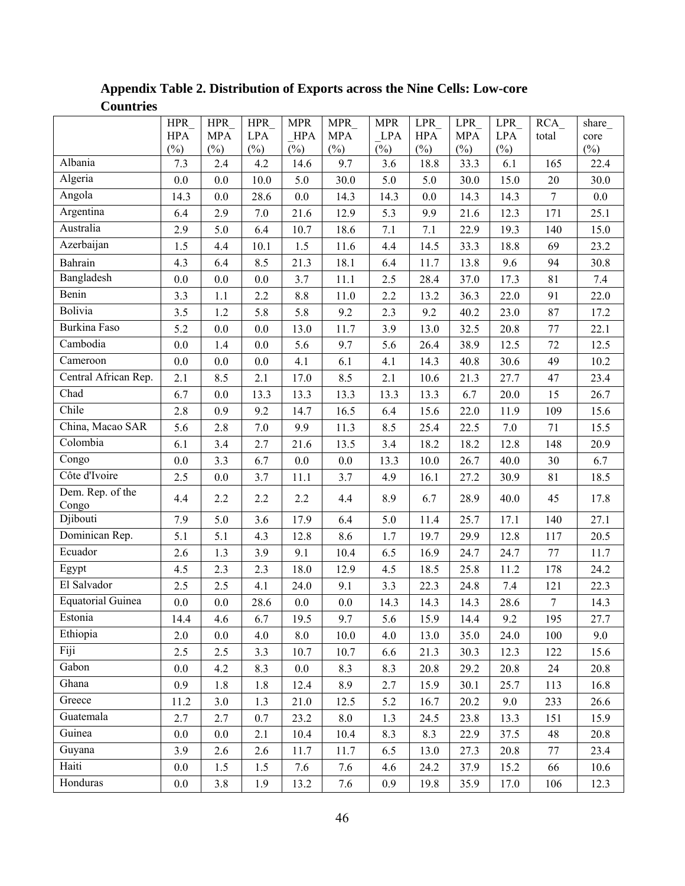**Appendix Table 2. Distribution of Exports across the Nine Cells: Low-core Countries**

| | HPR_HPA (%) | HPR_MPA (%) | HPR_LPA (%) | MPR_HPA (%) | MPR_MPA (%) | MPR_LPA (%) | LPR_HPA (%) | LPR_MPA (%) | LPR_LPA (%) | RCA_total | share_core (%) |
|---|---|---|---|---|---|---|---|---|---|---|---|
| Albania | 7.3 | 2.4 | 4.2 | 14.6 | 9.7 | 3.6 | 18.8 | 33.3 | 6.1 | 165 | 22.4 |
| Algeria | 0.0 | 0.0 | 10.0 | 5.0 | 30.0 | 5.0 | 5.0 | 30.0 | 15.0 | 20 | 30.0 |
| Angola | 14.3 | 0.0 | 28.6 | 0.0 | 14.3 | 14.3 | 0.0 | 14.3 | 14.3 | 7 | 0.0 |
| Argentina | 6.4 | 2.9 | 7.0 | 21.6 | 12.9 | 5.3 | 9.9 | 21.6 | 12.3 | 171 | 25.1 |
| Australia | 2.9 | 5.0 | 6.4 | 10.7 | 18.6 | 7.1 | 7.1 | 22.9 | 19.3 | 140 | 15.0 |
| Azerbaijan | 1.5 | 4.4 | 10.1 | 1.5 | 11.6 | 4.4 | 14.5 | 33.3 | 18.8 | 69 | 23.2 |
| Bahrain | 4.3 | 6.4 | 8.5 | 21.3 | 18.1 | 6.4 | 11.7 | 13.8 | 9.6 | 94 | 30.8 |
| Bangladesh | 0.0 | 0.0 | 0.0 | 3.7 | 11.1 | 2.5 | 28.4 | 37.0 | 17.3 | 81 | 7.4 |
| Benin | 3.3 | 1.1 | 2.2 | 8.8 | 11.0 | 2.2 | 13.2 | 36.3 | 22.0 | 91 | 22.0 |
| Bolivia | 3.5 | 1.2 | 5.8 | 5.8 | 9.2 | 2.3 | 9.2 | 40.2 | 23.0 | 87 | 17.2 |
| Burkina Faso | 5.2 | 0.0 | 0.0 | 13.0 | 11.7 | 3.9 | 13.0 | 32.5 | 20.8 | 77 | 22.1 |
| Cambodia | 0.0 | 1.4 | 0.0 | 5.6 | 9.7 | 5.6 | 26.4 | 38.9 | 12.5 | 72 | 12.5 |
| Cameroon | 0.0 | 0.0 | 0.0 | 4.1 | 6.1 | 4.1 | 14.3 | 40.8 | 30.6 | 49 | 10.2 |
| Central African Rep. | 2.1 | 8.5 | 2.1 | 17.0 | 8.5 | 2.1 | 10.6 | 21.3 | 27.7 | 47 | 23.4 |
| Chad | 6.7 | 0.0 | 13.3 | 13.3 | 13.3 | 13.3 | 13.3 | 6.7 | 20.0 | 15 | 26.7 |
| Chile | 2.8 | 0.9 | 9.2 | 14.7 | 16.5 | 6.4 | 15.6 | 22.0 | 11.9 | 109 | 15.6 |
| China, Macao SAR | 5.6 | 2.8 | 7.0 | 9.9 | 11.3 | 8.5 | 25.4 | 22.5 | 7.0 | 71 | 15.5 |
| Colombia | 6.1 | 3.4 | 2.7 | 21.6 | 13.5 | 3.4 | 18.2 | 18.2 | 12.8 | 148 | 20.9 |
| Congo | 0.0 | 3.3 | 6.7 | 0.0 | 0.0 | 13.3 | 10.0 | 26.7 | 40.0 | 30 | 6.7 |
| Côte d'Ivoire | 2.5 | 0.0 | 3.7 | 11.1 | 3.7 | 4.9 | 16.1 | 27.2 | 30.9 | 81 | 18.5 |
| Dem. Rep. of the Congo | 4.4 | 2.2 | 2.2 | 2.2 | 4.4 | 8.9 | 6.7 | 28.9 | 40.0 | 45 | 17.8 |
| Djibouti | 7.9 | 5.0 | 3.6 | 17.9 | 6.4 | 5.0 | 11.4 | 25.7 | 17.1 | 140 | 27.1 |
| Dominican Rep. | 5.1 | 5.1 | 4.3 | 12.8 | 8.6 | 1.7 | 19.7 | 29.9 | 12.8 | 117 | 20.5 |
| Ecuador | 2.6 | 1.3 | 3.9 | 9.1 | 10.4 | 6.5 | 16.9 | 24.7 | 24.7 | 77 | 11.7 |
| Egypt | 4.5 | 2.3 | 2.3 | 18.0 | 12.9 | 4.5 | 18.5 | 25.8 | 11.2 | 178 | 24.2 |
| El Salvador | 2.5 | 2.5 | 4.1 | 24.0 | 9.1 | 3.3 | 22.3 | 24.8 | 7.4 | 121 | 22.3 |
| Equatorial Guinea | 0.0 | 0.0 | 28.6 | 0.0 | 0.0 | 14.3 | 14.3 | 14.3 | 28.6 | 7 | 14.3 |
| Estonia | 14.4 | 4.6 | 6.7 | 19.5 | 9.7 | 5.6 | 15.9 | 14.4 | 9.2 | 195 | 27.7 |
| Ethiopia | 2.0 | 0.0 | 4.0 | 8.0 | 10.0 | 4.0 | 13.0 | 35.0 | 24.0 | 100 | 9.0 |
| Fiji | 2.5 | 2.5 | 3.3 | 10.7 | 10.7 | 6.6 | 21.3 | 30.3 | 12.3 | 122 | 15.6 |
| Gabon | 0.0 | 4.2 | 8.3 | 0.0 | 8.3 | 8.3 | 20.8 | 29.2 | 20.8 | 24 | 20.8 |
| Ghana | 0.9 | 1.8 | 1.8 | 12.4 | 8.9 | 2.7 | 15.9 | 30.1 | 25.7 | 113 | 16.8 |
| Greece | 11.2 | 3.0 | 1.3 | 21.0 | 12.5 | 5.2 | 16.7 | 20.2 | 9.0 | 233 | 26.6 |
| Guatemala | 2.7 | 2.7 | 0.7 | 23.2 | 8.0 | 1.3 | 24.5 | 23.8 | 13.3 | 151 | 15.9 |
| Guinea | 0.0 | 0.0 | 2.1 | 10.4 | 10.4 | 8.3 | 8.3 | 22.9 | 37.5 | 48 | 20.8 |
| Guyana | 3.9 | 2.6 | 2.6 | 11.7 | 11.7 | 6.5 | 13.0 | 27.3 | 20.8 | 77 | 23.4 |
| Haiti | 0.0 | 1.5 | 1.5 | 7.6 | 7.6 | 4.6 | 24.2 | 37.9 | 15.2 | 66 | 10.6 |
| Honduras | 0.0 | 3.8 | 1.9 | 13.2 | 7.6 | 0.9 | 19.8 | 35.9 | 17.0 | 106 | 12.3 |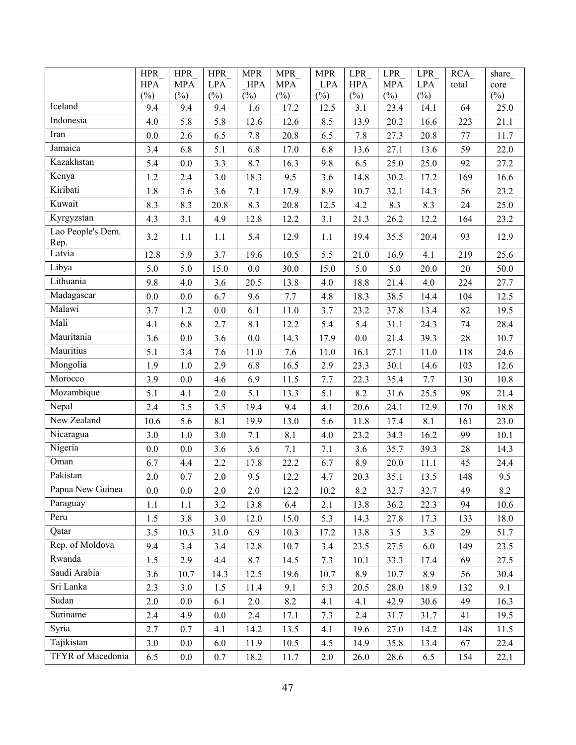| | HPR_HPA (%) | HPR_MPA (%) | HPR_LPA (%) | MPR_HPA (%) | MPR_MPA (%) | MPR_LPA (%) | LPR_HPA (%) | LPR_MPA (%) | LPR_LPA (%) | RCA_total | share_core (%) |
|---|---|---|---|---|---|---|---|---|---|---|---|
| Iceland | 9.4 | 9.4 | 9.4 | 1.6 | 17.2 | 12.5 | 3.1 | 23.4 | 14.1 | 64 | 25.0 |
| Indonesia | 4.0 | 5.8 | 5.8 | 12.6 | 12.6 | 8.5 | 13.9 | 20.2 | 16.6 | 223 | 21.1 |
| Iran | 0.0 | 2.6 | 6.5 | 7.8 | 20.8 | 6.5 | 7.8 | 27.3 | 20.8 | 77 | 11.7 |
| Jamaica | 3.4 | 6.8 | 5.1 | 6.8 | 17.0 | 6.8 | 13.6 | 27.1 | 13.6 | 59 | 22.0 |
| Kazakhstan | 5.4 | 0.0 | 3.3 | 8.7 | 16.3 | 9.8 | 6.5 | 25.0 | 25.0 | 92 | 27.2 |
| Kenya | 1.2 | 2.4 | 3.0 | 18.3 | 9.5 | 3.6 | 14.8 | 30.2 | 17.2 | 169 | 16.6 |
| Kiribati | 1.8 | 3.6 | 3.6 | 7.1 | 17.9 | 8.9 | 10.7 | 32.1 | 14.3 | 56 | 23.2 |
| Kuwait | 8.3 | 8.3 | 20.8 | 8.3 | 20.8 | 12.5 | 4.2 | 8.3 | 8.3 | 24 | 25.0 |
| Kyrgyzstan | 4.3 | 3.1 | 4.9 | 12.8 | 12.2 | 3.1 | 21.3 | 26.2 | 12.2 | 164 | 23.2 |
| Lao People's Dem. Rep. | 3.2 | 1.1 | 1.1 | 5.4 | 12.9 | 1.1 | 19.4 | 35.5 | 20.4 | 93 | 12.9 |
| Latvia | 12.8 | 5.9 | 3.7 | 19.6 | 10.5 | 5.5 | 21.0 | 16.9 | 4.1 | 219 | 25.6 |
| Libya | 5.0 | 5.0 | 15.0 | 0.0 | 30.0 | 15.0 | 5.0 | 5.0 | 20.0 | 20 | 50.0 |
| Lithuania | 9.8 | 4.0 | 3.6 | 20.5 | 13.8 | 4.0 | 18.8 | 21.4 | 4.0 | 224 | 27.7 |
| Madagascar | 0.0 | 0.0 | 6.7 | 9.6 | 7.7 | 4.8 | 18.3 | 38.5 | 14.4 | 104 | 12.5 |
| Malawi | 3.7 | 1.2 | 0.0 | 6.1 | 11.0 | 3.7 | 23.2 | 37.8 | 13.4 | 82 | 19.5 |
| Mali | 4.1 | 6.8 | 2.7 | 8.1 | 12.2 | 5.4 | 5.4 | 31.1 | 24.3 | 74 | 28.4 |
| Mauritania | 3.6 | 0.0 | 3.6 | 0.0 | 14.3 | 17.9 | 0.0 | 21.4 | 39.3 | 28 | 10.7 |
| Mauritius | 5.1 | 3.4 | 7.6 | 11.0 | 7.6 | 11.0 | 16.1 | 27.1 | 11.0 | 118 | 24.6 |
| Mongolia | 1.9 | 1.0 | 2.9 | 6.8 | 16.5 | 2.9 | 23.3 | 30.1 | 14.6 | 103 | 12.6 |
| Morocco | 3.9 | 0.0 | 4.6 | 6.9 | 11.5 | 7.7 | 22.3 | 35.4 | 7.7 | 130 | 10.8 |
| Mozambique | 5.1 | 4.1 | 2.0 | 5.1 | 13.3 | 5.1 | 8.2 | 31.6 | 25.5 | 98 | 21.4 |
| Nepal | 2.4 | 3.5 | 3.5 | 19.4 | 9.4 | 4.1 | 20.6 | 24.1 | 12.9 | 170 | 18.8 |
| New Zealand | 10.6 | 5.6 | 8.1 | 19.9 | 13.0 | 5.6 | 11.8 | 17.4 | 8.1 | 161 | 23.0 |
| Nicaragua | 3.0 | 1.0 | 3.0 | 7.1 | 8.1 | 4.0 | 23.2 | 34.3 | 16.2 | 99 | 10.1 |
| Nigeria | 0.0 | 0.0 | 3.6 | 3.6 | 7.1 | 7.1 | 3.6 | 35.7 | 39.3 | 28 | 14.3 |
| Oman | 6.7 | 4.4 | 2.2 | 17.8 | 22.2 | 6.7 | 8.9 | 20.0 | 11.1 | 45 | 24.4 |
| Pakistan | 2.0 | 0.7 | 2.0 | 9.5 | 12.2 | 4.7 | 20.3 | 35.1 | 13.5 | 148 | 9.5 |
| Papua New Guinea | 0.0 | 0.0 | 2.0 | 2.0 | 12.2 | 10.2 | 8.2 | 32.7 | 32.7 | 49 | 8.2 |
| Paraguay | 1.1 | 1.1 | 3.2 | 13.8 | 6.4 | 2.1 | 13.8 | 36.2 | 22.3 | 94 | 10.6 |
| Peru | 1.5 | 3.8 | 3.0 | 12.0 | 15.0 | 5.3 | 14.3 | 27.8 | 17.3 | 133 | 18.0 |
| Qatar | 3.5 | 10.3 | 31.0 | 6.9 | 10.3 | 17.2 | 13.8 | 3.5 | 3.5 | 29 | 51.7 |
| Rep. of Moldova | 9.4 | 3.4 | 3.4 | 12.8 | 10.7 | 3.4 | 23.5 | 27.5 | 6.0 | 149 | 23.5 |
| Rwanda | 1.5 | 2.9 | 4.4 | 8.7 | 14.5 | 7.3 | 10.1 | 33.3 | 17.4 | 69 | 27.5 |
| Saudi Arabia | 3.6 | 10.7 | 14.3 | 12.5 | 19.6 | 10.7 | 8.9 | 10.7 | 8.9 | 56 | 30.4 |
| Sri Lanka | 2.3 | 3.0 | 1.5 | 11.4 | 9.1 | 5.3 | 20.5 | 28.0 | 18.9 | 132 | 9.1 |
| Sudan | 2.0 | 0.0 | 6.1 | 2.0 | 8.2 | 4.1 | 4.1 | 42.9 | 30.6 | 49 | 16.3 |
| Suriname | 2.4 | 4.9 | 0.0 | 2.4 | 17.1 | 7.3 | 2.4 | 31.7 | 31.7 | 41 | 19.5 |
| Syria | 2.7 | 0.7 | 4.1 | 14.2 | 13.5 | 4.1 | 19.6 | 27.0 | 14.2 | 148 | 11.5 |
| Tajikistan | 3.0 | 0.0 | 6.0 | 11.9 | 10.5 | 4.5 | 14.9 | 35.8 | 13.4 | 67 | 22.4 |
| TFYR of Macedonia | 6.5 | 0.0 | 0.7 | 18.2 | 11.7 | 2.0 | 26.0 | 28.6 | 6.5 | 154 | 22.1 |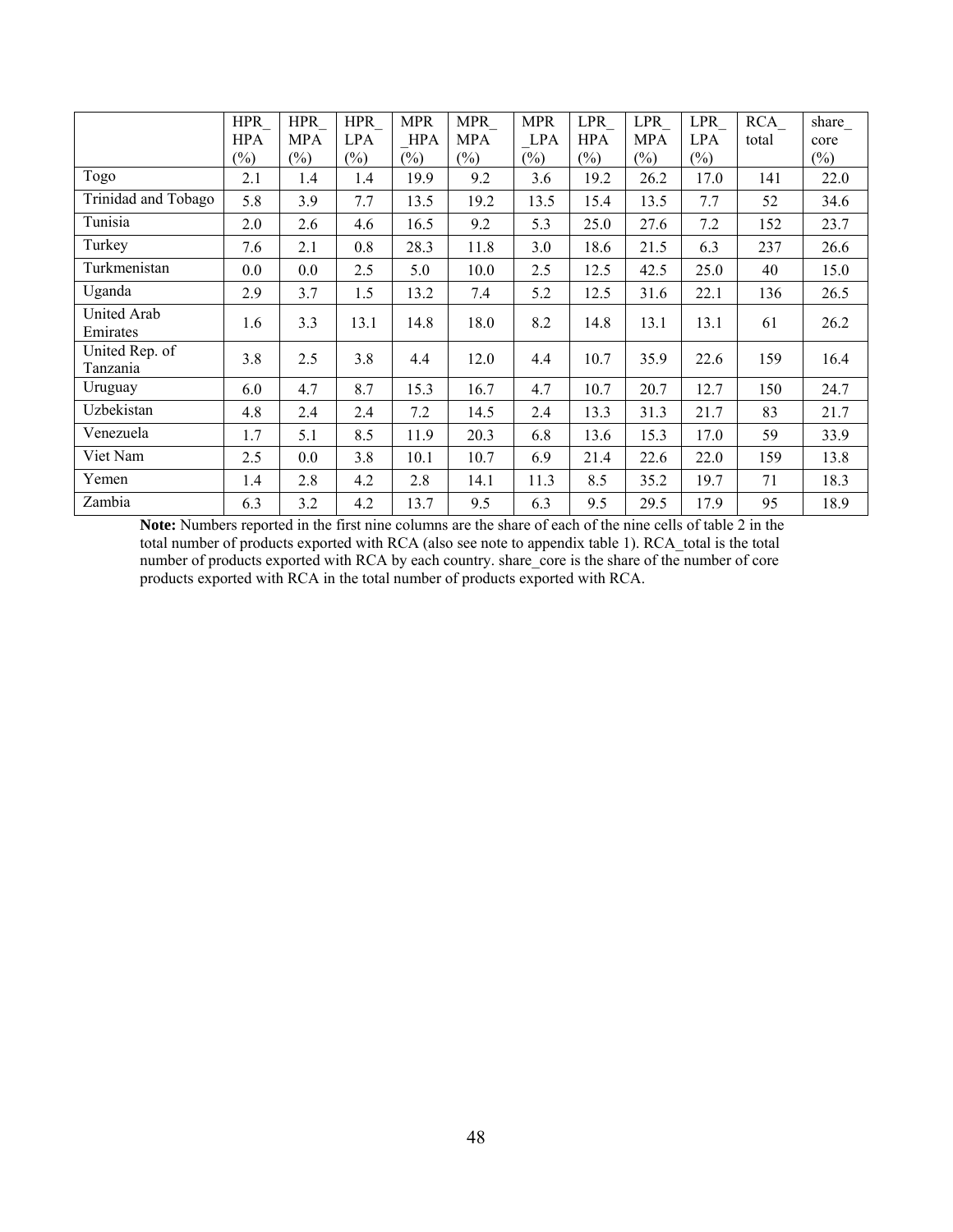| | HPR_HPA (%) | HPR_MPA (%) | HPR_LPA (%) | MPR_HPA (%) | MPR_MPA (%) | MPR_LPA (%) | LPR_HPA (%) | LPR_MPA (%) | LPR_LPA (%) | RCA_total | share_core (%) |
|---|---|---|---|---|---|---|---|---|---|---|---|
| Togo | 2.1 | 1.4 | 1.4 | 19.9 | 9.2 | 3.6 | 19.2 | 26.2 | 17.0 | 141 | 22.0 |
| Trinidad and Tobago | 5.8 | 3.9 | 7.7 | 13.5 | 19.2 | 13.5 | 15.4 | 13.5 | 7.7 | 52 | 34.6 |
| Tunisia | 2.0 | 2.6 | 4.6 | 16.5 | 9.2 | 5.3 | 25.0 | 27.6 | 7.2 | 152 | 23.7 |
| Turkey | 7.6 | 2.1 | 0.8 | 28.3 | 11.8 | 3.0 | 18.6 | 21.5 | 6.3 | 237 | 26.6 |
| Turkmenistan | 0.0 | 0.0 | 2.5 | 5.0 | 10.0 | 2.5 | 12.5 | 42.5 | 25.0 | 40 | 15.0 |
| Uganda | 2.9 | 3.7 | 1.5 | 13.2 | 7.4 | 5.2 | 12.5 | 31.6 | 22.1 | 136 | 26.5 |
| United Arab Emirates | 1.6 | 3.3 | 13.1 | 14.8 | 18.0 | 8.2 | 14.8 | 13.1 | 13.1 | 61 | 26.2 |
| United Rep. of Tanzania | 3.8 | 2.5 | 3.8 | 4.4 | 12.0 | 4.4 | 10.7 | 35.9 | 22.6 | 159 | 16.4 |
| Uruguay | 6.0 | 4.7 | 8.7 | 15.3 | 16.7 | 4.7 | 10.7 | 20.7 | 12.7 | 150 | 24.7 |
| Uzbekistan | 4.8 | 2.4 | 2.4 | 7.2 | 14.5 | 2.4 | 13.3 | 31.3 | 21.7 | 83 | 21.7 |
| Venezuela | 1.7 | 5.1 | 8.5 | 11.9 | 20.3 | 6.8 | 13.6 | 15.3 | 17.0 | 59 | 33.9 |
| Viet Nam | 2.5 | 0.0 | 3.8 | 10.1 | 10.7 | 6.9 | 21.4 | 22.6 | 22.0 | 159 | 13.8 |
| Yemen | 1.4 | 2.8 | 4.2 | 2.8 | 14.1 | 11.3 | 8.5 | 35.2 | 19.7 | 71 | 18.3 |
| Zambia | 6.3 | 3.2 | 4.2 | 13.7 | 9.5 | 6.3 | 9.5 | 29.5 | 17.9 | 95 | 18.9 |

**Note:** Numbers reported in the first nine columns are the share of each of the nine cells of table 2 in the total number of products exported with RCA (also see note to appendix table 1). RCA_total is the total number of products exported with RCA by each country. share_core is the share of the number of core products exported with RCA in the total number of products exported with RCA.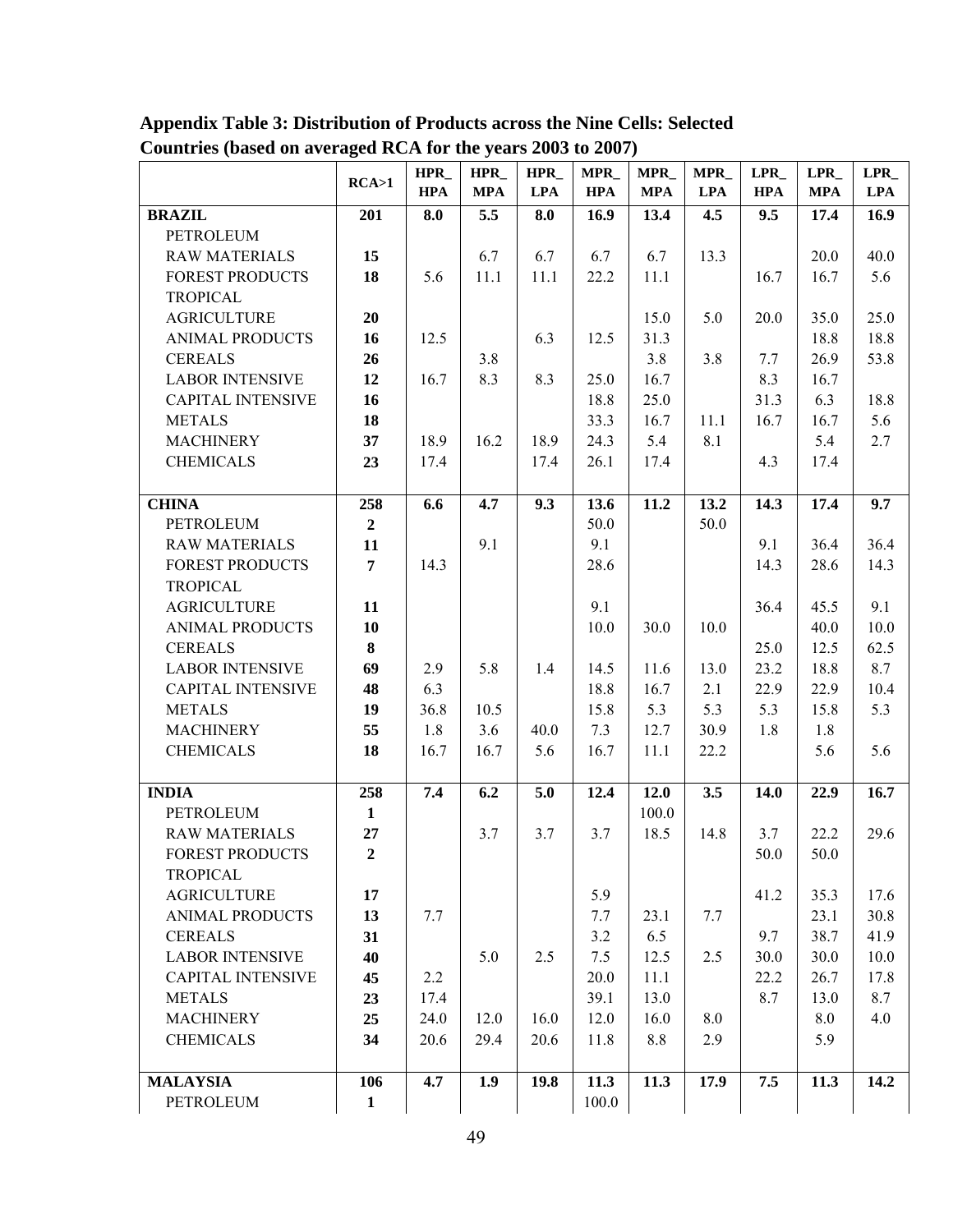**Appendix Table 3: Distribution of Products across the Nine Cells: Selected Countries (based on averaged RCA for the years 2003 to 2007)**

| | RCA>1 | HPR_HPA | HPR_MPA | HPR_LPA | MPR_HPA | MPR_MPA | MPR_LPA | LPR_HPA | LPR_MPA | LPR_LPA |
|---|---|---|---|---|---|---|---|---|---|---|
| **BRAZIL** | **201** | **8.0** | **5.5** | **8.0** | **16.9** | **13.4** | **4.5** | **9.5** | **17.4** | **16.9** |
| PETROLEUM | | | | | | | | | | |
| RAW MATERIALS | **15** | | 6.7 | 6.7 | 6.7 | 6.7 | 13.3 | | 20.0 | 40.0 |
| FOREST PRODUCTS | **18** | 5.6 | 11.1 | 11.1 | 22.2 | 11.1 | | 16.7 | 16.7 | 5.6 |
| TROPICAL AGRICULTURE | **20** | | | | | 15.0 | 5.0 | 20.0 | 35.0 | 25.0 |
| ANIMAL PRODUCTS | **16** | 12.5 | | 6.3 | 12.5 | 31.3 | | | 18.8 | 18.8 |
| CEREALS | **26** | | 3.8 | | | 3.8 | 3.8 | 7.7 | 26.9 | 53.8 |
| LABOR INTENSIVE | **12** | 16.7 | 8.3 | 8.3 | 25.0 | 16.7 | | 8.3 | 16.7 | |
| CAPITAL INTENSIVE | **16** | | | | 18.8 | 25.0 | | 31.3 | 6.3 | 18.8 |
| METALS | **18** | | | | 33.3 | 16.7 | 11.1 | 16.7 | 16.7 | 5.6 |
| MACHINERY | **37** | 18.9 | 16.2 | 18.9 | 24.3 | 5.4 | 8.1 | | 5.4 | 2.7 |
| CHEMICALS | **23** | 17.4 | | 17.4 | 26.1 | 17.4 | | 4.3 | 17.4 | |
| **CHINA** | **258** | **6.6** | **4.7** | **9.3** | **13.6** | **11.2** | **13.2** | **14.3** | **17.4** | **9.7** |
| PETROLEUM | **2** | | | | 50.0 | | 50.0 | | | |
| RAW MATERIALS | **11** | | 9.1 | | 9.1 | | | 9.1 | 36.4 | 36.4 |
| FOREST PRODUCTS | **7** | 14.3 | | | 28.6 | | | 14.3 | 28.6 | 14.3 |
| TROPICAL AGRICULTURE | **11** | | | | 9.1 | | | 36.4 | 45.5 | 9.1 |
| ANIMAL PRODUCTS | **10** | | | | 10.0 | 30.0 | 10.0 | | 40.0 | 10.0 |
| CEREALS | **8** | | | | | | | 25.0 | 12.5 | 62.5 |
| LABOR INTENSIVE | **69** | 2.9 | 5.8 | 1.4 | 14.5 | 11.6 | 13.0 | 23.2 | 18.8 | 8.7 |
| CAPITAL INTENSIVE | **48** | 6.3 | | | 18.8 | 16.7 | 2.1 | 22.9 | 22.9 | 10.4 |
| METALS | **19** | 36.8 | 10.5 | | 15.8 | 5.3 | 5.3 | 5.3 | 15.8 | 5.3 |
| MACHINERY | **55** | 1.8 | 3.6 | 40.0 | 7.3 | 12.7 | 30.9 | 1.8 | 1.8 | |
| CHEMICALS | **18** | 16.7 | 16.7 | 5.6 | 16.7 | 11.1 | 22.2 | | 5.6 | 5.6 |
| **INDIA** | **258** | **7.4** | **6.2** | **5.0** | **12.4** | **12.0** | **3.5** | **14.0** | **22.9** | **16.7** |
| PETROLEUM | **1** | | | | | 100.0 | | | | |
| RAW MATERIALS | **27** | | 3.7 | 3.7 | 3.7 | 18.5 | 14.8 | 3.7 | 22.2 | 29.6 |
| FOREST PRODUCTS | **2** | | | | | | | 50.0 | 50.0 | |
| TROPICAL AGRICULTURE | **17** | | | | 5.9 | | | 41.2 | 35.3 | 17.6 |
| ANIMAL PRODUCTS | **13** | 7.7 | | | 7.7 | 23.1 | 7.7 | | 23.1 | 30.8 |
| CEREALS | **31** | | | | 3.2 | 6.5 | | 9.7 | 38.7 | 41.9 |
| LABOR INTENSIVE | **40** | | 5.0 | 2.5 | 7.5 | 12.5 | 2.5 | 30.0 | 30.0 | 10.0 |
| CAPITAL INTENSIVE | **45** | 2.2 | | | 20.0 | 11.1 | | 22.2 | 26.7 | 17.8 |
| METALS | **23** | 17.4 | | | 39.1 | 13.0 | | 8.7 | 13.0 | 8.7 |
| MACHINERY | **25** | 24.0 | 12.0 | 16.0 | 12.0 | 16.0 | 8.0 | | 8.0 | 4.0 |
| CHEMICALS | **34** | 20.6 | 29.4 | 20.6 | 11.8 | 8.8 | 2.9 | | 5.9 | |
| **MALAYSIA** | **106** | **4.7** | **1.9** | **19.8** | **11.3** | **11.3** | **17.9** | **7.5** | **11.3** | **14.2** |
| PETROLEUM | **1** | | | | 100.0 | | | | | |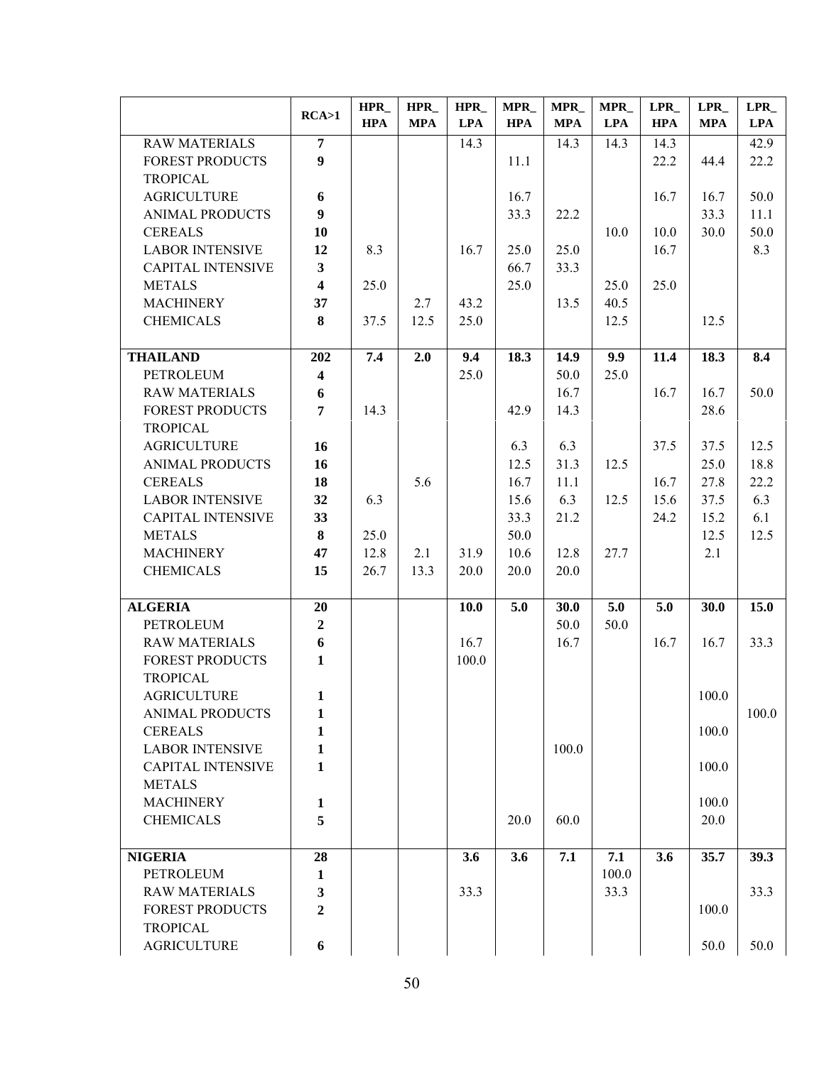| | RCA>1 | HPR_ HPA | HPR_ MPA | HPR_ LPA | MPR_ HPA | MPR_ MPA | MPR_ LPA | LPR_ HPA | LPR_ MPA | LPR_ LPA |
|---|---|---|---|---|---|---|---|---|---|---|
| RAW MATERIALS | **7** | | | 14.3 | | 14.3 | 14.3 | 14.3 | | 42.9 |
| FOREST PRODUCTS | **9** | | | | 11.1 | | | 22.2 | 44.4 | 22.2 |
| TROPICAL AGRICULTURE | **6** | | | | 16.7 | | | 16.7 | 16.7 | 50.0 |
| ANIMAL PRODUCTS | **9** | | | | 33.3 | 22.2 | | | 33.3 | 11.1 |
| CEREALS | **10** | | | | | | 10.0 | 10.0 | 30.0 | 50.0 |
| LABOR INTENSIVE | **12** | 8.3 | | 16.7 | 25.0 | 25.0 | | 16.7 | | 8.3 |
| CAPITAL INTENSIVE | **3** | | | | 66.7 | 33.3 | | | | |
| METALS | **4** | 25.0 | | | 25.0 | | 25.0 | 25.0 | | |
| MACHINERY | **37** | | 2.7 | 43.2 | | 13.5 | 40.5 | | | |
| CHEMICALS | **8** | 37.5 | 12.5 | 25.0 | | | 12.5 | | 12.5 | |
| | | | | | | | | | | |
| **THAILAND** | **202** | **7.4** | **2.0** | **9.4** | **18.3** | **14.9** | **9.9** | **11.4** | **18.3** | **8.4** |
| PETROLEUM | **4** | | | 25.0 | | 50.0 | 25.0 | | | |
| RAW MATERIALS | **6** | | | | | 16.7 | | 16.7 | 16.7 | 50.0 |
| FOREST PRODUCTS | **7** | 14.3 | | | 42.9 | 14.3 | | | 28.6 | |
| TROPICAL AGRICULTURE | **16** | | | | 6.3 | 6.3 | | 37.5 | 37.5 | 12.5 |
| ANIMAL PRODUCTS | **16** | | | | 12.5 | 31.3 | 12.5 | | 25.0 | 18.8 |
| CEREALS | **18** | | 5.6 | | 16.7 | 11.1 | | 16.7 | 27.8 | 22.2 |
| LABOR INTENSIVE | **32** | 6.3 | | | 15.6 | 6.3 | 12.5 | 15.6 | 37.5 | 6.3 |
| CAPITAL INTENSIVE | **33** | | | | 33.3 | 21.2 | | 24.2 | 15.2 | 6.1 |
| METALS | **8** | 25.0 | | | 50.0 | | | | 12.5 | 12.5 |
| MACHINERY | **47** | 12.8 | 2.1 | 31.9 | 10.6 | 12.8 | 27.7 | | 2.1 | |
| CHEMICALS | **15** | 26.7 | 13.3 | 20.0 | 20.0 | 20.0 | | | | |
| | | | | | | | | | | |
| **ALGERIA** | **20** | | | **10.0** | **5.0** | **30.0** | **5.0** | **5.0** | **30.0** | **15.0** |
| PETROLEUM | **2** | | | | | 50.0 | 50.0 | | | |
| RAW MATERIALS | **6** | | | 16.7 | | 16.7 | | 16.7 | 16.7 | 33.3 |
| FOREST PRODUCTS | **1** | | | 100.0 | | | | | | |
| TROPICAL AGRICULTURE | **1** | | | | | | | | 100.0 | |
| ANIMAL PRODUCTS | **1** | | | | | | | | | 100.0 |
| CEREALS | **1** | | | | | | | | 100.0 | |
| LABOR INTENSIVE | **1** | | | | | 100.0 | | | | |
| CAPITAL INTENSIVE | **1** | | | | | | | | 100.0 | |
| METALS | | | | | | | | | | |
| MACHINERY | **1** | | | | | | | | 100.0 | |
| CHEMICALS | **5** | | | | 20.0 | 60.0 | | | 20.0 | |
| | | | | | | | | | | |
| **NIGERIA** | **28** | | | **3.6** | **3.6** | **7.1** | **7.1** | **3.6** | **35.7** | **39.3** |
| PETROLEUM | **1** | | | | | | 100.0 | | | |
| RAW MATERIALS | **3** | | | 33.3 | | | 33.3 | | | 33.3 |
| FOREST PRODUCTS | **2** | | | | | | | | 100.0 | |
| TROPICAL AGRICULTURE | **6** | | | | | | | | 50.0 | 50.0 |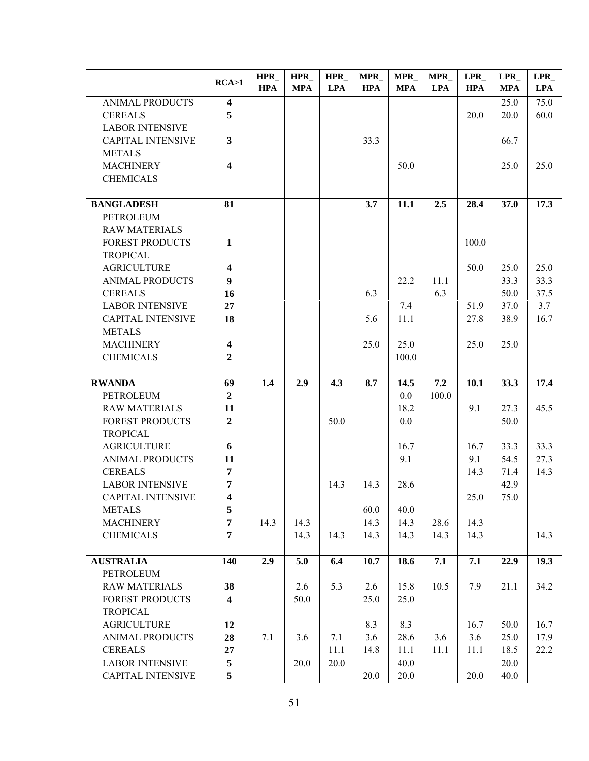| | RCA>1 | HPR_HPA | HPR_MPA | HPR_LPA | MPR_HPA | MPR_MPA | MPR_LPA | LPR_HPA | LPR_MPA | LPR_LPA |
|---|---|---|---|---|---|---|---|---|---|---|
| ANIMAL PRODUCTS | **4** | | | | | | | | 25.0 | 75.0 |
| CEREALS | **5** | | | | | | | 20.0 | 20.0 | 60.0 |
| LABOR INTENSIVE | | | | | | | | | | |
| CAPITAL INTENSIVE | **3** | | | | 33.3 | | | | 66.7 | |
| METALS | | | | | | | | | | |
| MACHINERY | **4** | | | | | 50.0 | | | 25.0 | 25.0 |
| CHEMICALS | | | | | | | | | | |
| **BANGLADESH** | **81** | | | | **3.7** | **11.1** | **2.5** | **28.4** | **37.0** | **17.3** |
| PETROLEUM | | | | | | | | | | |
| RAW MATERIALS | | | | | | | | | | |
| FOREST PRODUCTS | **1** | | | | | | | 100.0 | | |
| TROPICAL AGRICULTURE | **4** | | | | | | | 50.0 | 25.0 | 25.0 |
| ANIMAL PRODUCTS | **9** | | | | | 22.2 | 11.1 | | 33.3 | 33.3 |
| CEREALS | **16** | | | | 6.3 | | 6.3 | | 50.0 | 37.5 |
| LABOR INTENSIVE | **27** | | | | | 7.4 | | 51.9 | 37.0 | 3.7 |
| CAPITAL INTENSIVE | **18** | | | | 5.6 | 11.1 | | 27.8 | 38.9 | 16.7 |
| METALS | | | | | | | | | | |
| MACHINERY | **4** | | | | 25.0 | 25.0 | | 25.0 | 25.0 | |
| CHEMICALS | **2** | | | | | 100.0 | | | | |
| **RWANDA** | **69** | **1.4** | **2.9** | **4.3** | **8.7** | **14.5** | **7.2** | **10.1** | **33.3** | **17.4** |
| PETROLEUM | **2** | | | | | 0.0 | 100.0 | | | |
| RAW MATERIALS | **11** | | | | | 18.2 | | 9.1 | 27.3 | 45.5 |
| FOREST PRODUCTS | **2** | | | 50.0 | | 0.0 | | | 50.0 | |
| TROPICAL AGRICULTURE | **6** | | | | | 16.7 | | 16.7 | 33.3 | 33.3 |
| ANIMAL PRODUCTS | **11** | | | | | 9.1 | | 9.1 | 54.5 | 27.3 |
| CEREALS | **7** | | | | | | | 14.3 | 71.4 | 14.3 |
| LABOR INTENSIVE | **7** | | | 14.3 | 14.3 | 28.6 | | | 42.9 | |
| CAPITAL INTENSIVE | **4** | | | | | | | 25.0 | 75.0 | |
| METALS | **5** | | | | 60.0 | 40.0 | | | | |
| MACHINERY | **7** | 14.3 | 14.3 | | 14.3 | 14.3 | 28.6 | 14.3 | | |
| CHEMICALS | **7** | | 14.3 | 14.3 | 14.3 | 14.3 | 14.3 | 14.3 | | 14.3 |
| **AUSTRALIA** | **140** | **2.9** | **5.0** | **6.4** | **10.7** | **18.6** | **7.1** | **7.1** | **22.9** | **19.3** |
| PETROLEUM | | | | | | | | | | |
| RAW MATERIALS | **38** | | 2.6 | 5.3 | 2.6 | 15.8 | 10.5 | 7.9 | 21.1 | 34.2 |
| FOREST PRODUCTS | **4** | | 50.0 | | 25.0 | 25.0 | | | | |
| TROPICAL AGRICULTURE | **12** | | | | 8.3 | 8.3 | | 16.7 | 50.0 | 16.7 |
| ANIMAL PRODUCTS | **28** | 7.1 | 3.6 | 7.1 | 3.6 | 28.6 | 3.6 | 3.6 | 25.0 | 17.9 |
| CEREALS | **27** | | | 11.1 | 14.8 | 11.1 | 11.1 | 11.1 | 18.5 | 22.2 |
| LABOR INTENSIVE | **5** | | 20.0 | 20.0 | | 40.0 | | | 20.0 | |
| CAPITAL INTENSIVE | **5** | | | | 20.0 | 20.0 | | 20.0 | 40.0 | |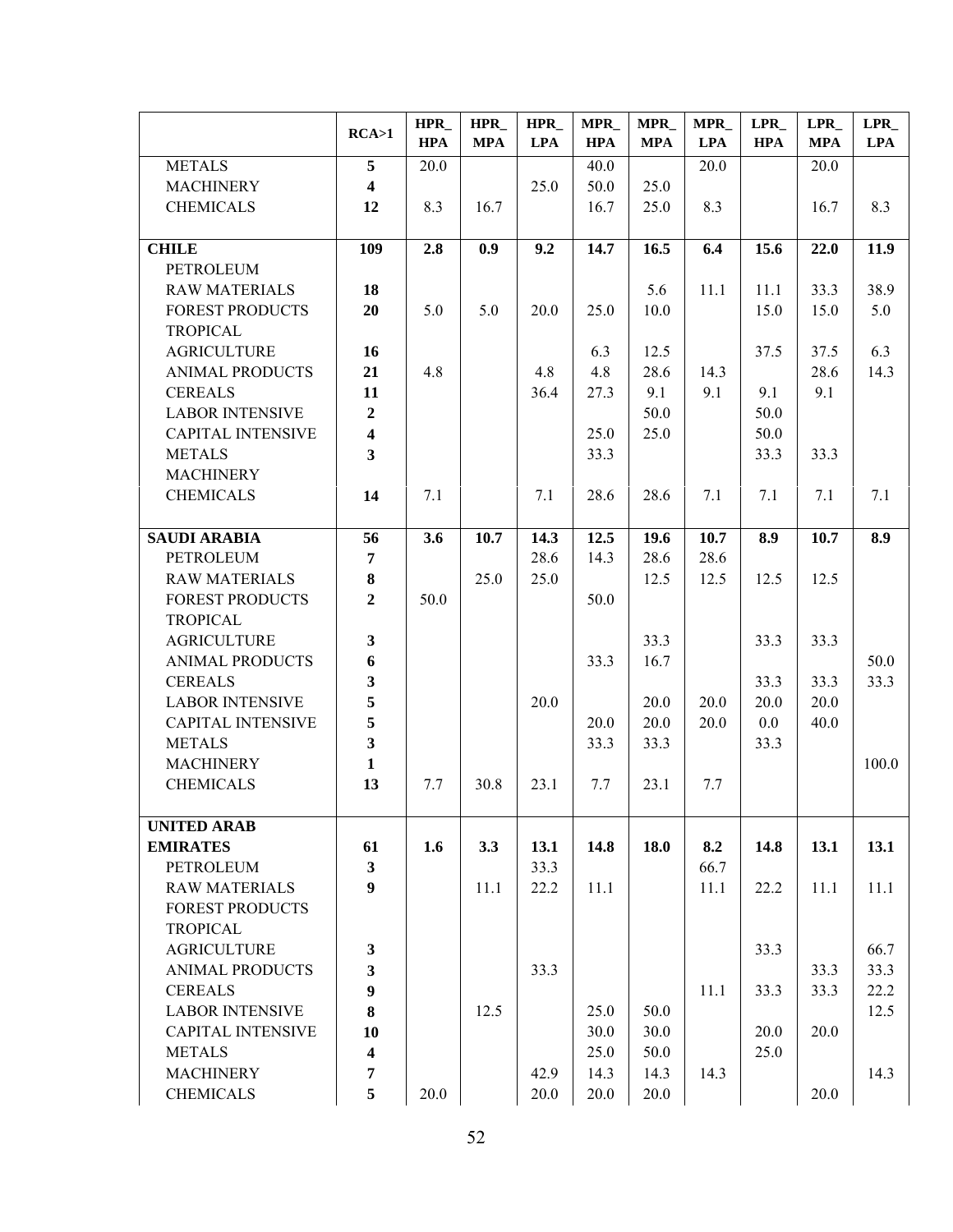| | RCA>1 | HPR_HPA | HPR_MPA | HPR_LPA | MPR_HPA | MPR_MPA | MPR_LPA | LPR_HPA | LPR_MPA | LPR_LPA |
|---|---|---|---|---|---|---|---|---|---|---|
| METALS | **5** | 20.0 | | | 40.0 | | 20.0 | | 20.0 | |
| MACHINERY | **4** | | | 25.0 | 50.0 | 25.0 | | | | |
| CHEMICALS | **12** | 8.3 | 16.7 | | 16.7 | 25.0 | 8.3 | | 16.7 | 8.3 |
| **CHILE** | **109** | **2.8** | **0.9** | **9.2** | **14.7** | **16.5** | **6.4** | **15.6** | **22.0** | **11.9** |
| PETROLEUM | | | | | | | | | | |
| RAW MATERIALS | **18** | | | | | 5.6 | 11.1 | 11.1 | 33.3 | 38.9 |
| FOREST PRODUCTS | **20** | 5.0 | 5.0 | 20.0 | 25.0 | 10.0 | | 15.0 | 15.0 | 5.0 |
| TROPICAL AGRICULTURE | **16** | | | | 6.3 | 12.5 | | 37.5 | 37.5 | 6.3 |
| ANIMAL PRODUCTS | **21** | 4.8 | | 4.8 | 4.8 | 28.6 | 14.3 | | 28.6 | 14.3 |
| CEREALS | **11** | | | 36.4 | 27.3 | 9.1 | 9.1 | 9.1 | 9.1 | |
| LABOR INTENSIVE | **2** | | | | | 50.0 | | 50.0 | | |
| CAPITAL INTENSIVE | **4** | | | | 25.0 | 25.0 | | 50.0 | | |
| METALS | **3** | | | | 33.3 | | | 33.3 | 33.3 | |
| MACHINERY | | | | | | | | | | |
| CHEMICALS | **14** | 7.1 | | 7.1 | 28.6 | 28.6 | 7.1 | 7.1 | 7.1 | 7.1 |
| **SAUDI ARABIA** | **56** | **3.6** | **10.7** | **14.3** | **12.5** | **19.6** | **10.7** | **8.9** | **10.7** | **8.9** |
| PETROLEUM | **7** | | | 28.6 | 14.3 | 28.6 | 28.6 | | | |
| RAW MATERIALS | **8** | | 25.0 | 25.0 | | 12.5 | 12.5 | 12.5 | 12.5 | |
| FOREST PRODUCTS | **2** | 50.0 | | | 50.0 | | | | | |
| TROPICAL AGRICULTURE | **3** | | | | | 33.3 | | 33.3 | 33.3 | |
| ANIMAL PRODUCTS | **6** | | | | 33.3 | 16.7 | | | | 50.0 |
| CEREALS | **3** | | | | | | | 33.3 | 33.3 | 33.3 |
| LABOR INTENSIVE | **5** | | | 20.0 | | 20.0 | 20.0 | 20.0 | 20.0 | |
| CAPITAL INTENSIVE | **5** | | | | 20.0 | 20.0 | 20.0 | 0.0 | 40.0 | |
| METALS | **3** | | | | 33.3 | 33.3 | | 33.3 | | |
| MACHINERY | **1** | | | | | | | | | 100.0 |
| CHEMICALS | **13** | 7.7 | 30.8 | 23.1 | 7.7 | 23.1 | 7.7 | | | |
| **UNITED ARAB EMIRATES** | **61** | **1.6** | **3.3** | **13.1** | **14.8** | **18.0** | **8.2** | **14.8** | **13.1** | **13.1** |
| PETROLEUM | **3** | | | 33.3 | | | 66.7 | | | |
| RAW MATERIALS | **9** | | 11.1 | 22.2 | 11.1 | | 11.1 | 22.2 | 11.1 | 11.1 |
| FOREST PRODUCTS | | | | | | | | | | |
| TROPICAL AGRICULTURE | **3** | | | | | | | 33.3 | | 66.7 |
| ANIMAL PRODUCTS | **3** | | | 33.3 | | | | | 33.3 | 33.3 |
| CEREALS | **9** | | | | | | 11.1 | 33.3 | 33.3 | 22.2 |
| LABOR INTENSIVE | **8** | | 12.5 | | 25.0 | 50.0 | | | | 12.5 |
| CAPITAL INTENSIVE | **10** | | | | 30.0 | 30.0 | | 20.0 | 20.0 | |
| METALS | **4** | | | | 25.0 | 50.0 | | 25.0 | | |
| MACHINERY | **7** | | | 42.9 | 14.3 | 14.3 | 14.3 | | | 14.3 |
| CHEMICALS | **5** | 20.0 | | 20.0 | 20.0 | 20.0 | | | 20.0 | |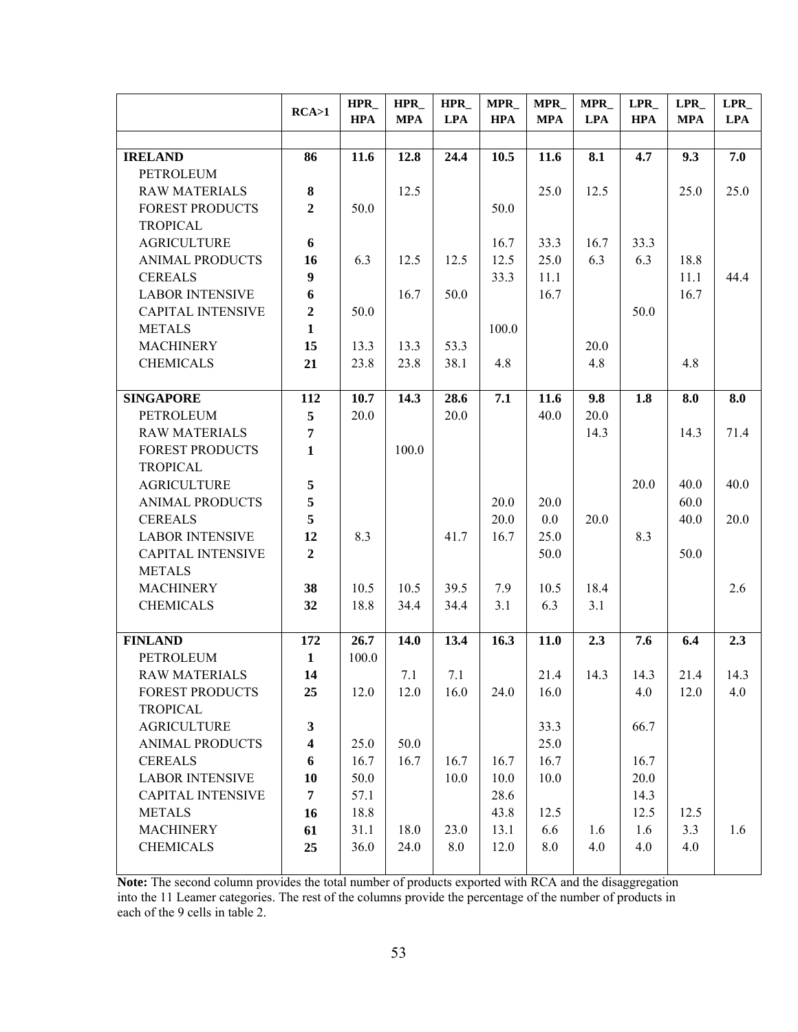| | RCA>1 | HPR_HPA | HPR_MPA | HPR_LPA | MPR_HPA | MPR_MPA | MPR_LPA | LPR_HPA | LPR_MPA | LPR_LPA |
|---|---|---|---|---|---|---|---|---|---|---|
| **IRELAND** | **86** | **11.6** | **12.8** | **24.4** | **10.5** | **11.6** | **8.1** | **4.7** | **9.3** | **7.0** |
| PETROLEUM | | | | | | | | | | |
| RAW MATERIALS | **8** | | 12.5 | | | 25.0 | 12.5 | | 25.0 | 25.0 |
| FOREST PRODUCTS | **2** | 50.0 | | | 50.0 | | | | | |
| TROPICAL AGRICULTURE | **6** | | | | 16.7 | 33.3 | 16.7 | 33.3 | | |
| ANIMAL PRODUCTS | **16** | 6.3 | 12.5 | 12.5 | 12.5 | 25.0 | 6.3 | 6.3 | 18.8 | |
| CEREALS | **9** | | | | 33.3 | 11.1 | | | 11.1 | 44.4 |
| LABOR INTENSIVE | **6** | | 16.7 | 50.0 | | 16.7 | | | 16.7 | |
| CAPITAL INTENSIVE | **2** | 50.0 | | | | | | 50.0 | | |
| METALS | **1** | | | | 100.0 | | | | | |
| MACHINERY | **15** | 13.3 | 13.3 | 53.3 | | | 20.0 | | | |
| CHEMICALS | **21** | 23.8 | 23.8 | 38.1 | 4.8 | | 4.8 | | 4.8 | |
| **SINGAPORE** | **112** | **10.7** | **14.3** | **28.6** | **7.1** | **11.6** | **9.8** | **1.8** | **8.0** | **8.0** |
| PETROLEUM | **5** | 20.0 | | 20.0 | | 40.0 | 20.0 | | | |
| RAW MATERIALS | **7** | | | | | | 14.3 | | 14.3 | 71.4 |
| FOREST PRODUCTS | **1** | | 100.0 | | | | | | | |
| TROPICAL AGRICULTURE | **5** | | | | | | | 20.0 | 40.0 | 40.0 |
| ANIMAL PRODUCTS | **5** | | | | 20.0 | 20.0 | | | 60.0 | |
| CEREALS | **5** | | | | 20.0 | 0.0 | 20.0 | | 40.0 | 20.0 |
| LABOR INTENSIVE | **12** | 8.3 | | 41.7 | 16.7 | 25.0 | | 8.3 | | |
| CAPITAL INTENSIVE | **2** | | | | | 50.0 | | | 50.0 | |
| METALS | | | | | | | | | | |
| MACHINERY | **38** | 10.5 | 10.5 | 39.5 | 7.9 | 10.5 | 18.4 | | | 2.6 |
| CHEMICALS | **32** | 18.8 | 34.4 | 34.4 | 3.1 | 6.3 | 3.1 | | | |
| **FINLAND** | **172** | **26.7** | **14.0** | **13.4** | **16.3** | **11.0** | **2.3** | **7.6** | **6.4** | **2.3** |
| PETROLEUM | **1** | 100.0 | | | | | | | | |
| RAW MATERIALS | **14** | | 7.1 | 7.1 | | 21.4 | 14.3 | 14.3 | 21.4 | 14.3 |
| FOREST PRODUCTS | **25** | 12.0 | 12.0 | 16.0 | 24.0 | 16.0 | | 4.0 | 12.0 | 4.0 |
| TROPICAL AGRICULTURE | **3** | | | | | 33.3 | | 66.7 | | |
| ANIMAL PRODUCTS | **4** | 25.0 | 50.0 | | | 25.0 | | | | |
| CEREALS | **6** | 16.7 | 16.7 | 16.7 | 16.7 | 16.7 | | 16.7 | | |
| LABOR INTENSIVE | **10** | 50.0 | | 10.0 | 10.0 | 10.0 | | 20.0 | | |
| CAPITAL INTENSIVE | **7** | 57.1 | | | 28.6 | | | 14.3 | | |
| METALS | **16** | 18.8 | | | 43.8 | 12.5 | | 12.5 | 12.5 | |
| MACHINERY | **61** | 31.1 | 18.0 | 23.0 | 13.1 | 6.6 | 1.6 | 1.6 | 3.3 | 1.6 |
| CHEMICALS | **25** | 36.0 | 24.0 | 8.0 | 12.0 | 8.0 | 4.0 | 4.0 | 4.0 | |

**Note:** The second column provides the total number of products exported with RCA and the disaggregation into the 11 Leamer categories. The rest of the columns provide the percentage of the number of products in each of the 9 cells in table 2.